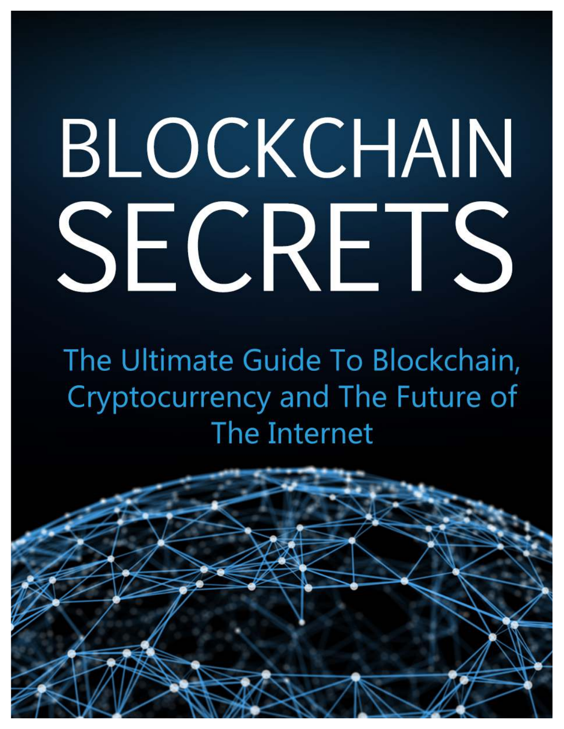# BLOCKCHAIN SECRETS

## The Ultimate Guide To Blockchain, Cryptocurrency and The Future of The Internet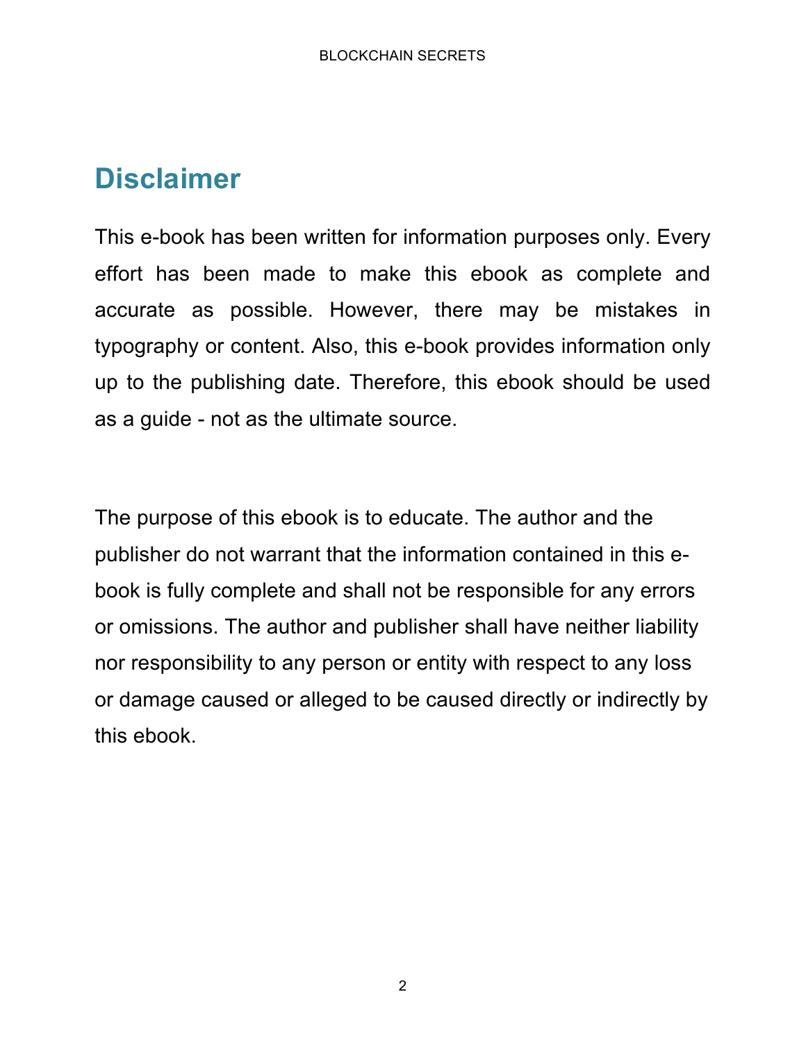# Disclaimer

This e-book has been written for information purposes only. Every effort has been made to make this ebook as complete and accurate as possible. However, there may be mistakes in typography or content. Also, this e-book provides information only up to the publishing date. Therefore, this ebook should be used as a guide - not as the ultimate source.

The purpose of this ebook is to educate. The author and the publisher do not warrant that the information contained in this e-book is fully complete and shall not be responsible for any errors or omissions. The author and publisher shall have neither liability nor responsibility to any person or entity with respect to any loss or damage caused or alleged to be caused directly or indirectly by this ebook.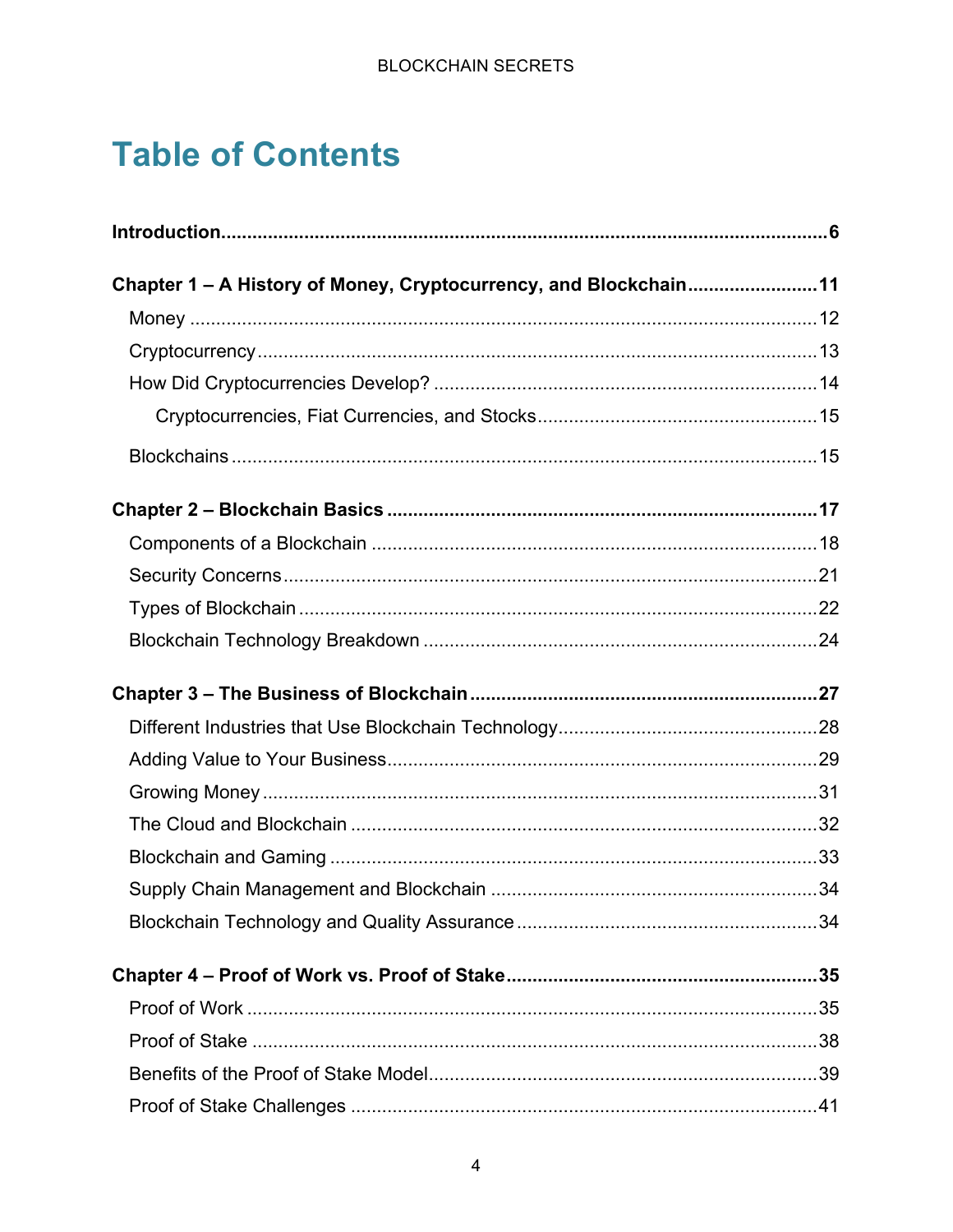# Table of Contents

**Introduction** ..... **6**

**Chapter 1 – A History of Money, Cryptocurrency, and Blockchain** ..... **11**

- Money ..... 12
- Cryptocurrency ..... 13
- How Did Cryptocurrencies Develop? ..... 14
  - Cryptocurrencies, Fiat Currencies, and Stocks ..... 15
- Blockchains ..... 15

**Chapter 2 – Blockchain Basics** ..... **17**

- Components of a Blockchain ..... 18
- Security Concerns ..... 21
- Types of Blockchain ..... 22
- Blockchain Technology Breakdown ..... 24

**Chapter 3 – The Business of Blockchain** ..... **27**

- Different Industries that Use Blockchain Technology ..... 28
- Adding Value to Your Business ..... 29
- Growing Money ..... 31
- The Cloud and Blockchain ..... 32
- Blockchain and Gaming ..... 33
- Supply Chain Management and Blockchain ..... 34
- Blockchain Technology and Quality Assurance ..... 34

**Chapter 4 – Proof of Work vs. Proof of Stake** ..... **35**

- Proof of Work ..... 35
- Proof of Stake ..... 38
- Benefits of the Proof of Stake Model ..... 39
- Proof of Stake Challenges ..... 41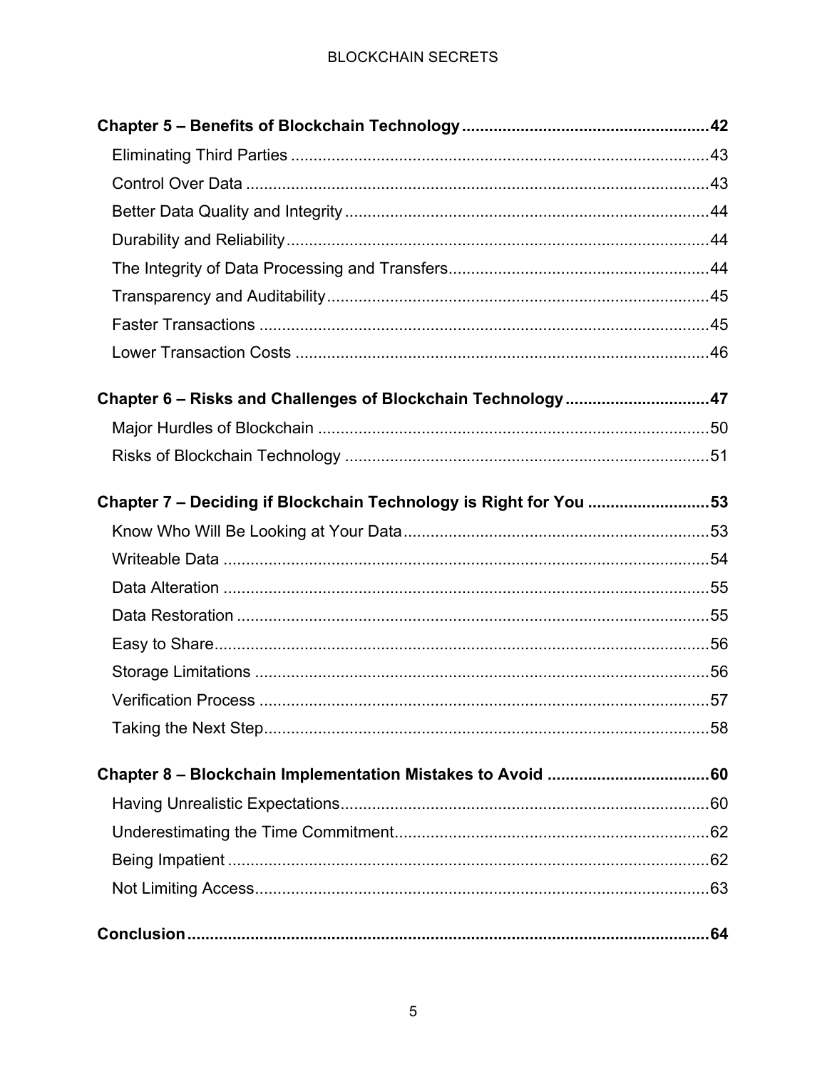**Chapter 5 – Benefits of Blockchain Technology ........................................................ 42**

- Eliminating Third Parties ........................................................................................ 43
- Control Over Data .................................................................................................. 43
- Better Data Quality and Integrity ........................................................................... 44
- Durability and Reliability ......................................................................................... 44
- The Integrity of Data Processing and Transfers ..................................................... 44
- Transparency and Auditability ................................................................................ 45
- Faster Transactions ............................................................................................... 45
- Lower Transaction Costs ........................................................................................ 46

**Chapter 6 – Risks and Challenges of Blockchain Technology ................................ 47**

- Major Hurdles of Blockchain .................................................................................. 50
- Risks of Blockchain Technology ............................................................................ 51

**Chapter 7 – Deciding if Blockchain Technology is Right for You ........................... 53**

- Know Who Will Be Looking at Your Data ................................................................ 53
- Writeable Data ....................................................................................................... 54
- Data Alteration ....................................................................................................... 55
- Data Restoration .................................................................................................... 55
- Easy to Share ......................................................................................................... 56
- Storage Limitations ................................................................................................ 56
- Verification Process ............................................................................................... 57
- Taking the Next Step .............................................................................................. 58

**Chapter 8 – Blockchain Implementation Mistakes to Avoid .................................... 60**

- Having Unrealistic Expectations ............................................................................. 60
- Underestimating the Time Commitment .................................................................. 62
- Being Impatient ...................................................................................................... 62
- Not Limiting Access ................................................................................................ 63

**Conclusion ................................................................................................................ 64**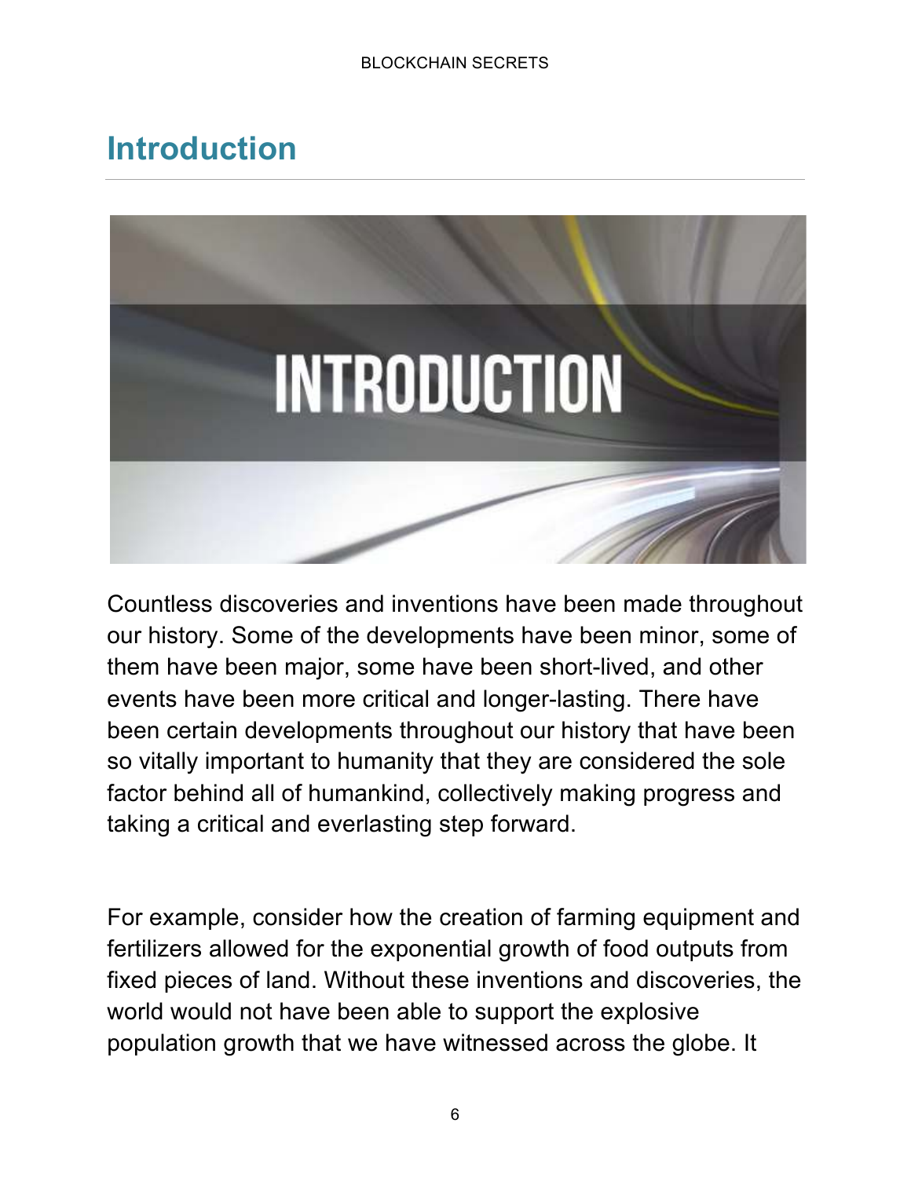# Introduction

Countless discoveries and inventions have been made throughout our history. Some of the developments have been minor, some of them have been major, some have been short-lived, and other events have been more critical and longer-lasting. There have been certain developments throughout our history that have been so vitally important to humanity that they are considered the sole factor behind all of humankind, collectively making progress and taking a critical and everlasting step forward.

For example, consider how the creation of farming equipment and fertilizers allowed for the exponential growth of food outputs from fixed pieces of land. Without these inventions and discoveries, the world would not have been able to support the explosive population growth that we have witnessed across the globe. It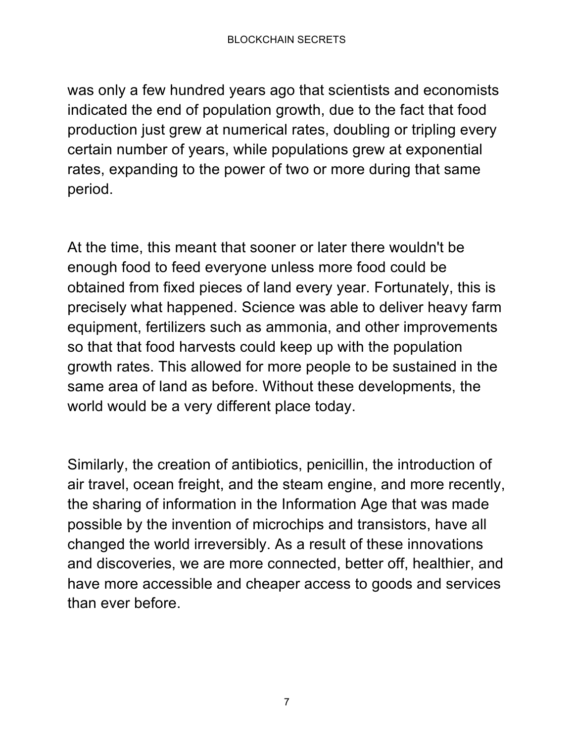was only a few hundred years ago that scientists and economists indicated the end of population growth, due to the fact that food production just grew at numerical rates, doubling or tripling every certain number of years, while populations grew at exponential rates, expanding to the power of two or more during that same period.

At the time, this meant that sooner or later there wouldn't be enough food to feed everyone unless more food could be obtained from fixed pieces of land every year. Fortunately, this is precisely what happened. Science was able to deliver heavy farm equipment, fertilizers such as ammonia, and other improvements so that that food harvests could keep up with the population growth rates. This allowed for more people to be sustained in the same area of land as before. Without these developments, the world would be a very different place today.

Similarly, the creation of antibiotics, penicillin, the introduction of air travel, ocean freight, and the steam engine, and more recently, the sharing of information in the Information Age that was made possible by the invention of microchips and transistors, have all changed the world irreversibly. As a result of these innovations and discoveries, we are more connected, better off, healthier, and have more accessible and cheaper access to goods and services than ever before.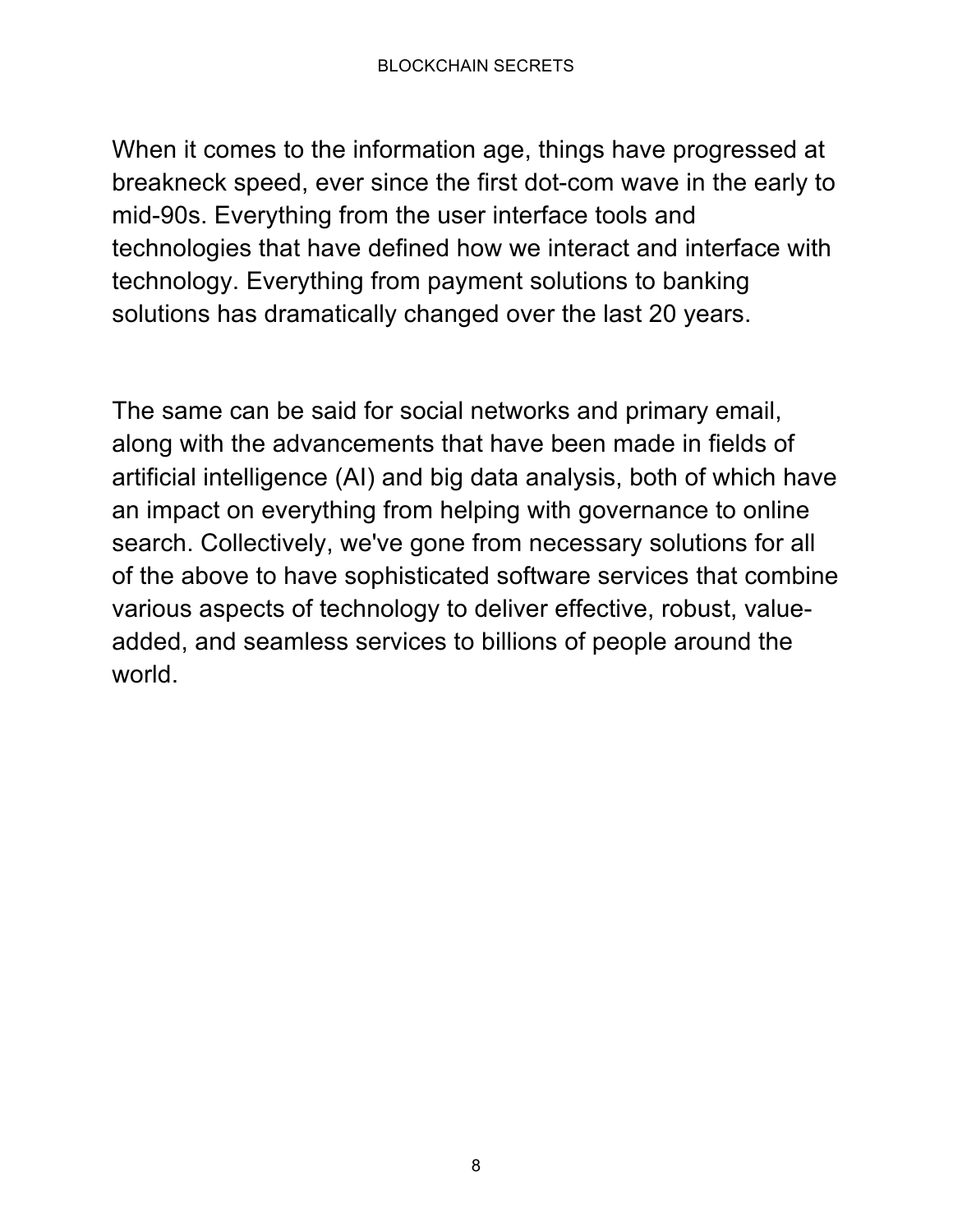When it comes to the information age, things have progressed at breakneck speed, ever since the first dot-com wave in the early to mid-90s. Everything from the user interface tools and technologies that have defined how we interact and interface with technology. Everything from payment solutions to banking solutions has dramatically changed over the last 20 years.

The same can be said for social networks and primary email, along with the advancements that have been made in fields of artificial intelligence (AI) and big data analysis, both of which have an impact on everything from helping with governance to online search. Collectively, we've gone from necessary solutions for all of the above to have sophisticated software services that combine various aspects of technology to deliver effective, robust, value-added, and seamless services to billions of people around the world.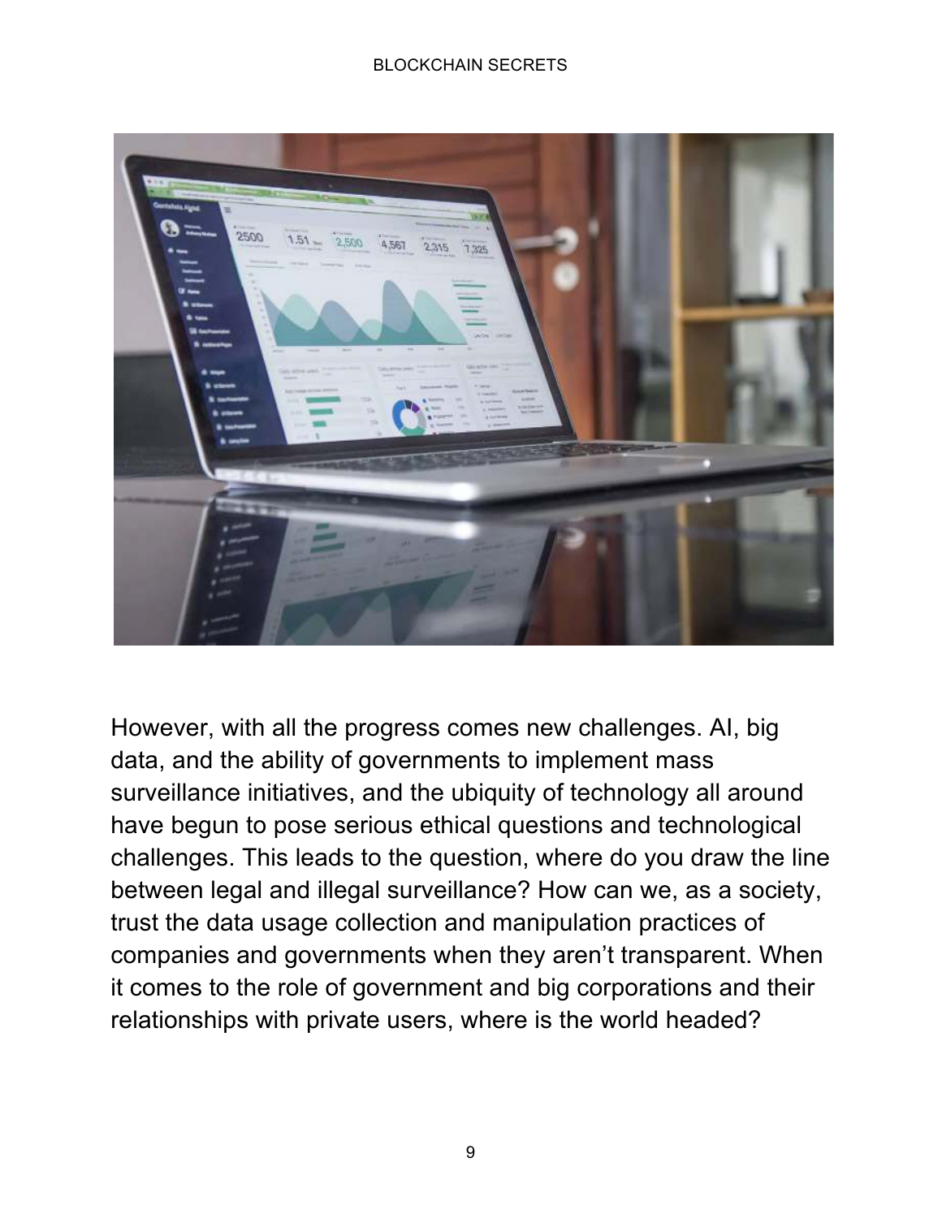However, with all the progress comes new challenges. AI, big data, and the ability of governments to implement mass surveillance initiatives, and the ubiquity of technology all around have begun to pose serious ethical questions and technological challenges. This leads to the question, where do you draw the line between legal and illegal surveillance? How can we, as a society, trust the data usage collection and manipulation practices of companies and governments when they aren't transparent. When it comes to the role of government and big corporations and their relationships with private users, where is the world headed?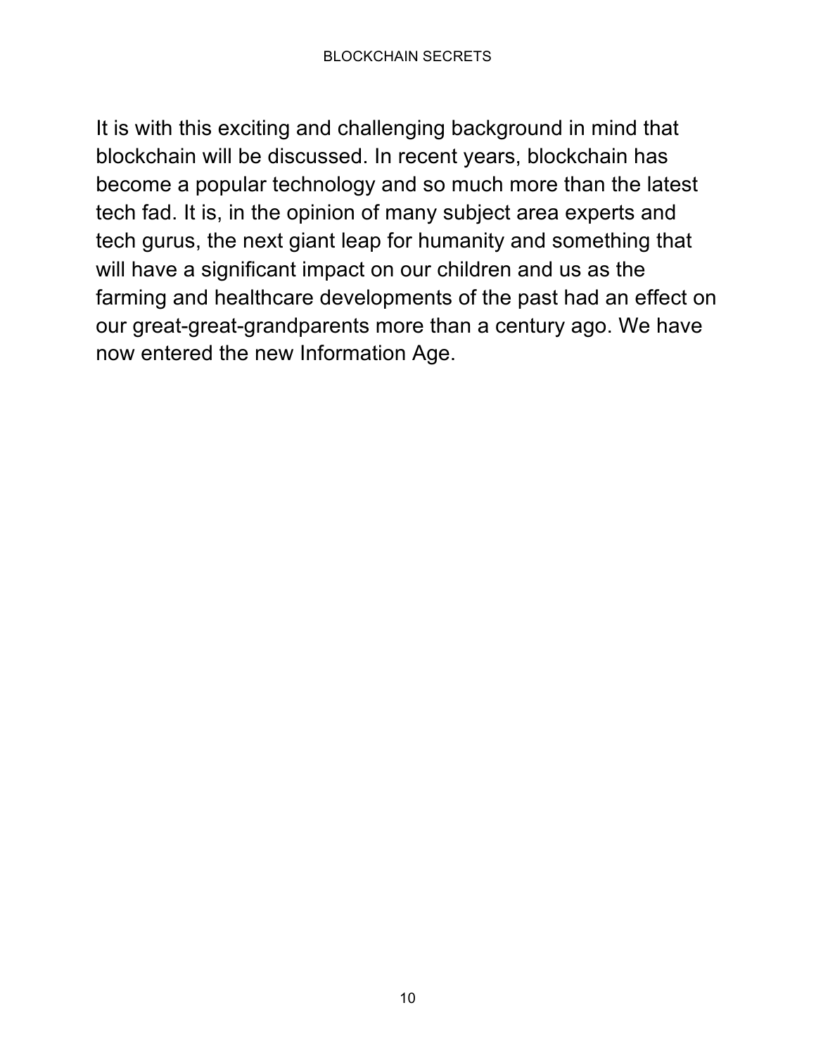It is with this exciting and challenging background in mind that blockchain will be discussed. In recent years, blockchain has become a popular technology and so much more than the latest tech fad. It is, in the opinion of many subject area experts and tech gurus, the next giant leap for humanity and something that will have a significant impact on our children and us as the farming and healthcare developments of the past had an effect on our great-great-grandparents more than a century ago. We have now entered the new Information Age.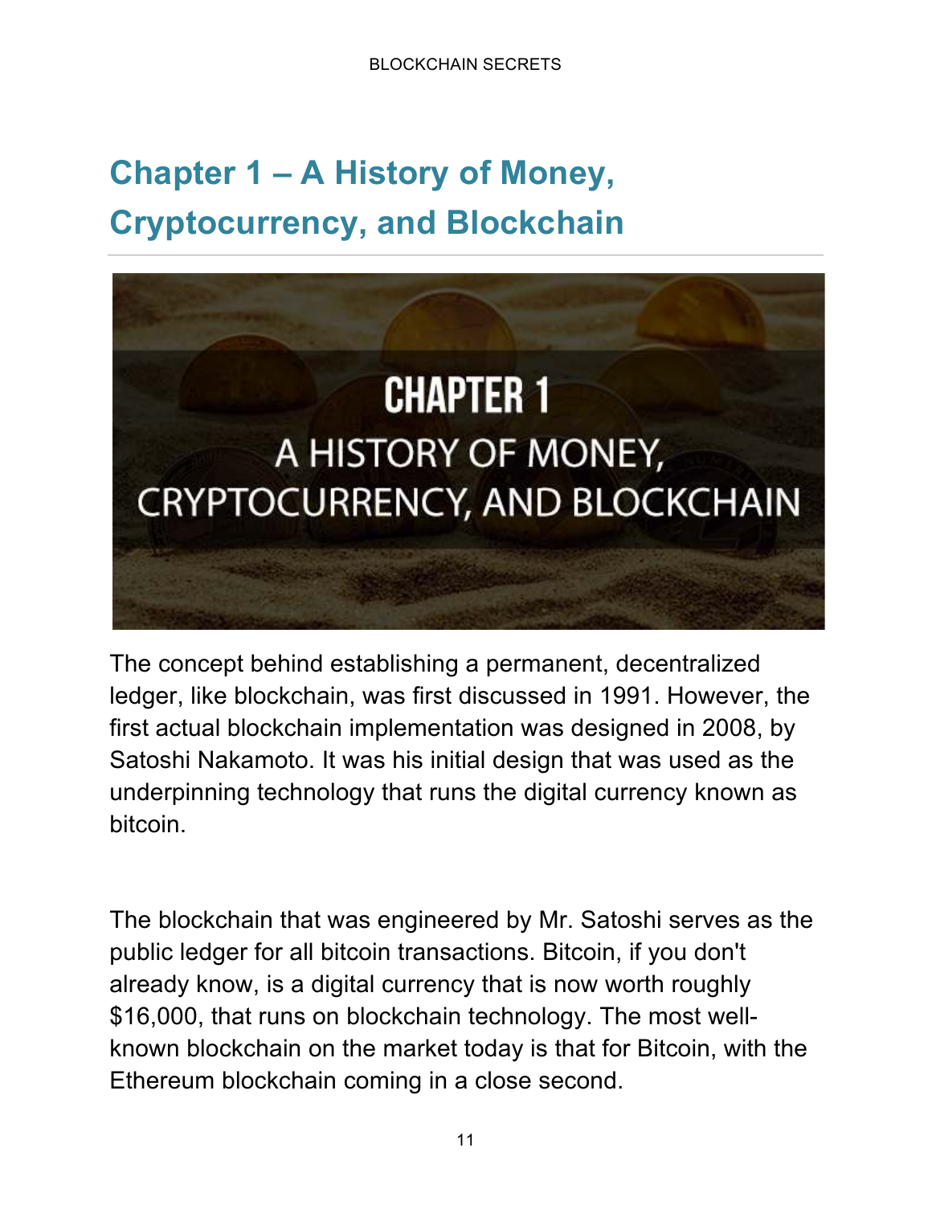# Chapter 1 – A History of Money, Cryptocurrency, and Blockchain

The concept behind establishing a permanent, decentralized ledger, like blockchain, was first discussed in 1991. However, the first actual blockchain implementation was designed in 2008, by Satoshi Nakamoto. It was his initial design that was used as the underpinning technology that runs the digital currency known as bitcoin.

The blockchain that was engineered by Mr. Satoshi serves as the public ledger for all bitcoin transactions. Bitcoin, if you don't already know, is a digital currency that is now worth roughly $16,000, that runs on blockchain technology. The most well-known blockchain on the market today is that for Bitcoin, with the Ethereum blockchain coming in a close second.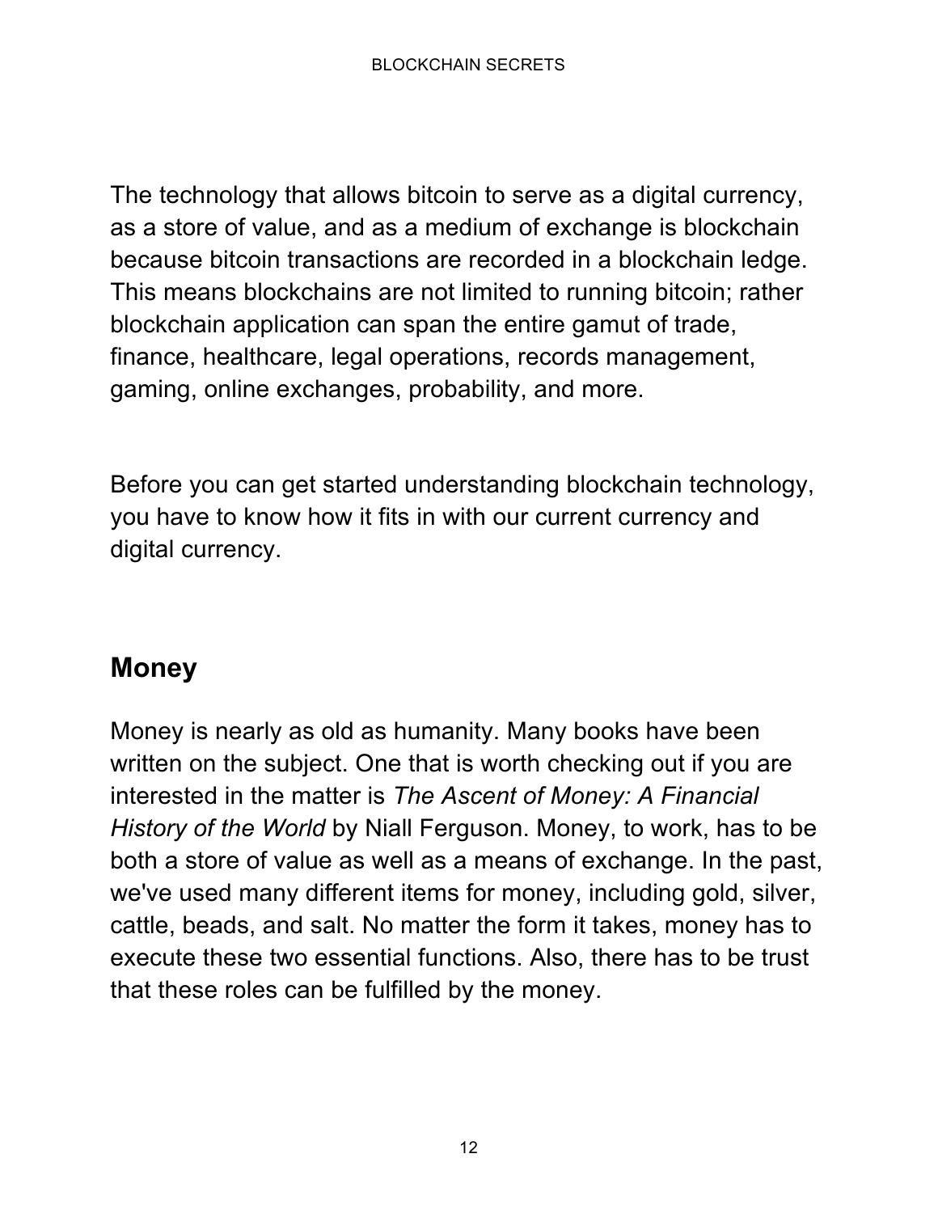The technology that allows bitcoin to serve as a digital currency, as a store of value, and as a medium of exchange is blockchain because bitcoin transactions are recorded in a blockchain ledge. This means blockchains are not limited to running bitcoin; rather blockchain application can span the entire gamut of trade, finance, healthcare, legal operations, records management, gaming, online exchanges, probability, and more.

Before you can get started understanding blockchain technology, you have to know how it fits in with our current currency and digital currency.

## Money

Money is nearly as old as humanity. Many books have been written on the subject. One that is worth checking out if you are interested in the matter is *The Ascent of Money: A Financial History of the World* by Niall Ferguson. Money, to work, has to be both a store of value as well as a means of exchange. In the past, we've used many different items for money, including gold, silver, cattle, beads, and salt. No matter the form it takes, money has to execute these two essential functions. Also, there has to be trust that these roles can be fulfilled by the money.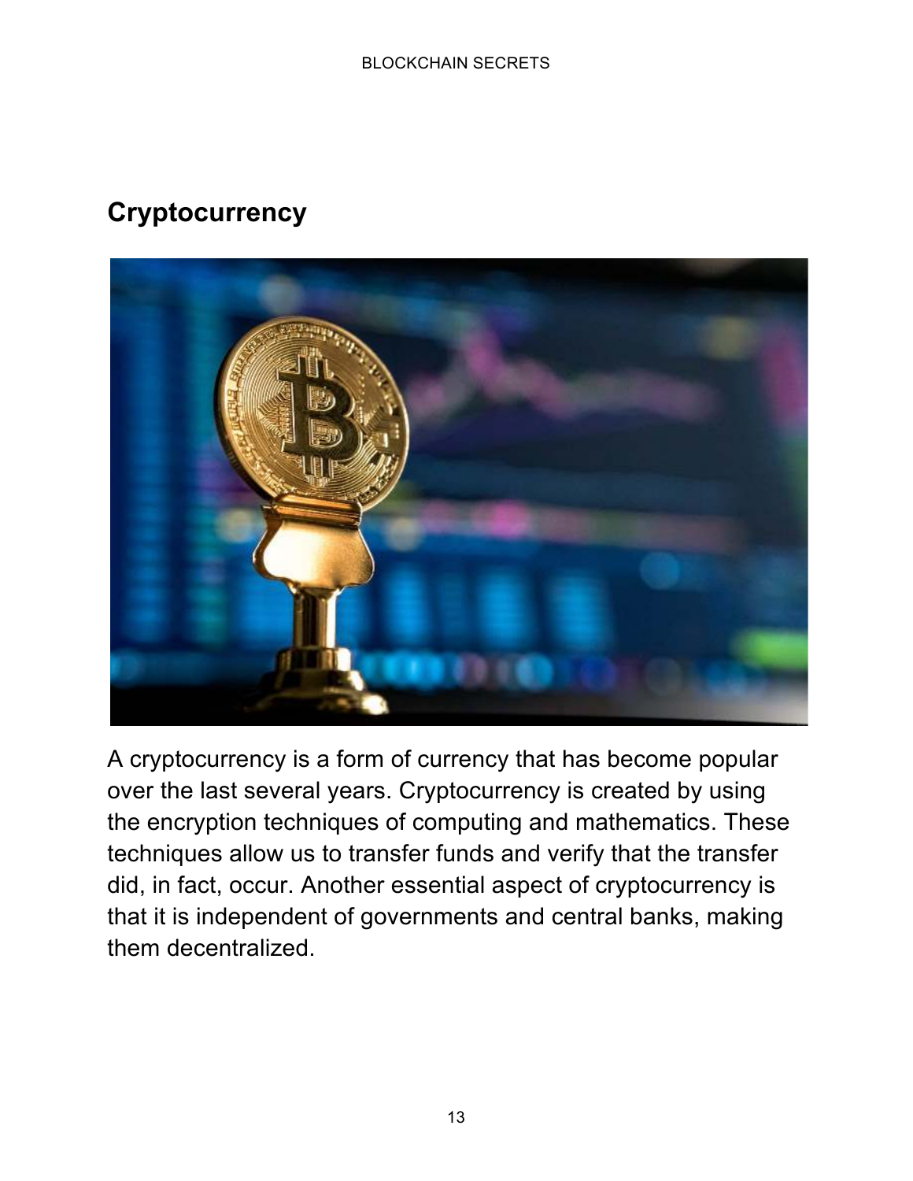## Cryptocurrency

A cryptocurrency is a form of currency that has become popular over the last several years. Cryptocurrency is created by using the encryption techniques of computing and mathematics. These techniques allow us to transfer funds and verify that the transfer did, in fact, occur. Another essential aspect of cryptocurrency is that it is independent of governments and central banks, making them decentralized.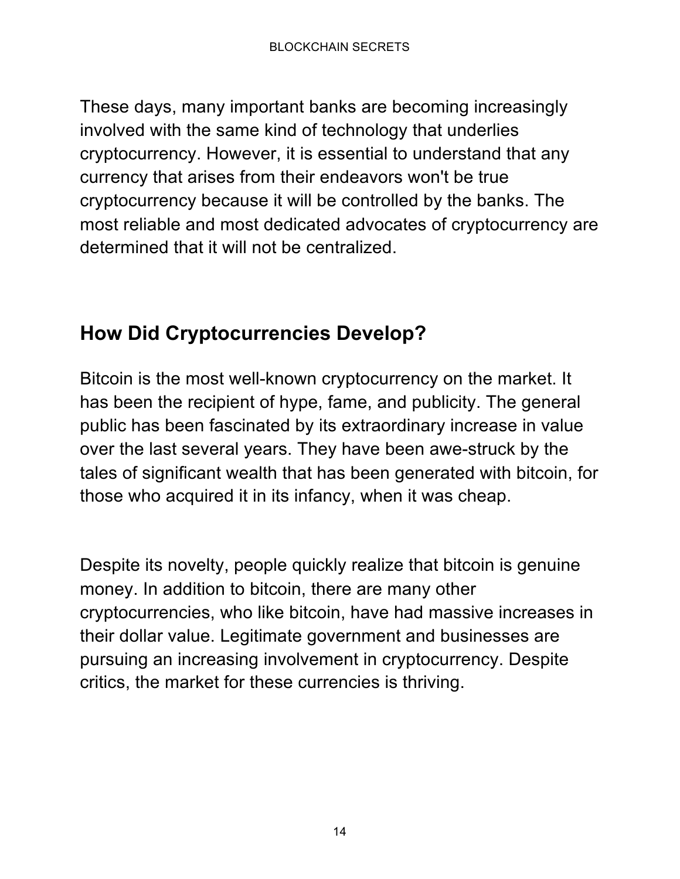These days, many important banks are becoming increasingly involved with the same kind of technology that underlies cryptocurrency. However, it is essential to understand that any currency that arises from their endeavors won't be true cryptocurrency because it will be controlled by the banks. The most reliable and most dedicated advocates of cryptocurrency are determined that it will not be centralized.

## How Did Cryptocurrencies Develop?

Bitcoin is the most well-known cryptocurrency on the market. It has been the recipient of hype, fame, and publicity. The general public has been fascinated by its extraordinary increase in value over the last several years. They have been awe-struck by the tales of significant wealth that has been generated with bitcoin, for those who acquired it in its infancy, when it was cheap.

Despite its novelty, people quickly realize that bitcoin is genuine money. In addition to bitcoin, there are many other cryptocurrencies, who like bitcoin, have had massive increases in their dollar value. Legitimate government and businesses are pursuing an increasing involvement in cryptocurrency. Despite critics, the market for these currencies is thriving.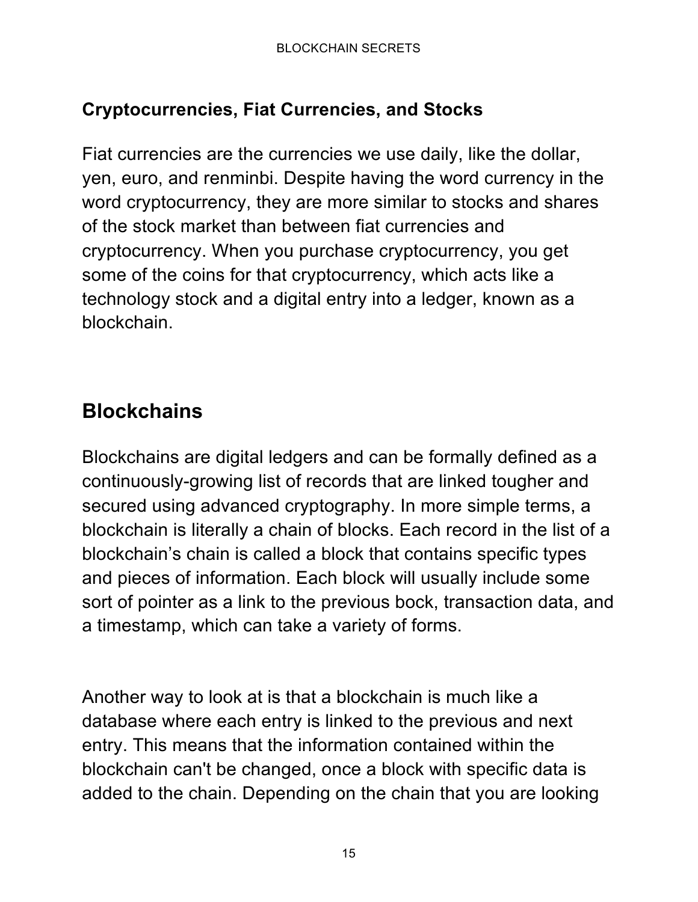### Cryptocurrencies, Fiat Currencies, and Stocks

Fiat currencies are the currencies we use daily, like the dollar, yen, euro, and renminbi. Despite having the word currency in the word cryptocurrency, they are more similar to stocks and shares of the stock market than between fiat currencies and cryptocurrency. When you purchase cryptocurrency, you get some of the coins for that cryptocurrency, which acts like a technology stock and a digital entry into a ledger, known as a blockchain.

## Blockchains

Blockchains are digital ledgers and can be formally defined as a continuously-growing list of records that are linked tougher and secured using advanced cryptography. In more simple terms, a blockchain is literally a chain of blocks. Each record in the list of a blockchain's chain is called a block that contains specific types and pieces of information. Each block will usually include some sort of pointer as a link to the previous bock, transaction data, and a timestamp, which can take a variety of forms.

Another way to look at is that a blockchain is much like a database where each entry is linked to the previous and next entry. This means that the information contained within the blockchain can't be changed, once a block with specific data is added to the chain. Depending on the chain that you are looking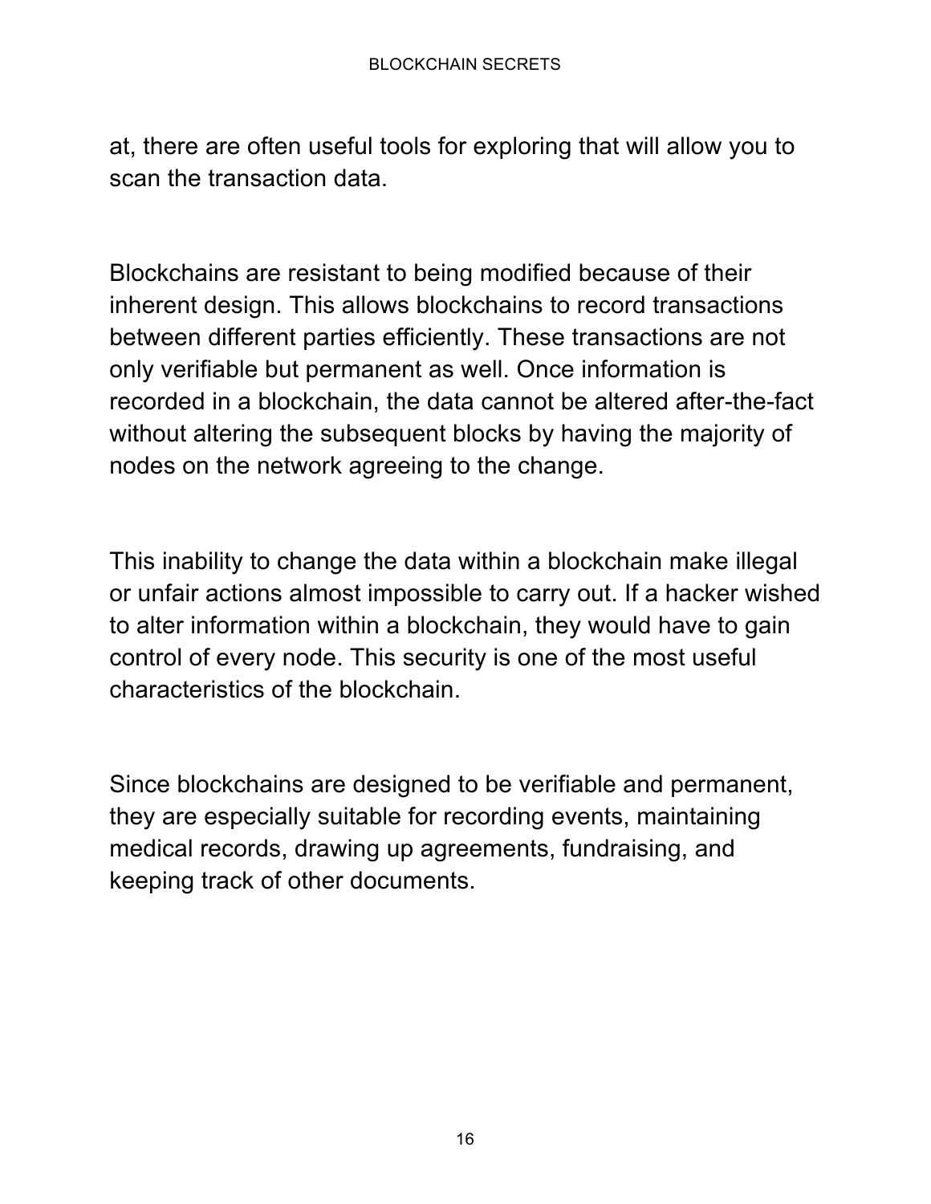at, there are often useful tools for exploring that will allow you to scan the transaction data.

Blockchains are resistant to being modified because of their inherent design. This allows blockchains to record transactions between different parties efficiently. These transactions are not only verifiable but permanent as well. Once information is recorded in a blockchain, the data cannot be altered after-the-fact without altering the subsequent blocks by having the majority of nodes on the network agreeing to the change.

This inability to change the data within a blockchain make illegal or unfair actions almost impossible to carry out. If a hacker wished to alter information within a blockchain, they would have to gain control of every node. This security is one of the most useful characteristics of the blockchain.

Since blockchains are designed to be verifiable and permanent, they are especially suitable for recording events, maintaining medical records, drawing up agreements, fundraising, and keeping track of other documents.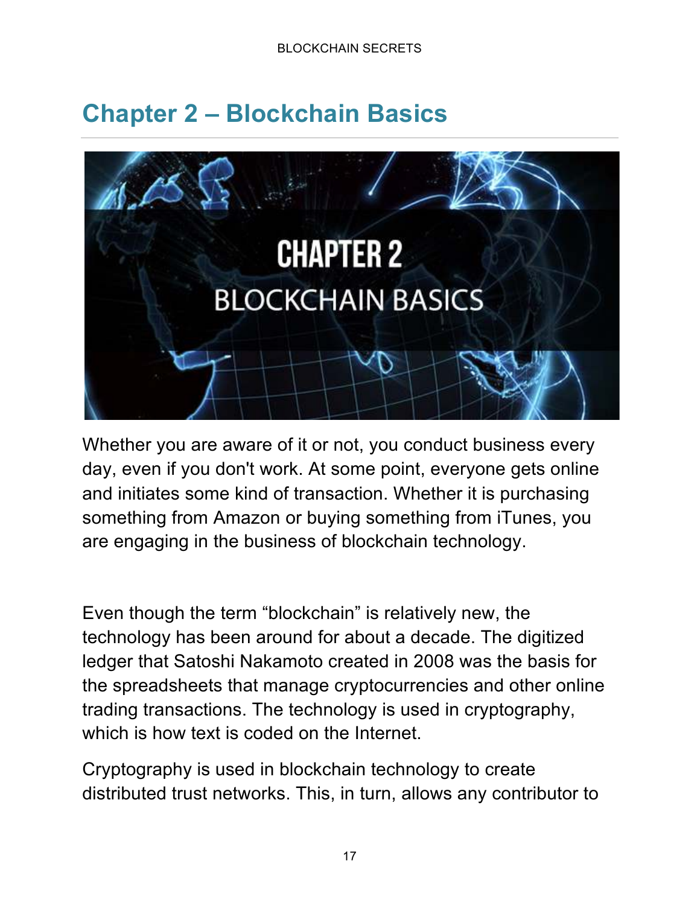# Chapter 2 – Blockchain Basics

Whether you are aware of it or not, you conduct business every day, even if you don't work. At some point, everyone gets online and initiates some kind of transaction. Whether it is purchasing something from Amazon or buying something from iTunes, you are engaging in the business of blockchain technology.

Even though the term “blockchain” is relatively new, the technology has been around for about a decade. The digitized ledger that Satoshi Nakamoto created in 2008 was the basis for the spreadsheets that manage cryptocurrencies and other online trading transactions. The technology is used in cryptography, which is how text is coded on the Internet.

Cryptography is used in blockchain technology to create distributed trust networks. This, in turn, allows any contributor to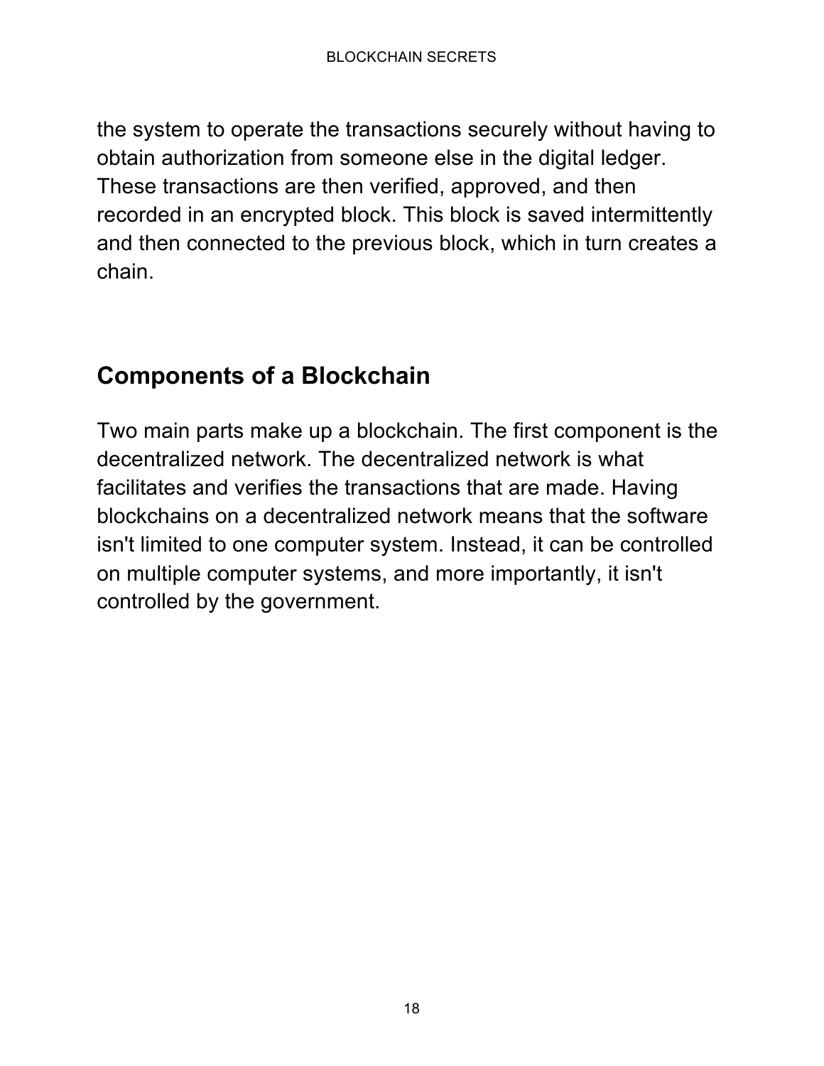the system to operate the transactions securely without having to obtain authorization from someone else in the digital ledger. These transactions are then verified, approved, and then recorded in an encrypted block. This block is saved intermittently and then connected to the previous block, which in turn creates a chain.

## Components of a Blockchain

Two main parts make up a blockchain. The first component is the decentralized network. The decentralized network is what facilitates and verifies the transactions that are made. Having blockchains on a decentralized network means that the software isn't limited to one computer system. Instead, it can be controlled on multiple computer systems, and more importantly, it isn't controlled by the government.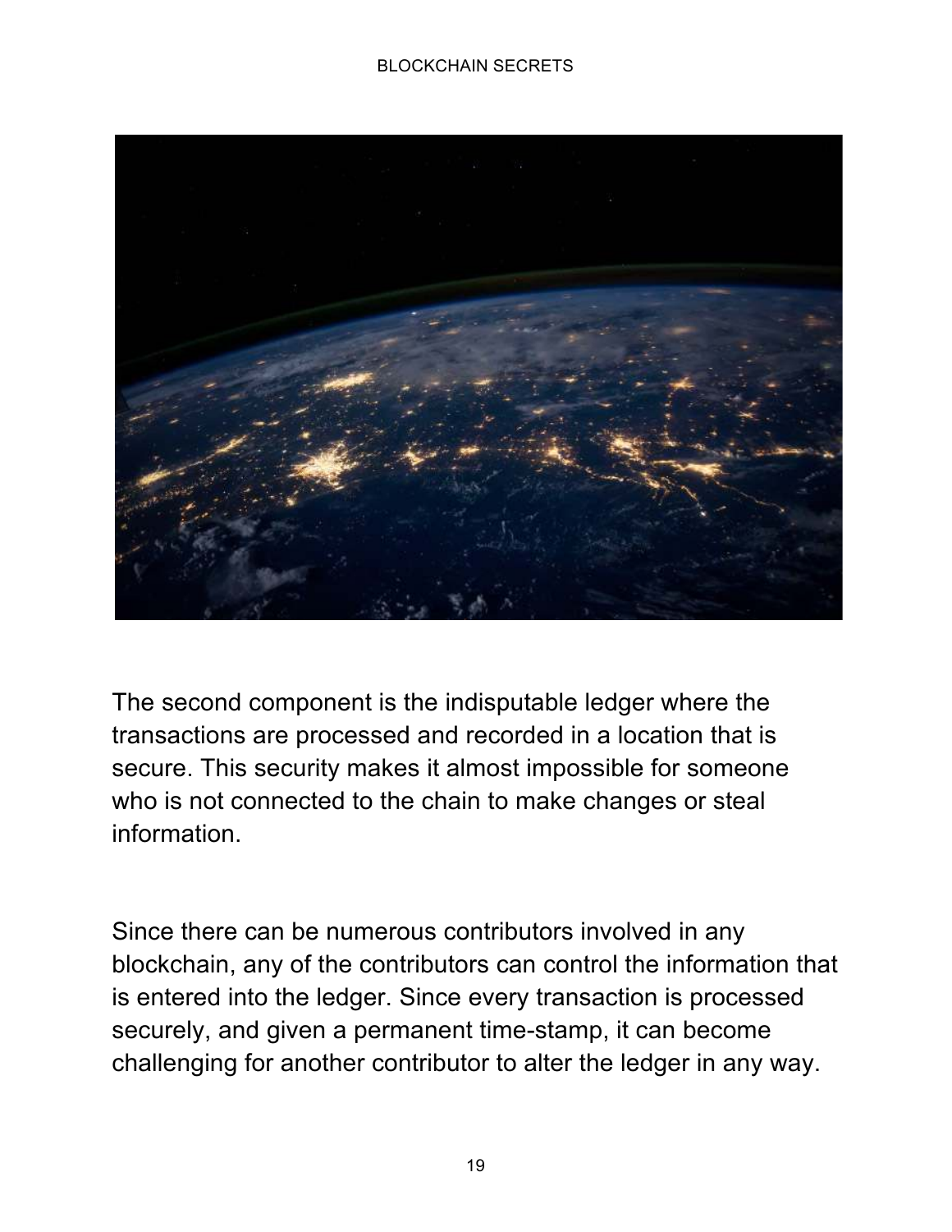The second component is the indisputable ledger where the transactions are processed and recorded in a location that is secure. This security makes it almost impossible for someone who is not connected to the chain to make changes or steal information.

Since there can be numerous contributors involved in any blockchain, any of the contributors can control the information that is entered into the ledger. Since every transaction is processed securely, and given a permanent time-stamp, it can become challenging for another contributor to alter the ledger in any way.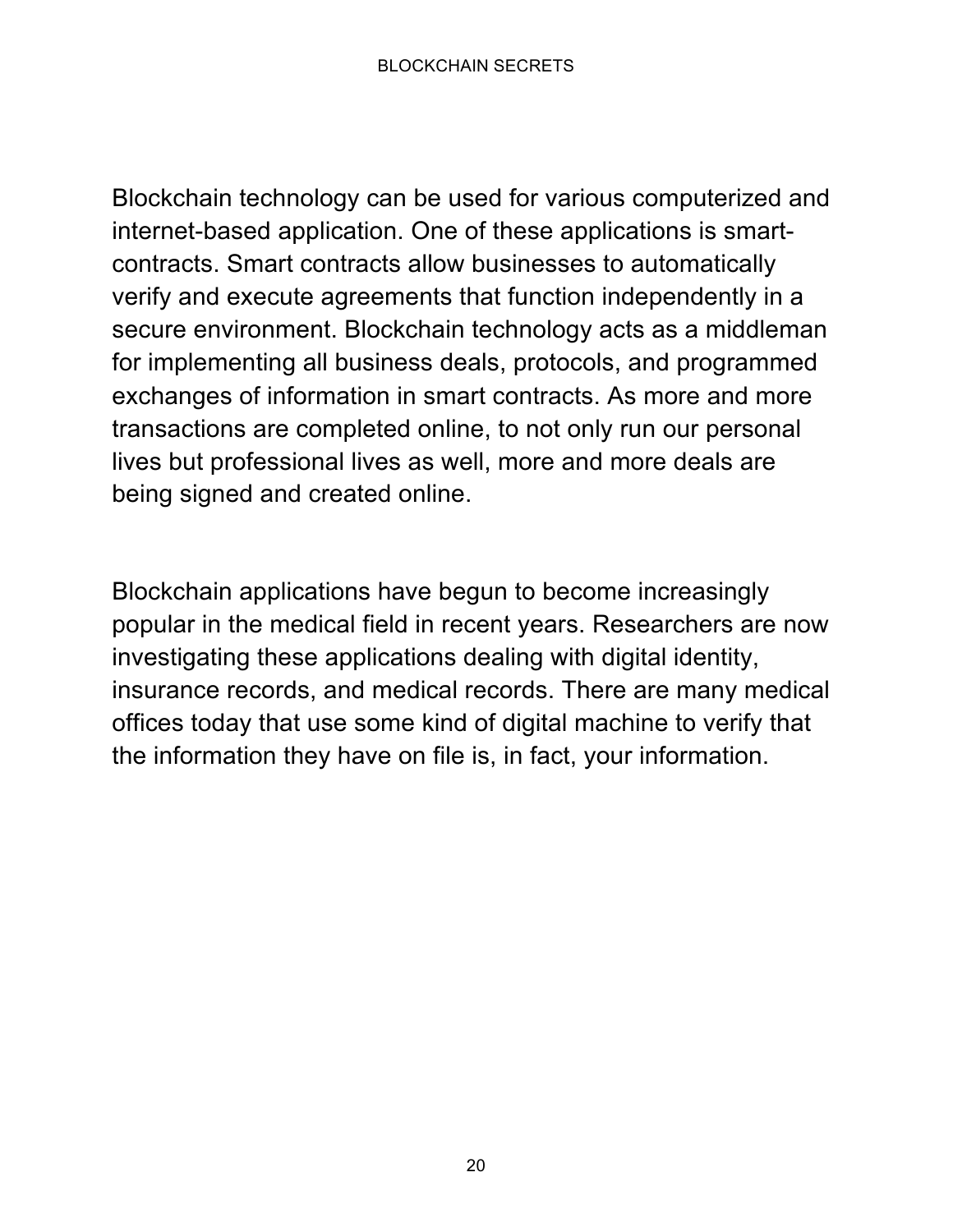Blockchain technology can be used for various computerized and internet-based application. One of these applications is smart-contracts. Smart contracts allow businesses to automatically verify and execute agreements that function independently in a secure environment. Blockchain technology acts as a middleman for implementing all business deals, protocols, and programmed exchanges of information in smart contracts. As more and more transactions are completed online, to not only run our personal lives but professional lives as well, more and more deals are being signed and created online.

Blockchain applications have begun to become increasingly popular in the medical field in recent years. Researchers are now investigating these applications dealing with digital identity, insurance records, and medical records. There are many medical offices today that use some kind of digital machine to verify that the information they have on file is, in fact, your information.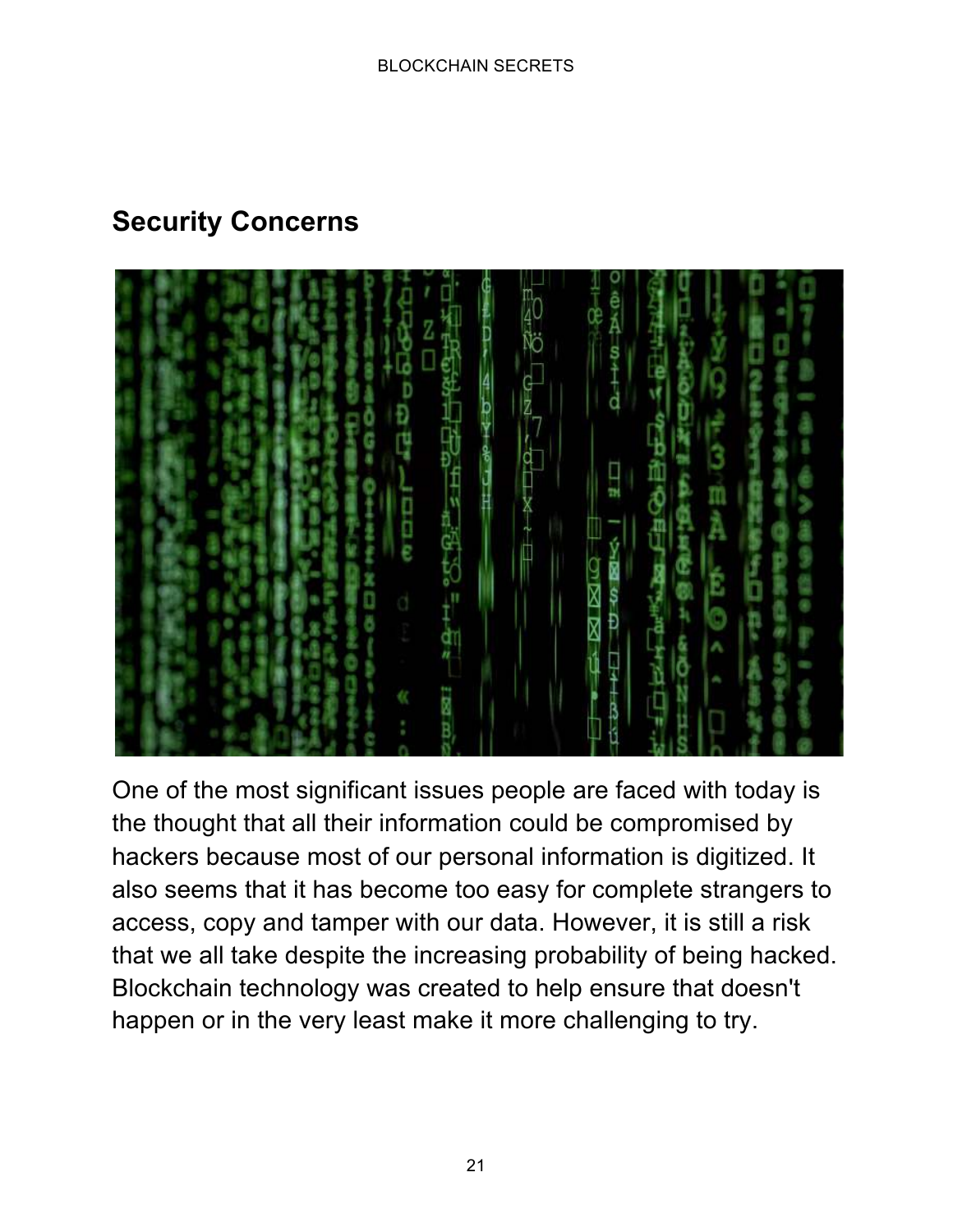## Security Concerns

One of the most significant issues people are faced with today is the thought that all their information could be compromised by hackers because most of our personal information is digitized. It also seems that it has become too easy for complete strangers to access, copy and tamper with our data. However, it is still a risk that we all take despite the increasing probability of being hacked. Blockchain technology was created to help ensure that doesn't happen or in the very least make it more challenging to try.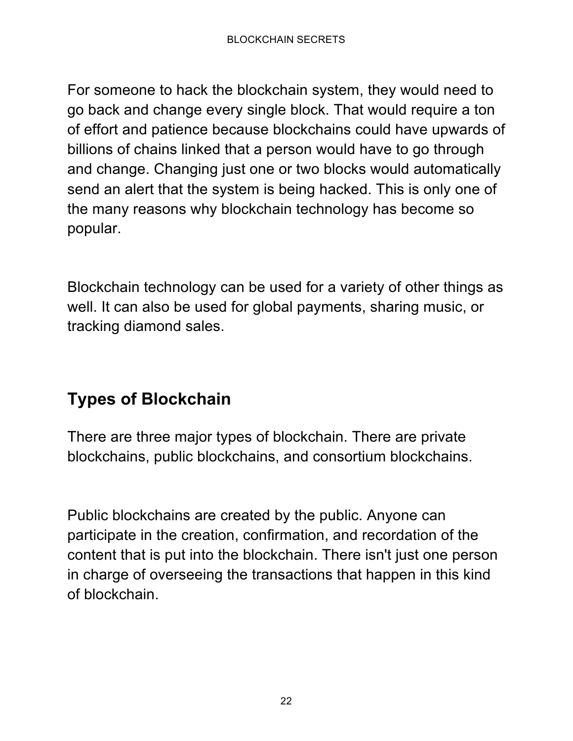For someone to hack the blockchain system, they would need to go back and change every single block. That would require a ton of effort and patience because blockchains could have upwards of billions of chains linked that a person would have to go through and change. Changing just one or two blocks would automatically send an alert that the system is being hacked. This is only one of the many reasons why blockchain technology has become so popular.

Blockchain technology can be used for a variety of other things as well. It can also be used for global payments, sharing music, or tracking diamond sales.

## Types of Blockchain

There are three major types of blockchain. There are private blockchains, public blockchains, and consortium blockchains.

Public blockchains are created by the public. Anyone can participate in the creation, confirmation, and recordation of the content that is put into the blockchain. There isn't just one person in charge of overseeing the transactions that happen in this kind of blockchain.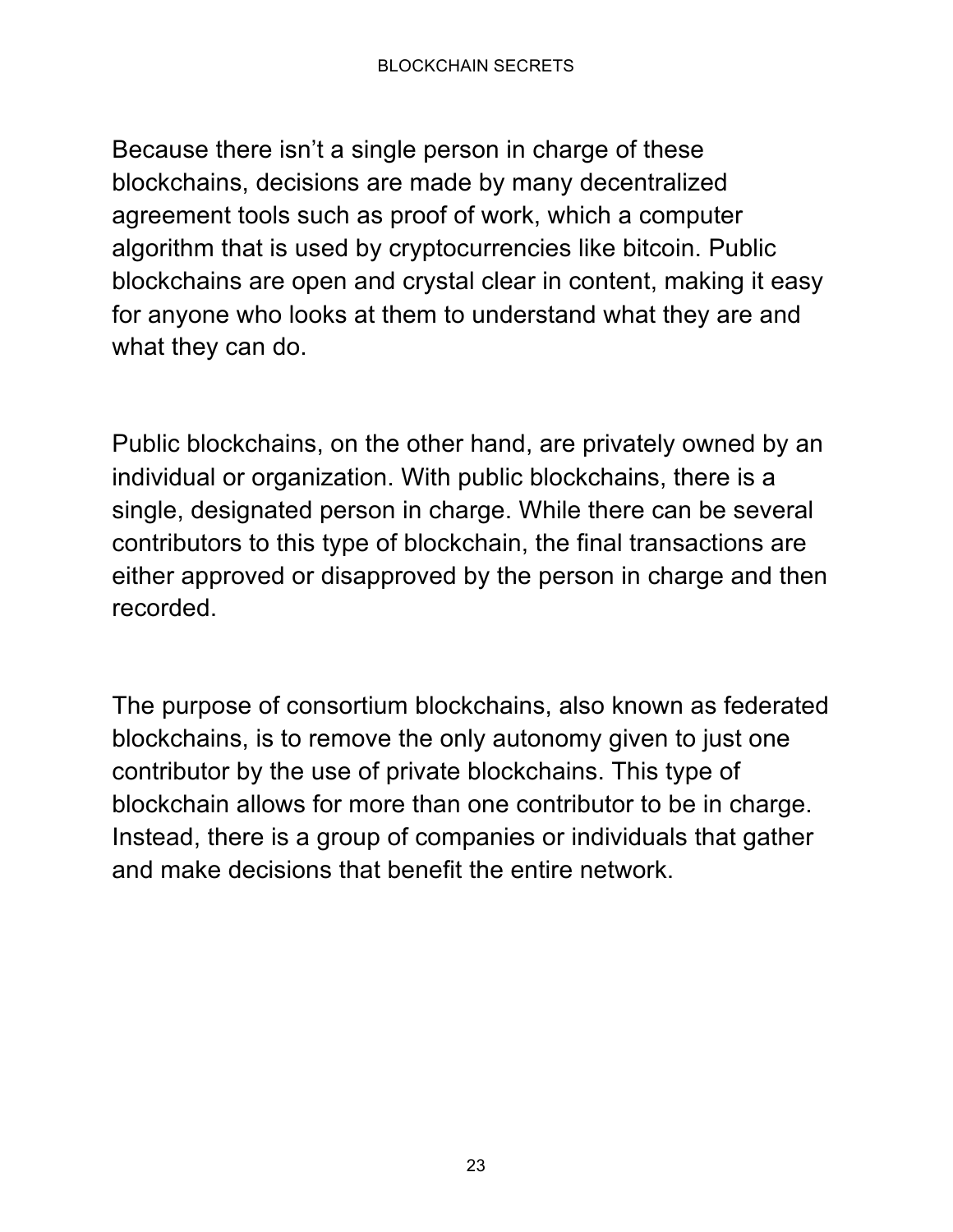Because there isn't a single person in charge of these blockchains, decisions are made by many decentralized agreement tools such as proof of work, which a computer algorithm that is used by cryptocurrencies like bitcoin. Public blockchains are open and crystal clear in content, making it easy for anyone who looks at them to understand what they are and what they can do.

Public blockchains, on the other hand, are privately owned by an individual or organization. With public blockchains, there is a single, designated person in charge. While there can be several contributors to this type of blockchain, the final transactions are either approved or disapproved by the person in charge and then recorded.

The purpose of consortium blockchains, also known as federated blockchains, is to remove the only autonomy given to just one contributor by the use of private blockchains. This type of blockchain allows for more than one contributor to be in charge. Instead, there is a group of companies or individuals that gather and make decisions that benefit the entire network.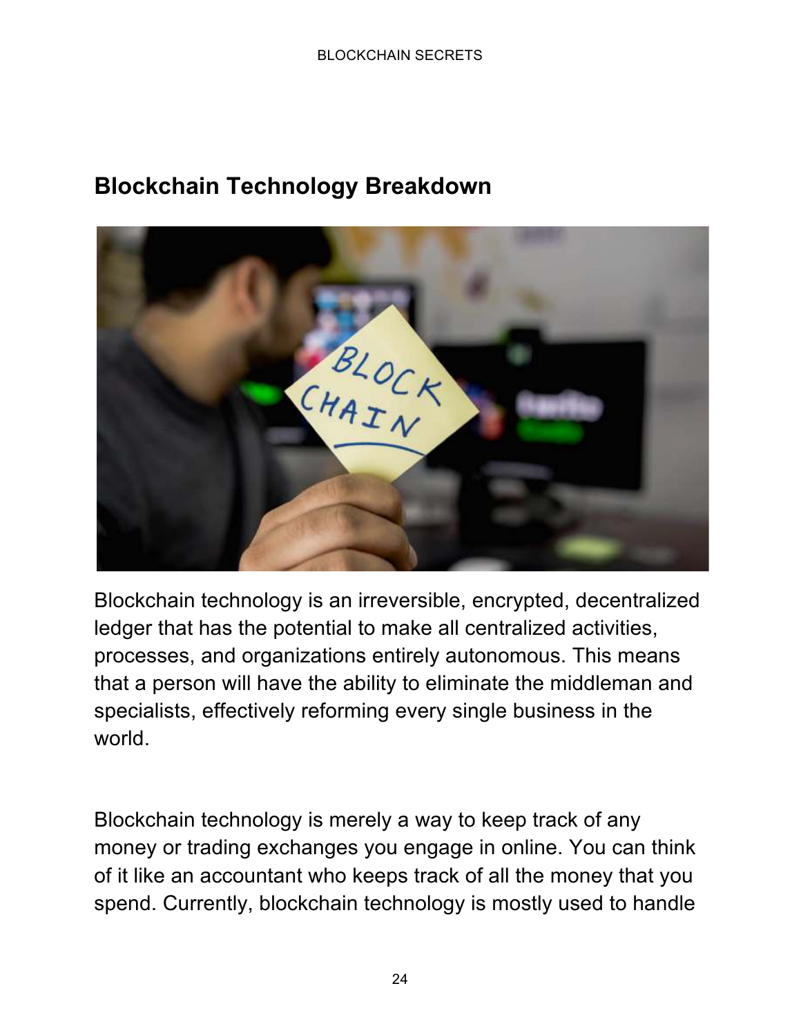## Blockchain Technology Breakdown

Blockchain technology is an irreversible, encrypted, decentralized ledger that has the potential to make all centralized activities, processes, and organizations entirely autonomous. This means that a person will have the ability to eliminate the middleman and specialists, effectively reforming every single business in the world.

Blockchain technology is merely a way to keep track of any money or trading exchanges you engage in online. You can think of it like an accountant who keeps track of all the money that you spend. Currently, blockchain technology is mostly used to handle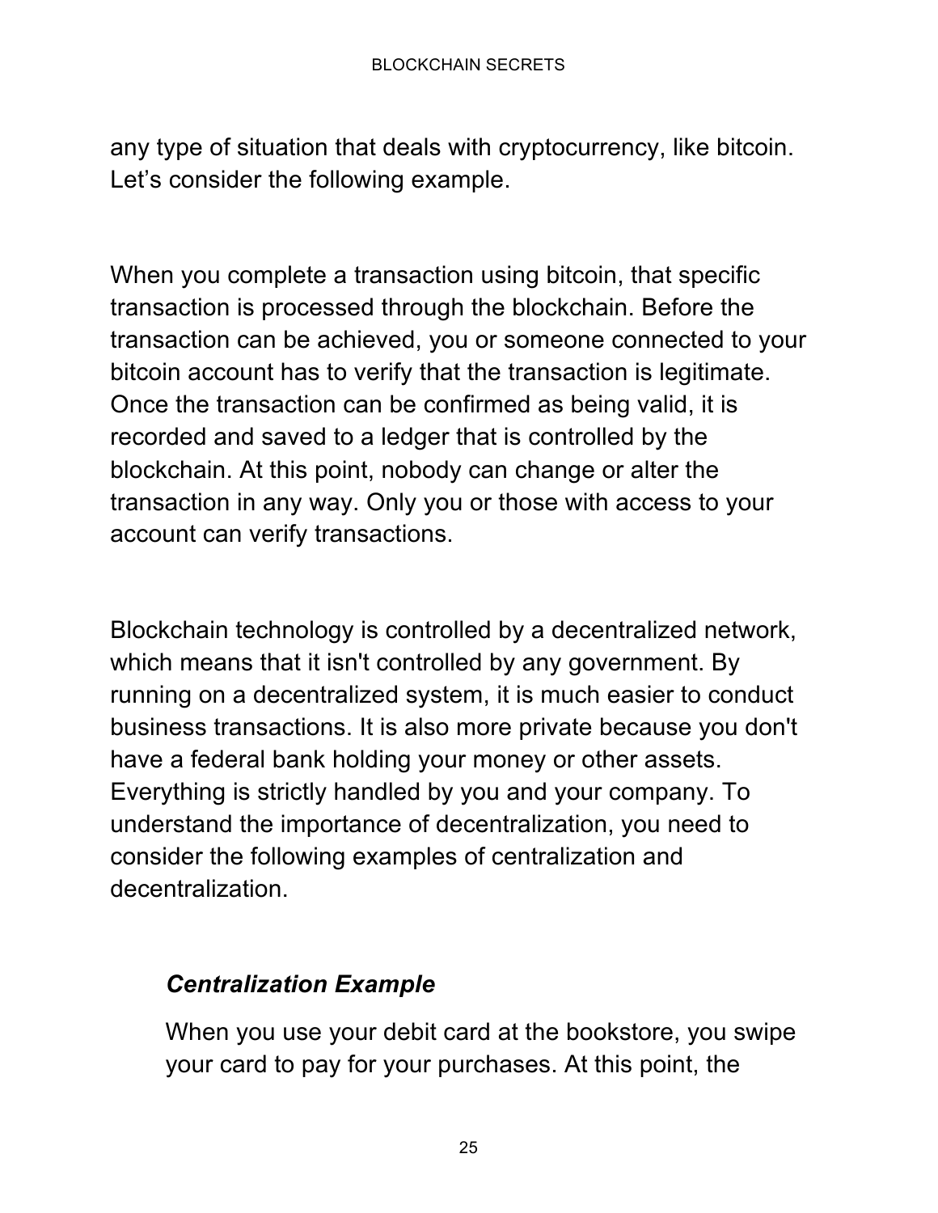any type of situation that deals with cryptocurrency, like bitcoin. Let's consider the following example.

When you complete a transaction using bitcoin, that specific transaction is processed through the blockchain. Before the transaction can be achieved, you or someone connected to your bitcoin account has to verify that the transaction is legitimate. Once the transaction can be confirmed as being valid, it is recorded and saved to a ledger that is controlled by the blockchain. At this point, nobody can change or alter the transaction in any way. Only you or those with access to your account can verify transactions.

Blockchain technology is controlled by a decentralized network, which means that it isn't controlled by any government. By running on a decentralized system, it is much easier to conduct business transactions. It is also more private because you don't have a federal bank holding your money or other assets. Everything is strictly handled by you and your company. To understand the importance of decentralization, you need to consider the following examples of centralization and decentralization.

### *Centralization Example*

When you use your debit card at the bookstore, you swipe your card to pay for your purchases. At this point, the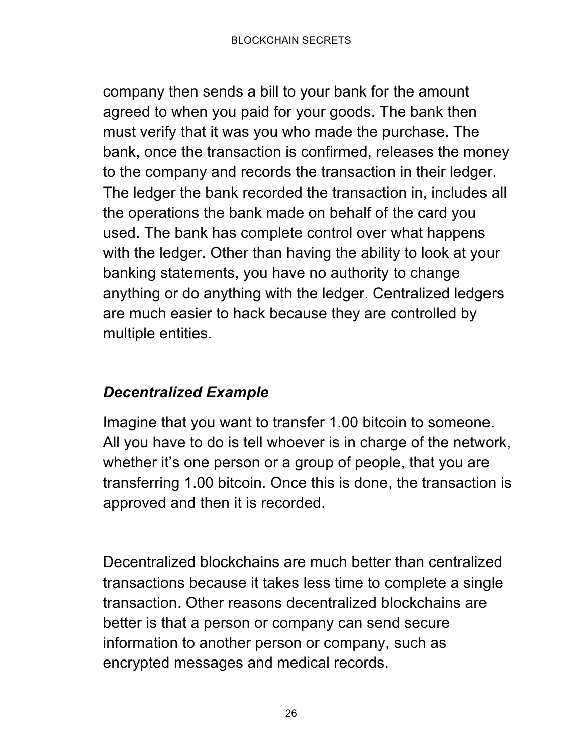company then sends a bill to your bank for the amount agreed to when you paid for your goods. The bank then must verify that it was you who made the purchase. The bank, once the transaction is confirmed, releases the money to the company and records the transaction in their ledger. The ledger the bank recorded the transaction in, includes all the operations the bank made on behalf of the card you used. The bank has complete control over what happens with the ledger. Other than having the ability to look at your banking statements, you have no authority to change anything or do anything with the ledger. Centralized ledgers are much easier to hack because they are controlled by multiple entities.

### *Decentralized Example*

Imagine that you want to transfer 1.00 bitcoin to someone. All you have to do is tell whoever is in charge of the network, whether it's one person or a group of people, that you are transferring 1.00 bitcoin. Once this is done, the transaction is approved and then it is recorded.

Decentralized blockchains are much better than centralized transactions because it takes less time to complete a single transaction. Other reasons decentralized blockchains are better is that a person or company can send secure information to another person or company, such as encrypted messages and medical records.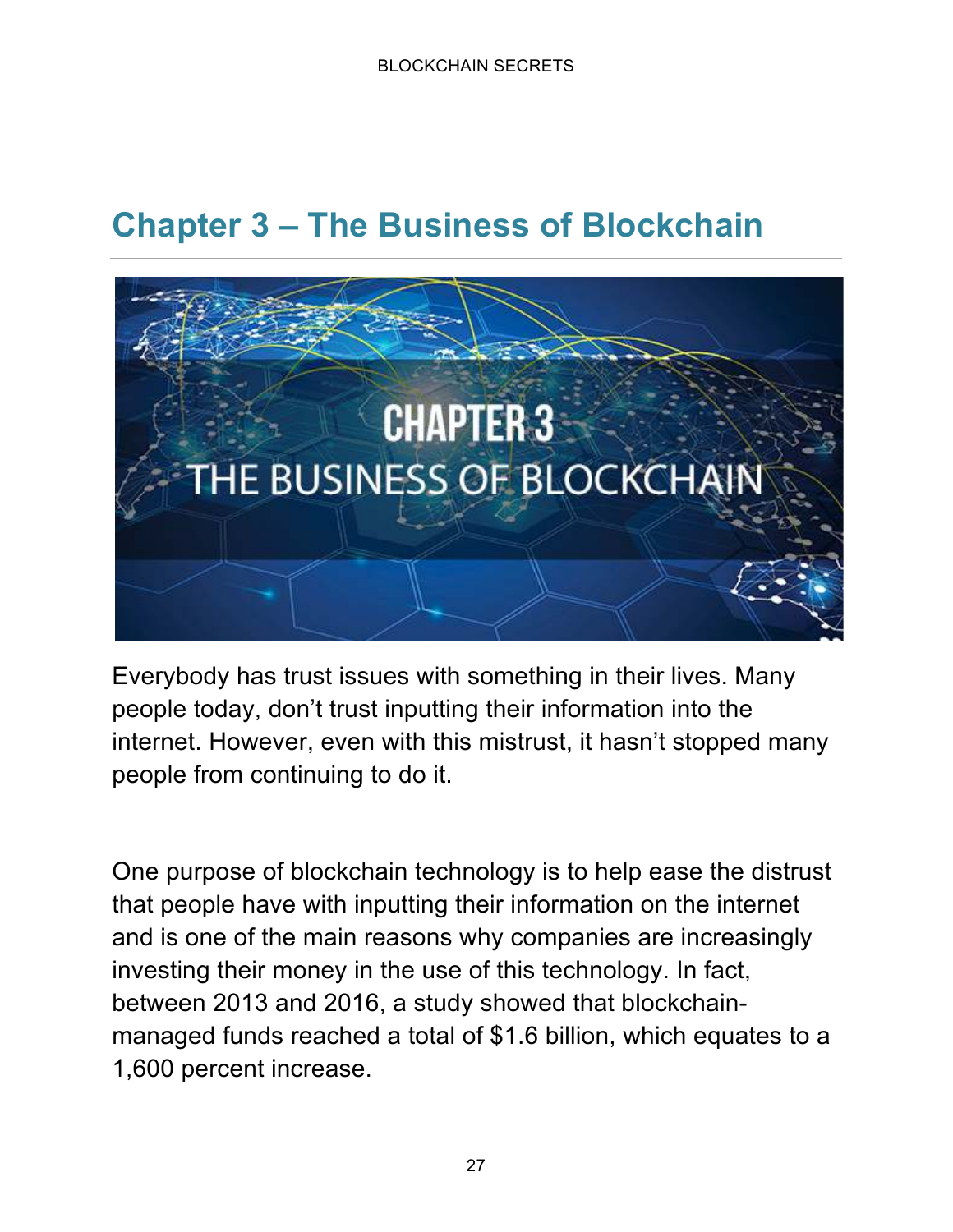# Chapter 3 – The Business of Blockchain

Everybody has trust issues with something in their lives. Many people today, don't trust inputting their information into the internet. However, even with this mistrust, it hasn't stopped many people from continuing to do it.

One purpose of blockchain technology is to help ease the distrust that people have with inputting their information on the internet and is one of the main reasons why companies are increasingly investing their money in the use of this technology. In fact, between 2013 and 2016, a study showed that blockchain-managed funds reached a total of $1.6 billion, which equates to a 1,600 percent increase.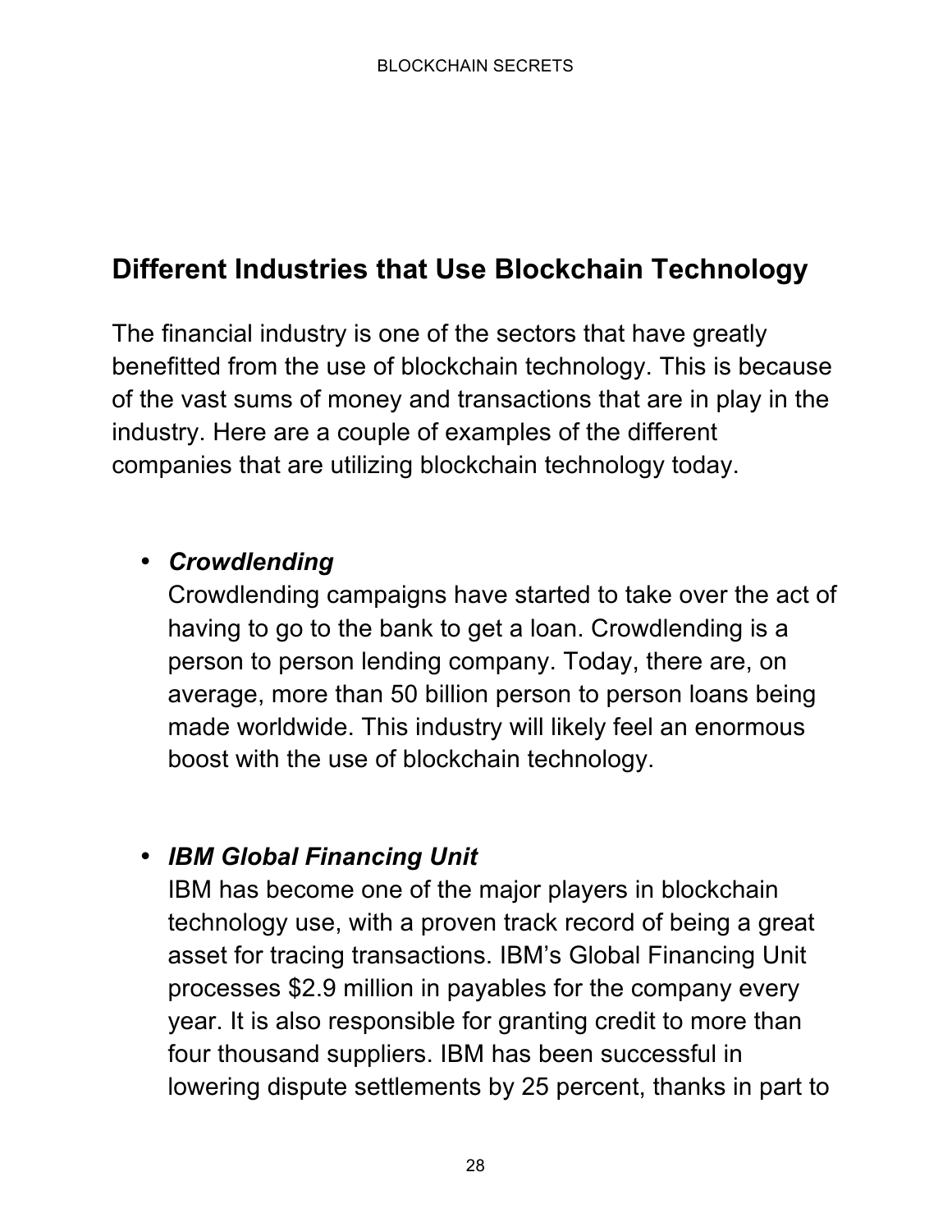## Different Industries that Use Blockchain Technology

The financial industry is one of the sectors that have greatly benefitted from the use of blockchain technology. This is because of the vast sums of money and transactions that are in play in the industry. Here are a couple of examples of the different companies that are utilizing blockchain technology today.

- ***Crowdlending***
  Crowdlending campaigns have started to take over the act of having to go to the bank to get a loan. Crowdlending is a person to person lending company. Today, there are, on average, more than 50 billion person to person loans being made worldwide. This industry will likely feel an enormous boost with the use of blockchain technology.

- ***IBM Global Financing Unit***
  IBM has become one of the major players in blockchain technology use, with a proven track record of being a great asset for tracing transactions. IBM's Global Financing Unit processes $2.9 million in payables for the company every year. It is also responsible for granting credit to more than four thousand suppliers. IBM has been successful in lowering dispute settlements by 25 percent, thanks in part to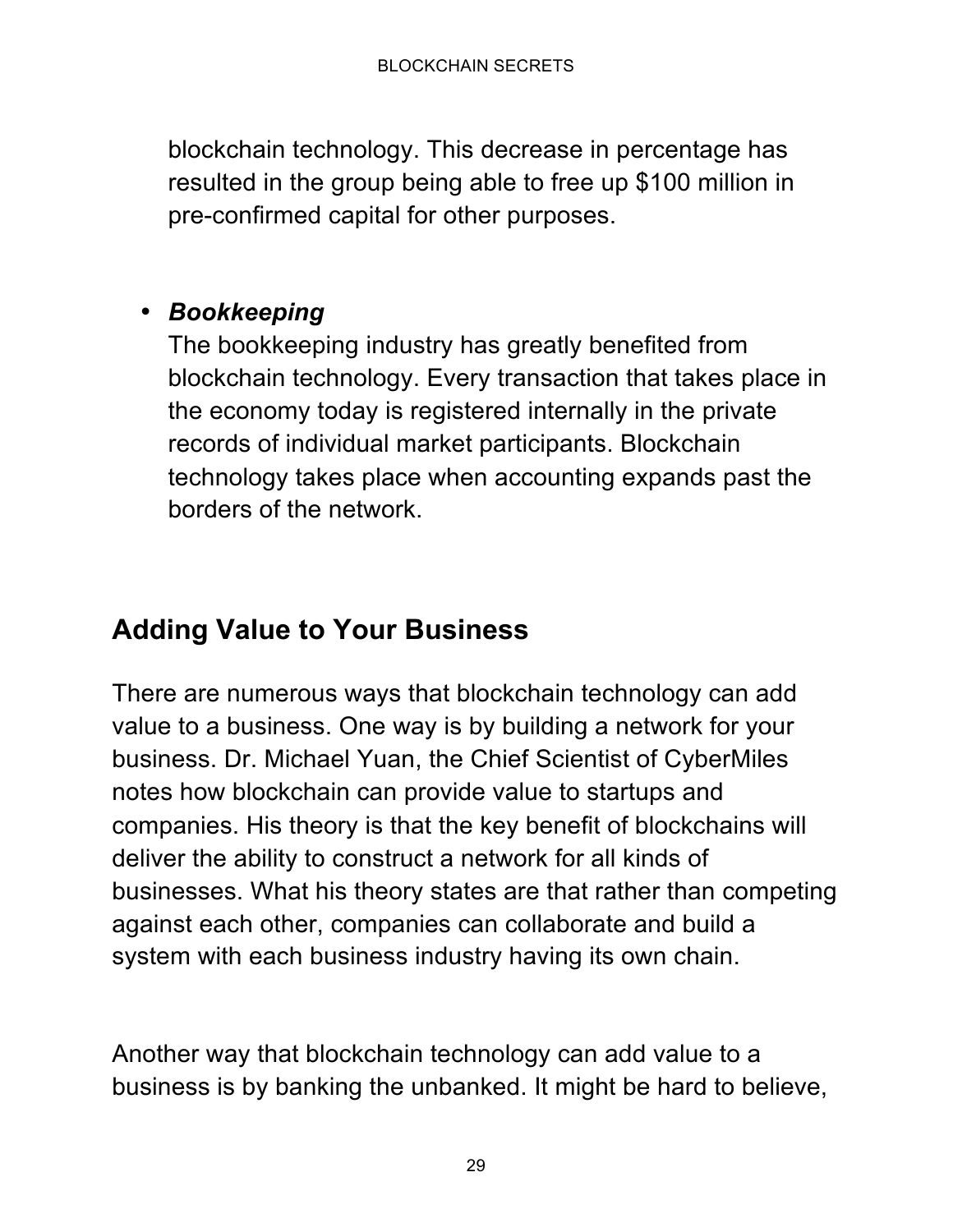blockchain technology. This decrease in percentage has resulted in the group being able to free up $100 million in pre-confirmed capital for other purposes.

- ***Bookkeeping***
  The bookkeeping industry has greatly benefited from blockchain technology. Every transaction that takes place in the economy today is registered internally in the private records of individual market participants. Blockchain technology takes place when accounting expands past the borders of the network.

## Adding Value to Your Business

There are numerous ways that blockchain technology can add value to a business. One way is by building a network for your business. Dr. Michael Yuan, the Chief Scientist of CyberMiles notes how blockchain can provide value to startups and companies. His theory is that the key benefit of blockchains will deliver the ability to construct a network for all kinds of businesses. What his theory states are that rather than competing against each other, companies can collaborate and build a system with each business industry having its own chain.

Another way that blockchain technology can add value to a business is by banking the unbanked. It might be hard to believe,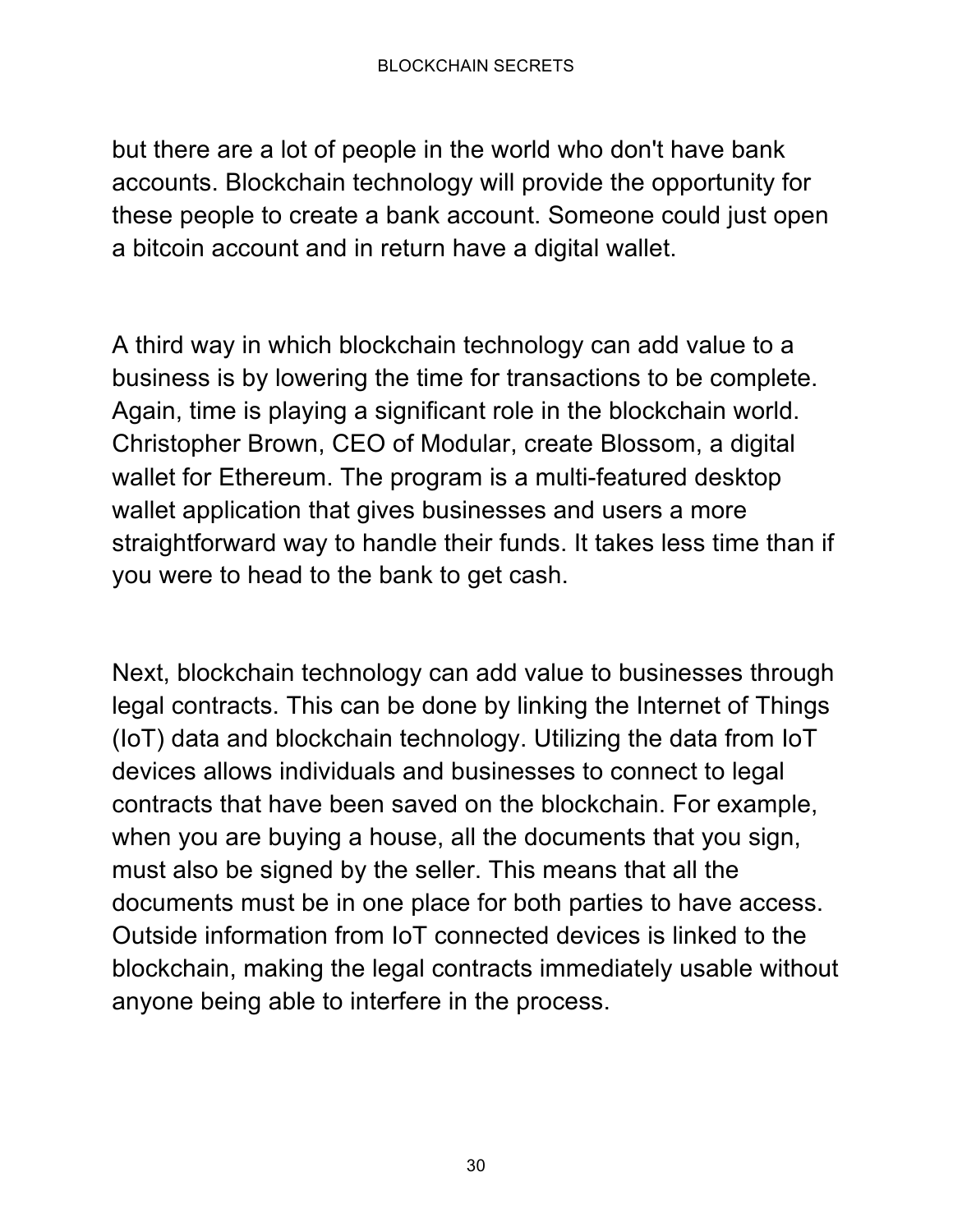but there are a lot of people in the world who don't have bank accounts. Blockchain technology will provide the opportunity for these people to create a bank account. Someone could just open a bitcoin account and in return have a digital wallet.

A third way in which blockchain technology can add value to a business is by lowering the time for transactions to be complete. Again, time is playing a significant role in the blockchain world. Christopher Brown, CEO of Modular, create Blossom, a digital wallet for Ethereum. The program is a multi-featured desktop wallet application that gives businesses and users a more straightforward way to handle their funds. It takes less time than if you were to head to the bank to get cash.

Next, blockchain technology can add value to businesses through legal contracts. This can be done by linking the Internet of Things (IoT) data and blockchain technology. Utilizing the data from IoT devices allows individuals and businesses to connect to legal contracts that have been saved on the blockchain. For example, when you are buying a house, all the documents that you sign, must also be signed by the seller. This means that all the documents must be in one place for both parties to have access. Outside information from IoT connected devices is linked to the blockchain, making the legal contracts immediately usable without anyone being able to interfere in the process.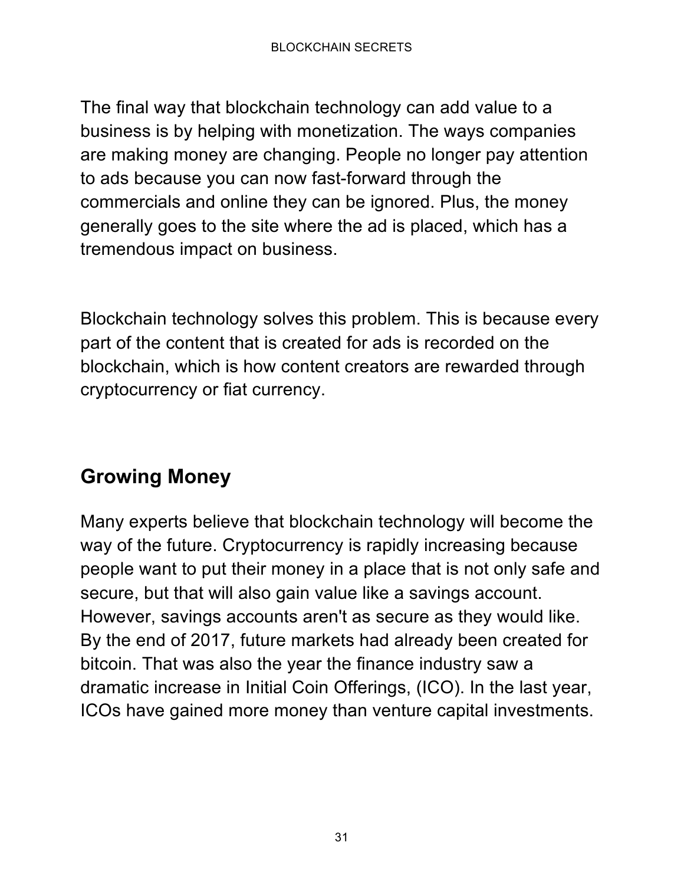The final way that blockchain technology can add value to a business is by helping with monetization. The ways companies are making money are changing. People no longer pay attention to ads because you can now fast-forward through the commercials and online they can be ignored. Plus, the money generally goes to the site where the ad is placed, which has a tremendous impact on business.

Blockchain technology solves this problem. This is because every part of the content that is created for ads is recorded on the blockchain, which is how content creators are rewarded through cryptocurrency or fiat currency.

## Growing Money

Many experts believe that blockchain technology will become the way of the future. Cryptocurrency is rapidly increasing because people want to put their money in a place that is not only safe and secure, but that will also gain value like a savings account. However, savings accounts aren't as secure as they would like. By the end of 2017, future markets had already been created for bitcoin. That was also the year the finance industry saw a dramatic increase in Initial Coin Offerings, (ICO). In the last year, ICOs have gained more money than venture capital investments.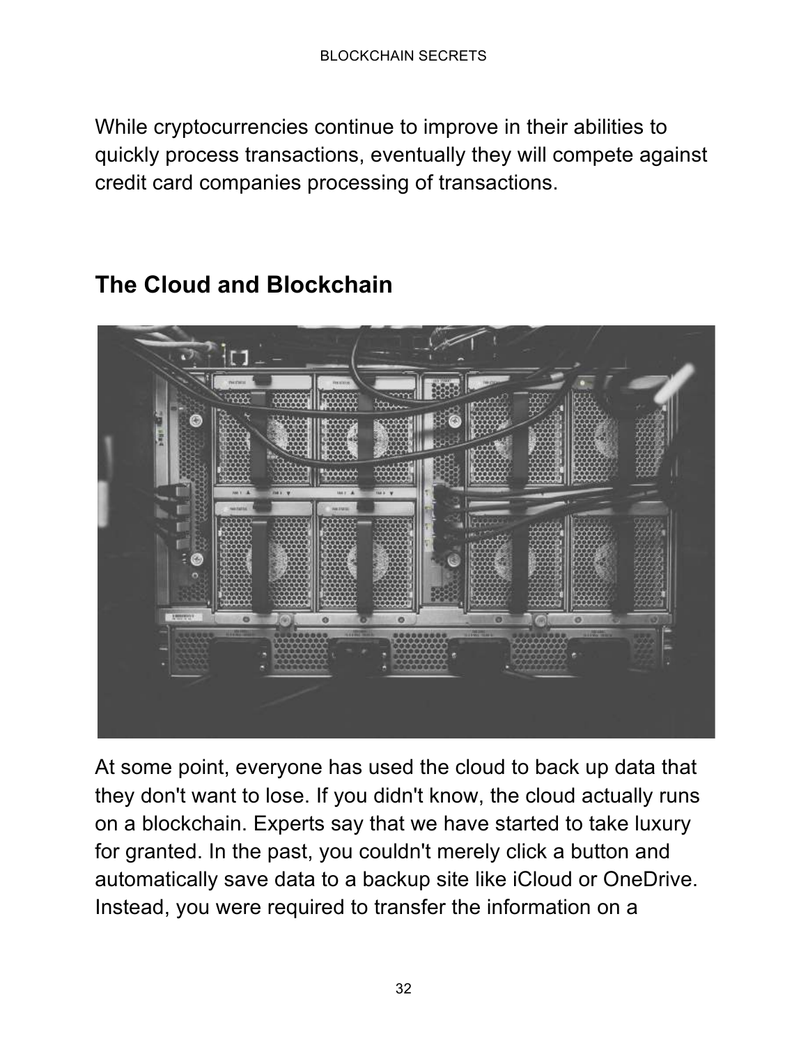While cryptocurrencies continue to improve in their abilities to quickly process transactions, eventually they will compete against credit card companies processing of transactions.

## The Cloud and Blockchain

At some point, everyone has used the cloud to back up data that they don't want to lose. If you didn't know, the cloud actually runs on a blockchain. Experts say that we have started to take luxury for granted. In the past, you couldn't merely click a button and automatically save data to a backup site like iCloud or OneDrive. Instead, you were required to transfer the information on a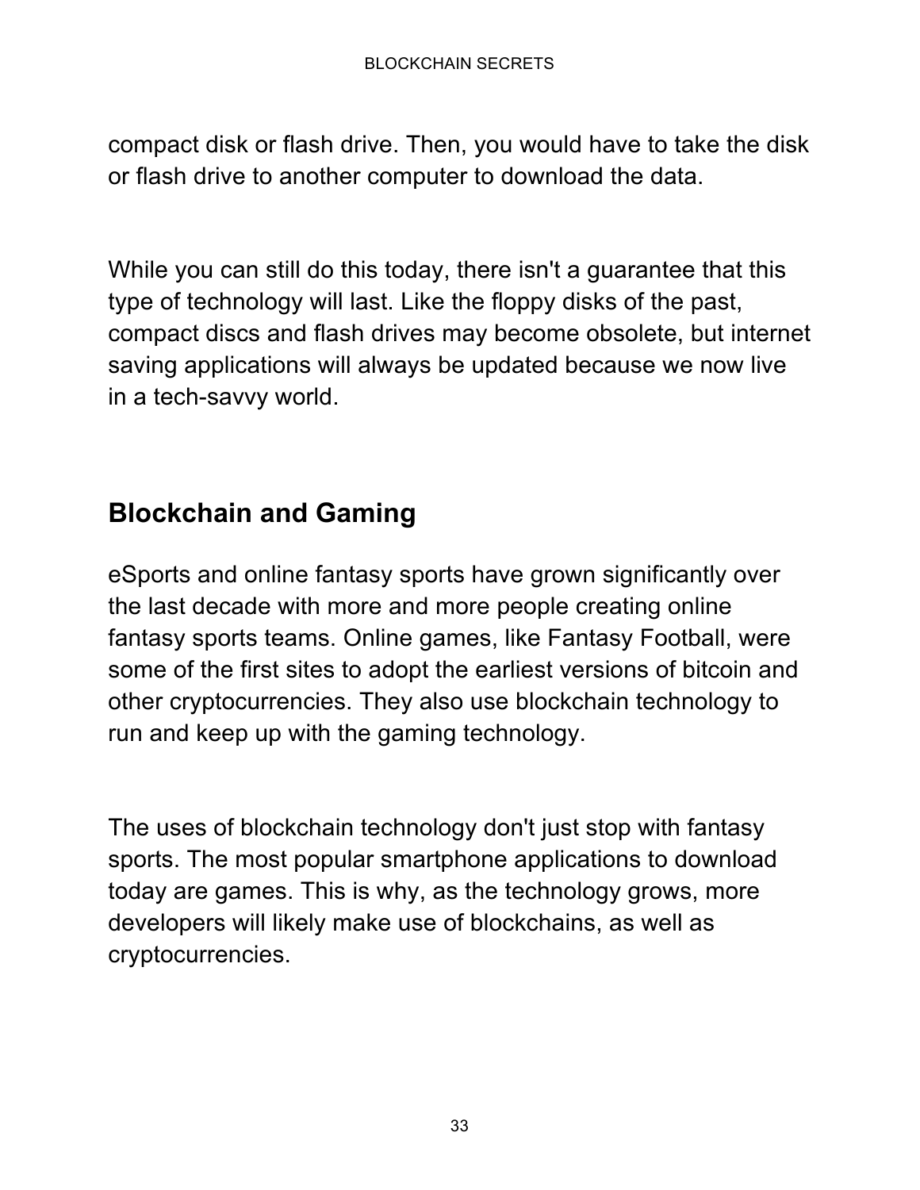compact disk or flash drive. Then, you would have to take the disk or flash drive to another computer to download the data.

While you can still do this today, there isn't a guarantee that this type of technology will last. Like the floppy disks of the past, compact discs and flash drives may become obsolete, but internet saving applications will always be updated because we now live in a tech-savvy world.

## Blockchain and Gaming

eSports and online fantasy sports have grown significantly over the last decade with more and more people creating online fantasy sports teams. Online games, like Fantasy Football, were some of the first sites to adopt the earliest versions of bitcoin and other cryptocurrencies. They also use blockchain technology to run and keep up with the gaming technology.

The uses of blockchain technology don't just stop with fantasy sports. The most popular smartphone applications to download today are games. This is why, as the technology grows, more developers will likely make use of blockchains, as well as cryptocurrencies.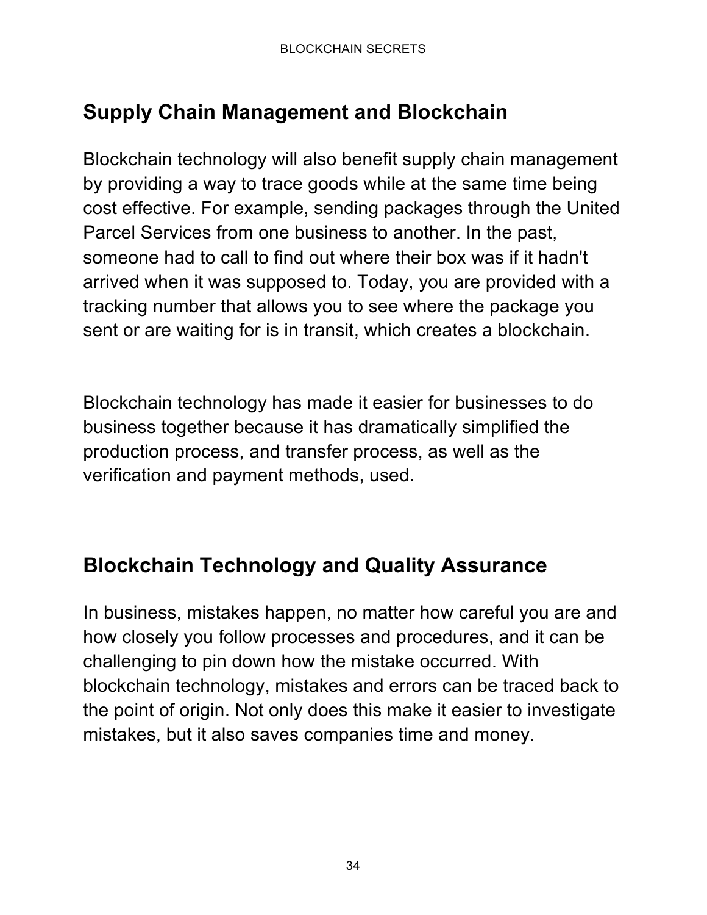## Supply Chain Management and Blockchain

Blockchain technology will also benefit supply chain management by providing a way to trace goods while at the same time being cost effective. For example, sending packages through the United Parcel Services from one business to another. In the past, someone had to call to find out where their box was if it hadn't arrived when it was supposed to. Today, you are provided with a tracking number that allows you to see where the package you sent or are waiting for is in transit, which creates a blockchain.

Blockchain technology has made it easier for businesses to do business together because it has dramatically simplified the production process, and transfer process, as well as the verification and payment methods, used.

## Blockchain Technology and Quality Assurance

In business, mistakes happen, no matter how careful you are and how closely you follow processes and procedures, and it can be challenging to pin down how the mistake occurred. With blockchain technology, mistakes and errors can be traced back to the point of origin. Not only does this make it easier to investigate mistakes, but it also saves companies time and money.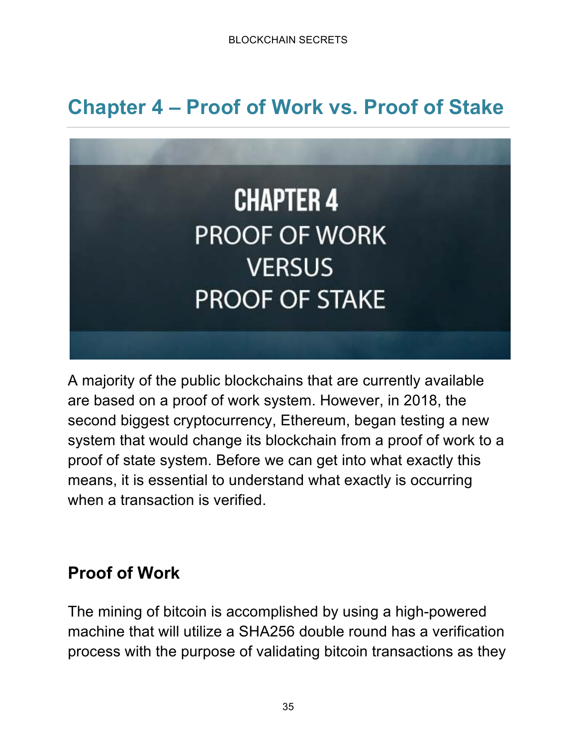# Chapter 4 – Proof of Work vs. Proof of Stake

A majority of the public blockchains that are currently available are based on a proof of work system. However, in 2018, the second biggest cryptocurrency, Ethereum, began testing a new system that would change its blockchain from a proof of work to a proof of state system. Before we can get into what exactly this means, it is essential to understand what exactly is occurring when a transaction is verified.

## Proof of Work

The mining of bitcoin is accomplished by using a high-powered machine that will utilize a SHA256 double round has a verification process with the purpose of validating bitcoin transactions as they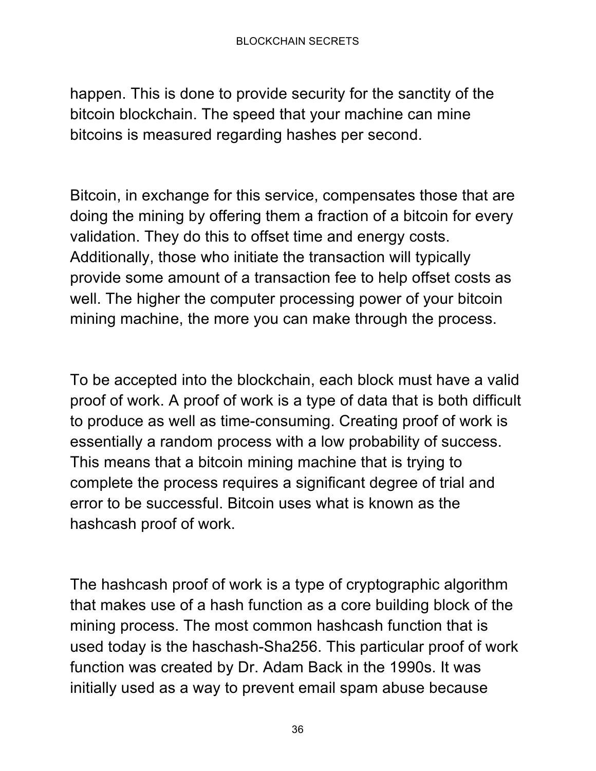happen. This is done to provide security for the sanctity of the bitcoin blockchain. The speed that your machine can mine bitcoins is measured regarding hashes per second.

Bitcoin, in exchange for this service, compensates those that are doing the mining by offering them a fraction of a bitcoin for every validation. They do this to offset time and energy costs. Additionally, those who initiate the transaction will typically provide some amount of a transaction fee to help offset costs as well. The higher the computer processing power of your bitcoin mining machine, the more you can make through the process.

To be accepted into the blockchain, each block must have a valid proof of work. A proof of work is a type of data that is both difficult to produce as well as time-consuming. Creating proof of work is essentially a random process with a low probability of success. This means that a bitcoin mining machine that is trying to complete the process requires a significant degree of trial and error to be successful. Bitcoin uses what is known as the hashcash proof of work.

The hashcash proof of work is a type of cryptographic algorithm that makes use of a hash function as a core building block of the mining process. The most common hashcash function that is used today is the haschash-Sha256. This particular proof of work function was created by Dr. Adam Back in the 1990s. It was initially used as a way to prevent email spam abuse because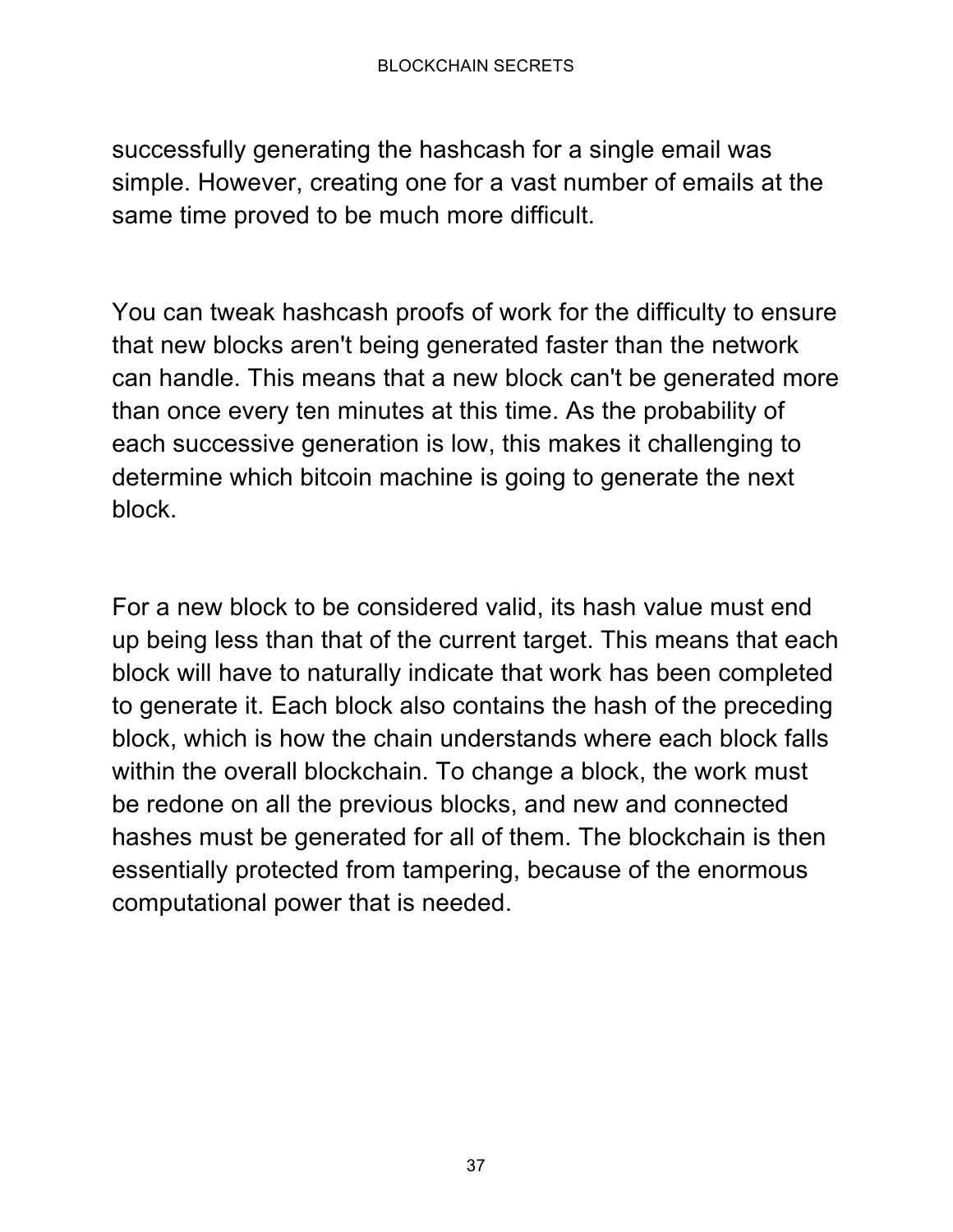successfully generating the hashcash for a single email was simple. However, creating one for a vast number of emails at the same time proved to be much more difficult.

You can tweak hashcash proofs of work for the difficulty to ensure that new blocks aren't being generated faster than the network can handle. This means that a new block can't be generated more than once every ten minutes at this time. As the probability of each successive generation is low, this makes it challenging to determine which bitcoin machine is going to generate the next block.

For a new block to be considered valid, its hash value must end up being less than that of the current target. This means that each block will have to naturally indicate that work has been completed to generate it. Each block also contains the hash of the preceding block, which is how the chain understands where each block falls within the overall blockchain. To change a block, the work must be redone on all the previous blocks, and new and connected hashes must be generated for all of them. The blockchain is then essentially protected from tampering, because of the enormous computational power that is needed.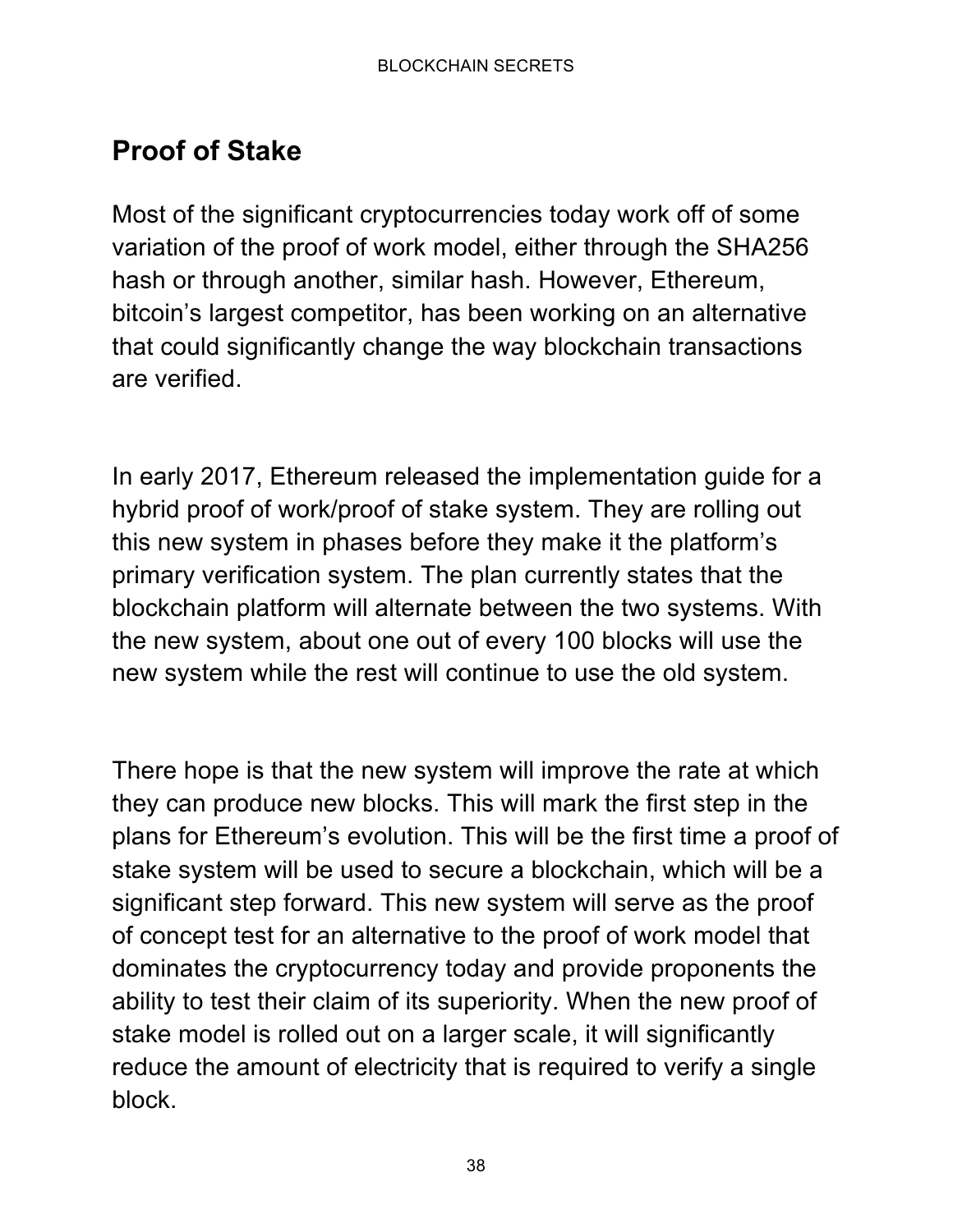## Proof of Stake

Most of the significant cryptocurrencies today work off of some variation of the proof of work model, either through the SHA256 hash or through another, similar hash. However, Ethereum, bitcoin's largest competitor, has been working on an alternative that could significantly change the way blockchain transactions are verified.

In early 2017, Ethereum released the implementation guide for a hybrid proof of work/proof of stake system. They are rolling out this new system in phases before they make it the platform's primary verification system. The plan currently states that the blockchain platform will alternate between the two systems. With the new system, about one out of every 100 blocks will use the new system while the rest will continue to use the old system.

There hope is that the new system will improve the rate at which they can produce new blocks. This will mark the first step in the plans for Ethereum's evolution. This will be the first time a proof of stake system will be used to secure a blockchain, which will be a significant step forward. This new system will serve as the proof of concept test for an alternative to the proof of work model that dominates the cryptocurrency today and provide proponents the ability to test their claim of its superiority. When the new proof of stake model is rolled out on a larger scale, it will significantly reduce the amount of electricity that is required to verify a single block.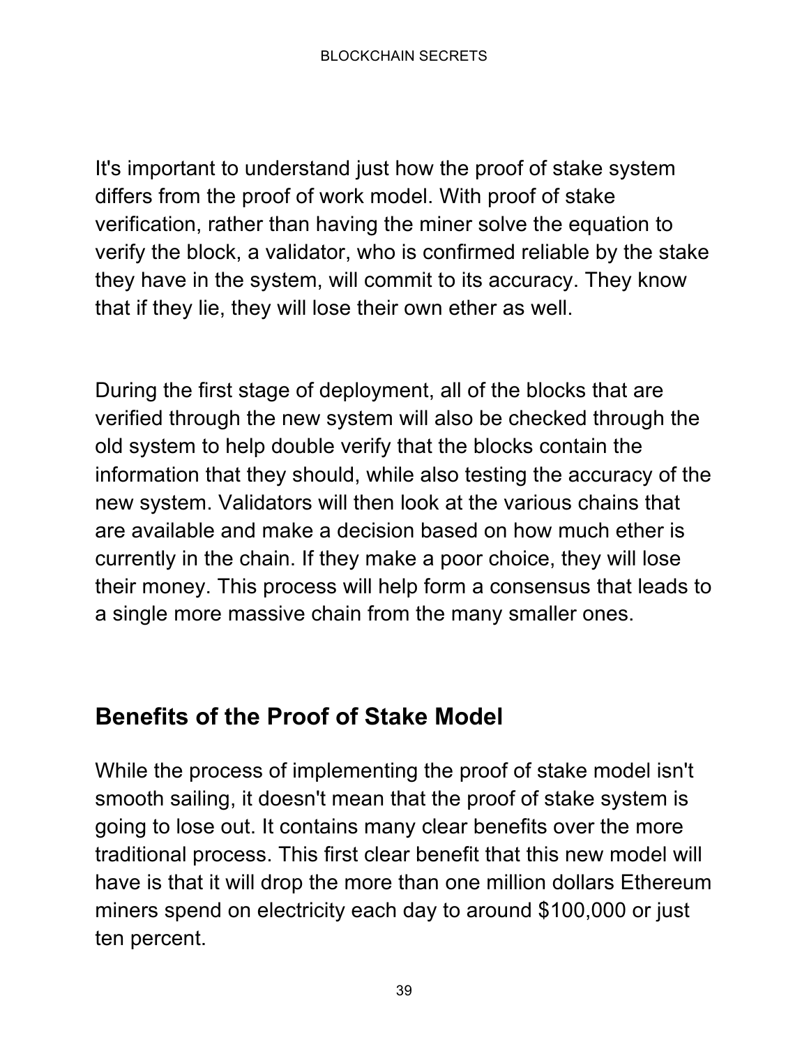It's important to understand just how the proof of stake system differs from the proof of work model. With proof of stake verification, rather than having the miner solve the equation to verify the block, a validator, who is confirmed reliable by the stake they have in the system, will commit to its accuracy. They know that if they lie, they will lose their own ether as well.

During the first stage of deployment, all of the blocks that are verified through the new system will also be checked through the old system to help double verify that the blocks contain the information that they should, while also testing the accuracy of the new system. Validators will then look at the various chains that are available and make a decision based on how much ether is currently in the chain. If they make a poor choice, they will lose their money. This process will help form a consensus that leads to a single more massive chain from the many smaller ones.

## Benefits of the Proof of Stake Model

While the process of implementing the proof of stake model isn't smooth sailing, it doesn't mean that the proof of stake system is going to lose out. It contains many clear benefits over the more traditional process. This first clear benefit that this new model will have is that it will drop the more than one million dollars Ethereum miners spend on electricity each day to around $100,000 or just ten percent.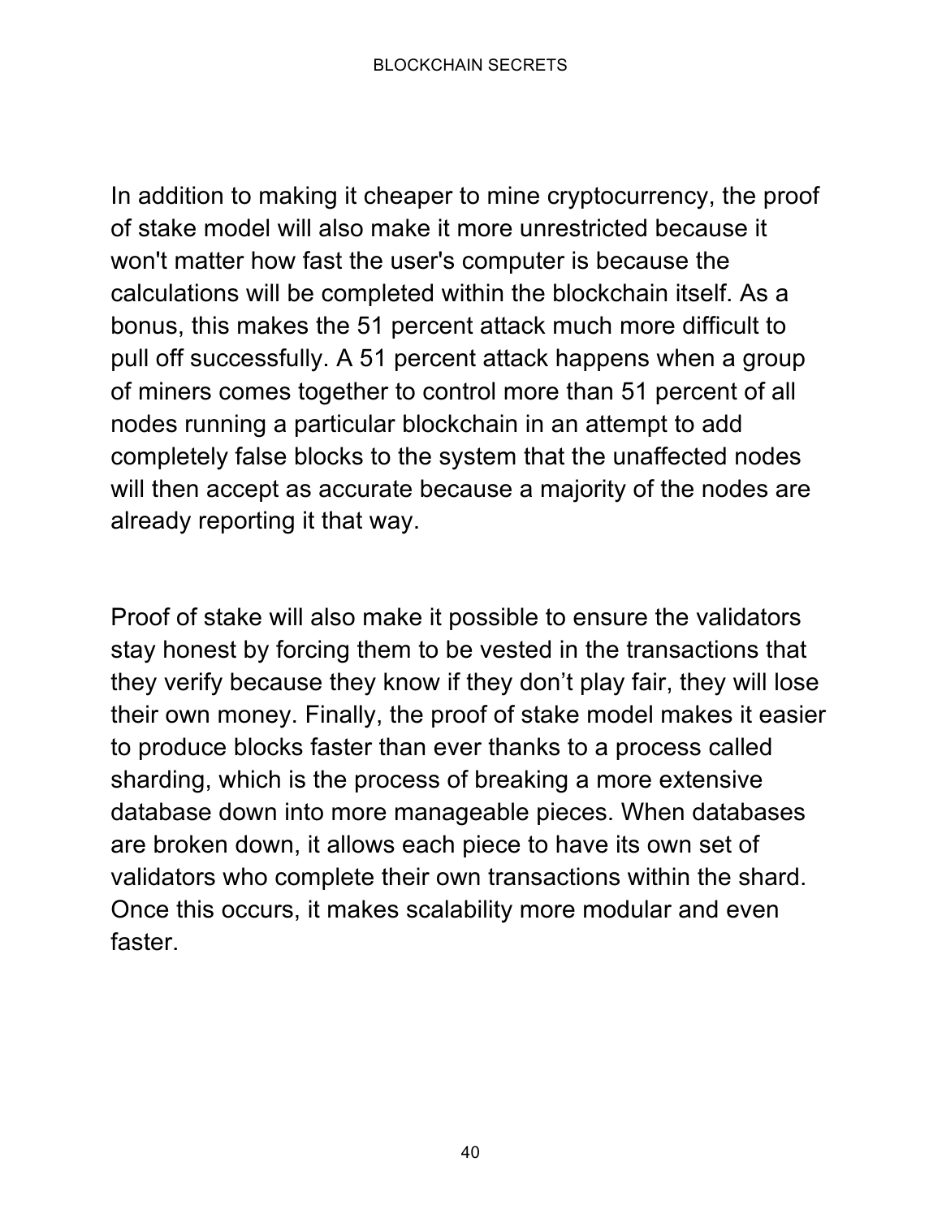In addition to making it cheaper to mine cryptocurrency, the proof of stake model will also make it more unrestricted because it won't matter how fast the user's computer is because the calculations will be completed within the blockchain itself. As a bonus, this makes the 51 percent attack much more difficult to pull off successfully. A 51 percent attack happens when a group of miners comes together to control more than 51 percent of all nodes running a particular blockchain in an attempt to add completely false blocks to the system that the unaffected nodes will then accept as accurate because a majority of the nodes are already reporting it that way.

Proof of stake will also make it possible to ensure the validators stay honest by forcing them to be vested in the transactions that they verify because they know if they don't play fair, they will lose their own money. Finally, the proof of stake model makes it easier to produce blocks faster than ever thanks to a process called sharding, which is the process of breaking a more extensive database down into more manageable pieces. When databases are broken down, it allows each piece to have its own set of validators who complete their own transactions within the shard. Once this occurs, it makes scalability more modular and even faster.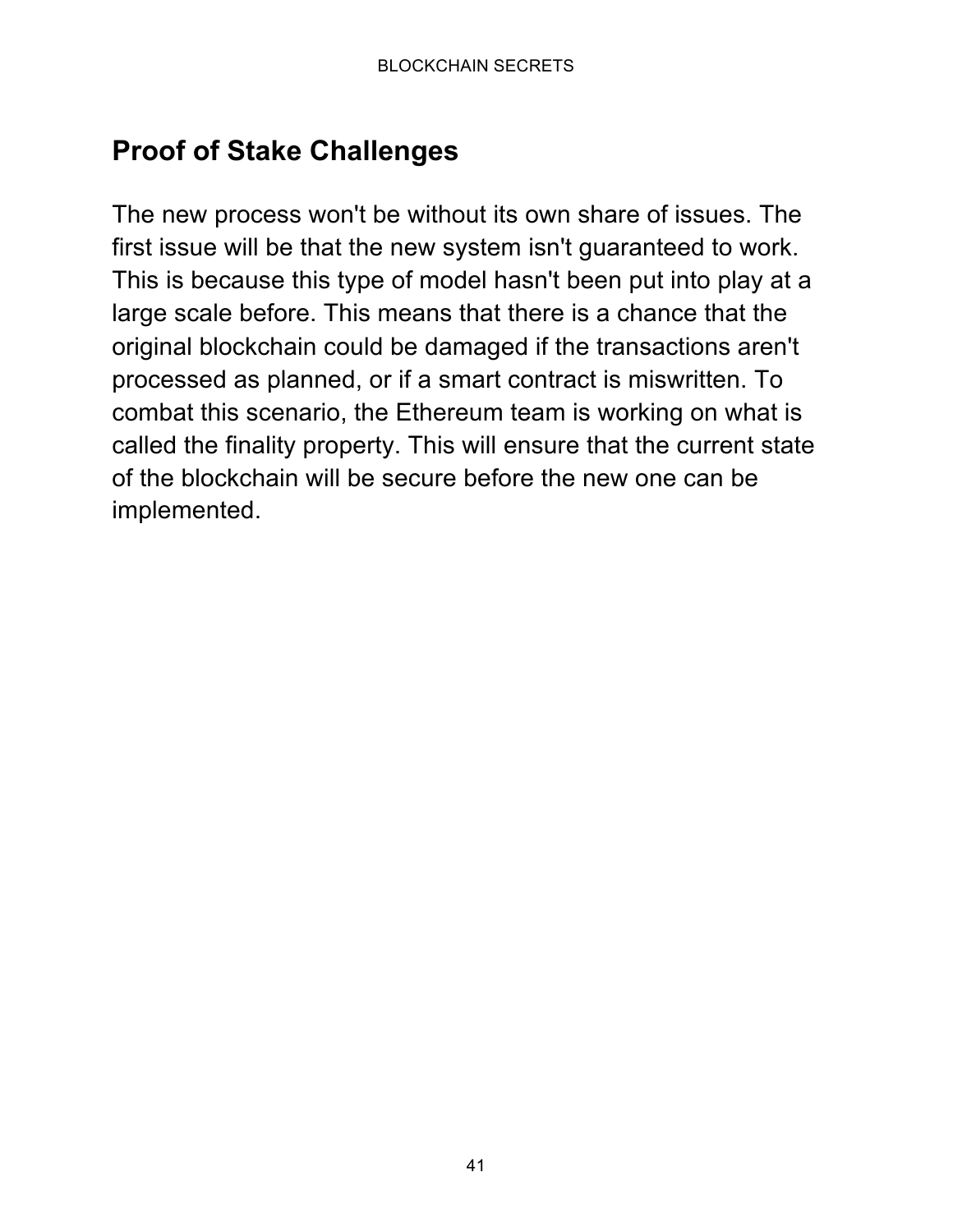## Proof of Stake Challenges

The new process won't be without its own share of issues. The first issue will be that the new system isn't guaranteed to work. This is because this type of model hasn't been put into play at a large scale before. This means that there is a chance that the original blockchain could be damaged if the transactions aren't processed as planned, or if a smart contract is miswritten. To combat this scenario, the Ethereum team is working on what is called the finality property. This will ensure that the current state of the blockchain will be secure before the new one can be implemented.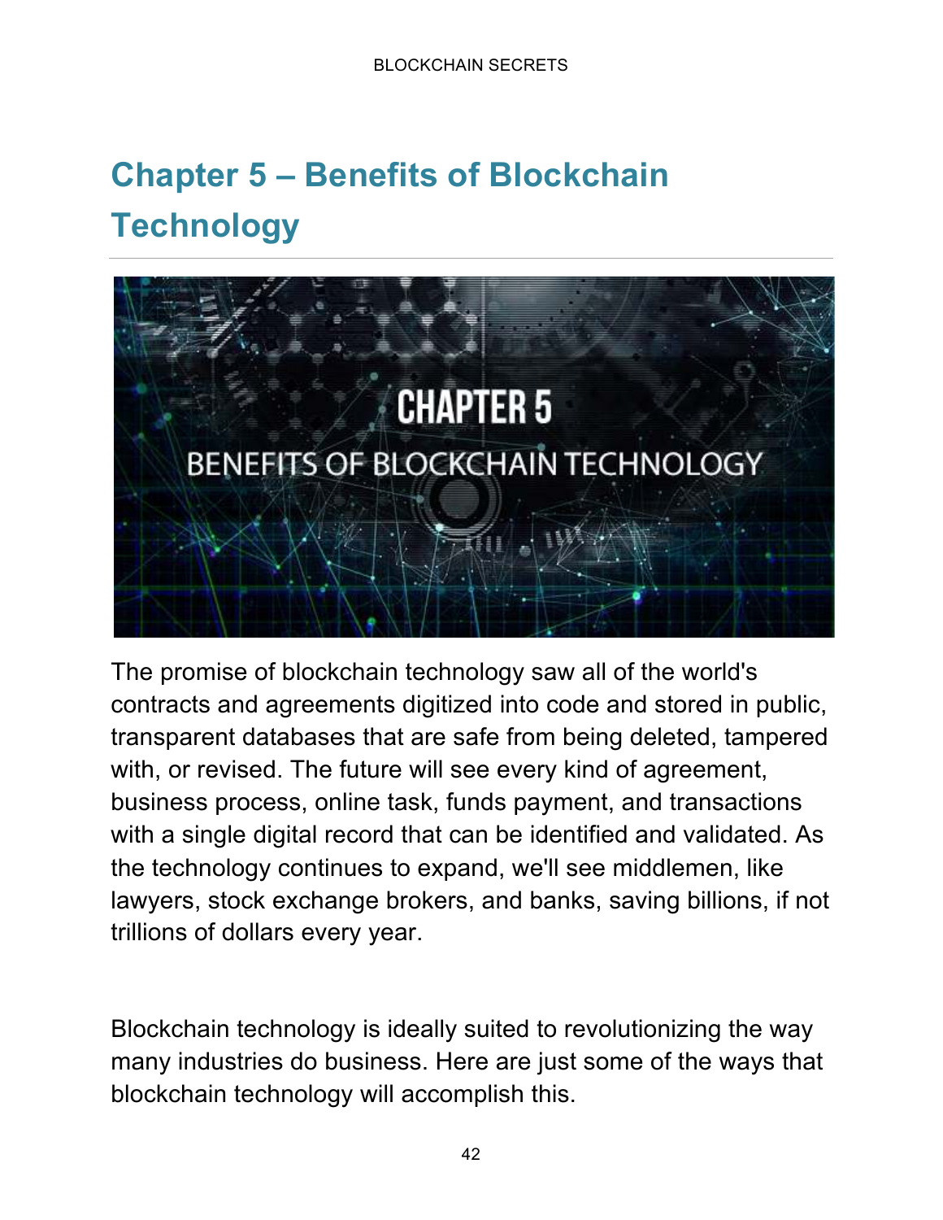# Chapter 5 – Benefits of Blockchain Technology

The promise of blockchain technology saw all of the world's contracts and agreements digitized into code and stored in public, transparent databases that are safe from being deleted, tampered with, or revised. The future will see every kind of agreement, business process, online task, funds payment, and transactions with a single digital record that can be identified and validated. As the technology continues to expand, we'll see middlemen, like lawyers, stock exchange brokers, and banks, saving billions, if not trillions of dollars every year.

Blockchain technology is ideally suited to revolutionizing the way many industries do business. Here are just some of the ways that blockchain technology will accomplish this.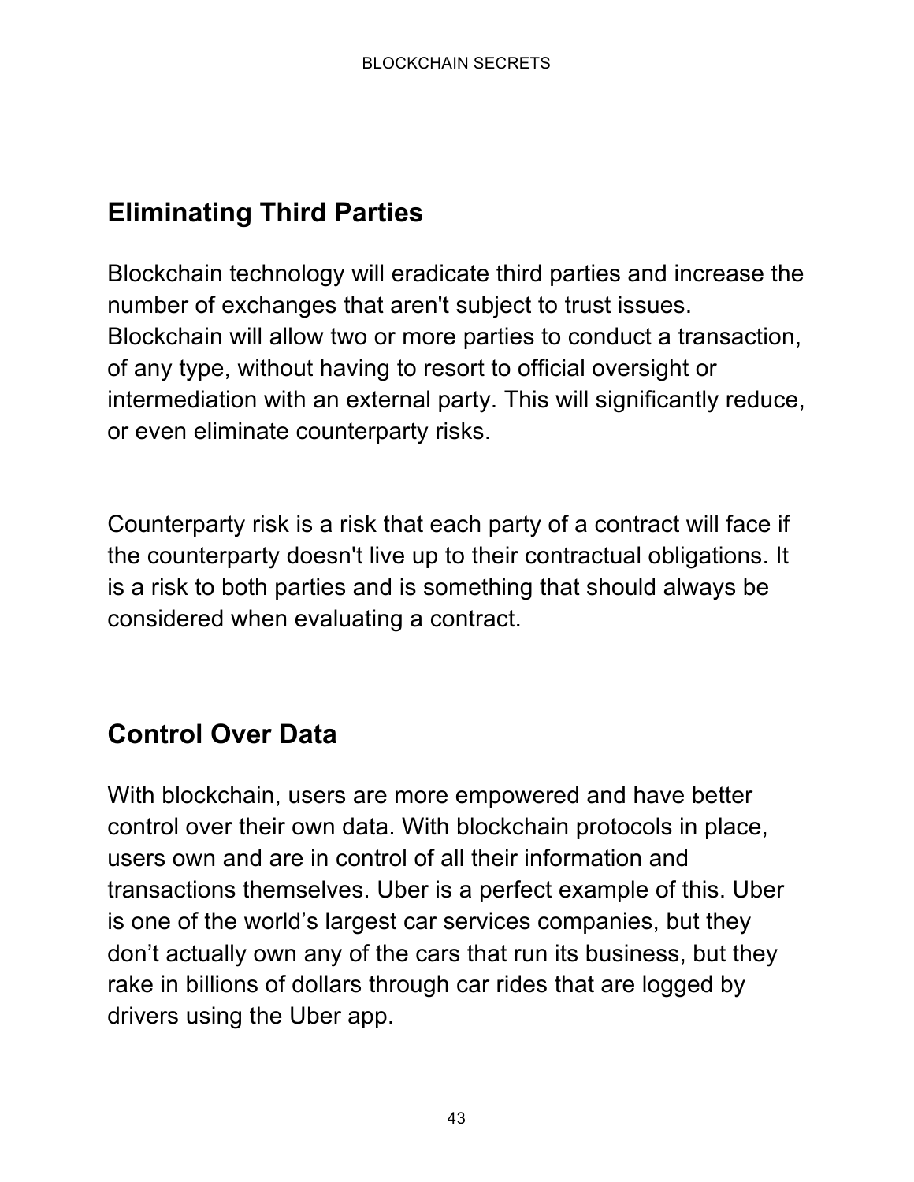## Eliminating Third Parties

Blockchain technology will eradicate third parties and increase the number of exchanges that aren't subject to trust issues. Blockchain will allow two or more parties to conduct a transaction, of any type, without having to resort to official oversight or intermediation with an external party. This will significantly reduce, or even eliminate counterparty risks.

Counterparty risk is a risk that each party of a contract will face if the counterparty doesn't live up to their contractual obligations. It is a risk to both parties and is something that should always be considered when evaluating a contract.

## Control Over Data

With blockchain, users are more empowered and have better control over their own data. With blockchain protocols in place, users own and are in control of all their information and transactions themselves. Uber is a perfect example of this. Uber is one of the world's largest car services companies, but they don't actually own any of the cars that run its business, but they rake in billions of dollars through car rides that are logged by drivers using the Uber app.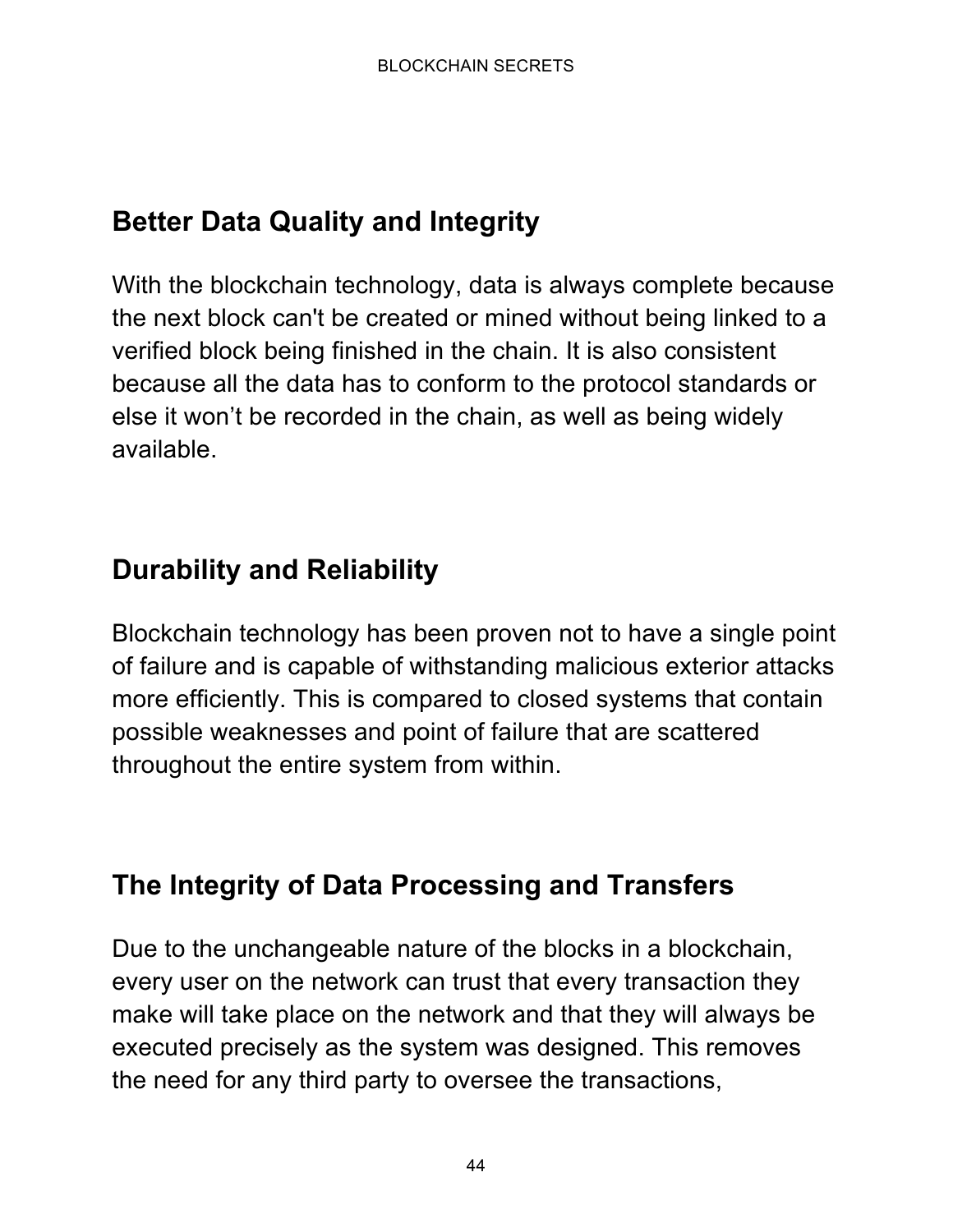## Better Data Quality and Integrity

With the blockchain technology, data is always complete because the next block can't be created or mined without being linked to a verified block being finished in the chain. It is also consistent because all the data has to conform to the protocol standards or else it won't be recorded in the chain, as well as being widely available.

## Durability and Reliability

Blockchain technology has been proven not to have a single point of failure and is capable of withstanding malicious exterior attacks more efficiently. This is compared to closed systems that contain possible weaknesses and point of failure that are scattered throughout the entire system from within.

## The Integrity of Data Processing and Transfers

Due to the unchangeable nature of the blocks in a blockchain, every user on the network can trust that every transaction they make will take place on the network and that they will always be executed precisely as the system was designed. This removes the need for any third party to oversee the transactions,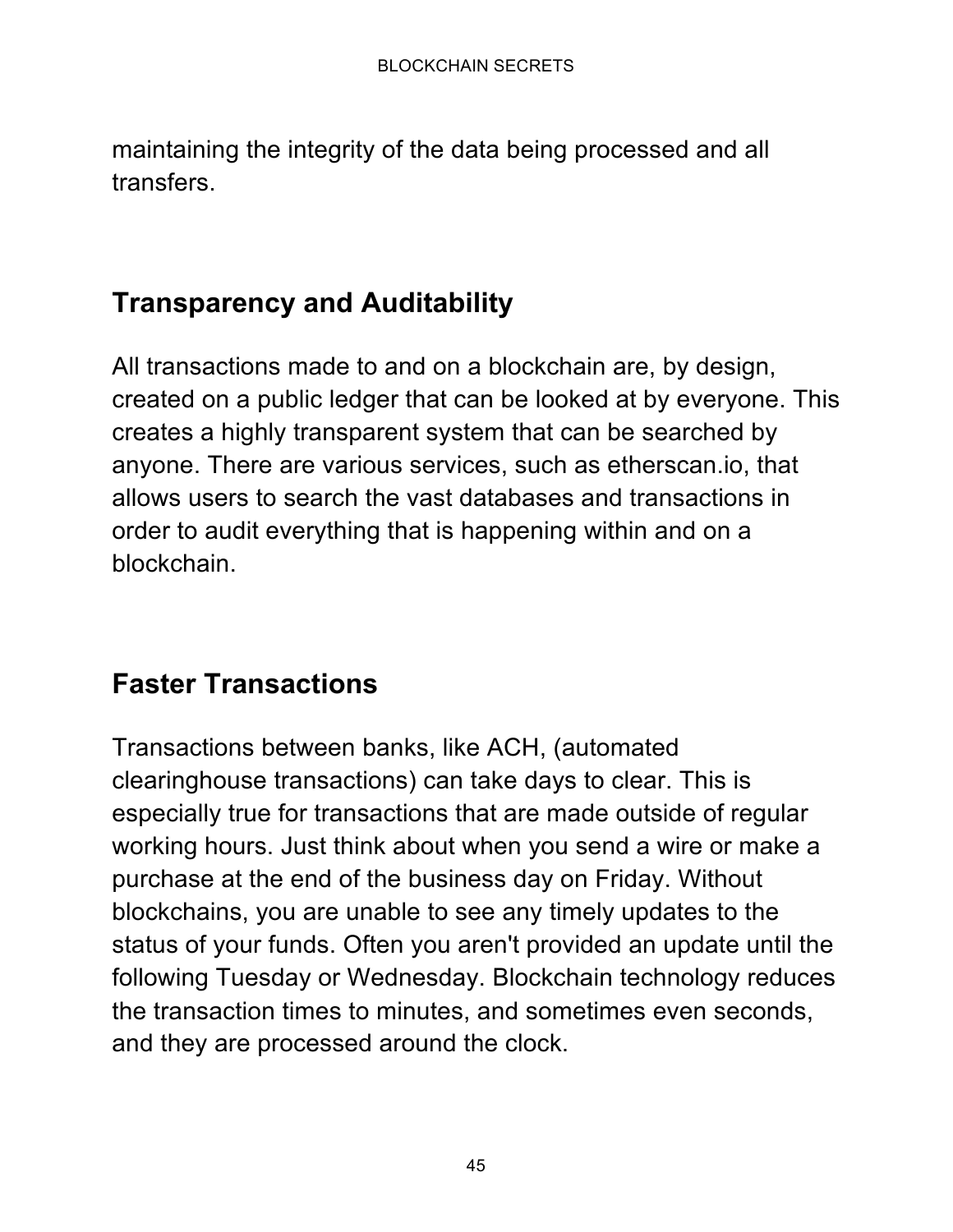maintaining the integrity of the data being processed and all transfers.

## Transparency and Auditability

All transactions made to and on a blockchain are, by design, created on a public ledger that can be looked at by everyone. This creates a highly transparent system that can be searched by anyone. There are various services, such as etherscan.io, that allows users to search the vast databases and transactions in order to audit everything that is happening within and on a blockchain.

## Faster Transactions

Transactions between banks, like ACH, (automated clearinghouse transactions) can take days to clear. This is especially true for transactions that are made outside of regular working hours. Just think about when you send a wire or make a purchase at the end of the business day on Friday. Without blockchains, you are unable to see any timely updates to the status of your funds. Often you aren't provided an update until the following Tuesday or Wednesday. Blockchain technology reduces the transaction times to minutes, and sometimes even seconds, and they are processed around the clock.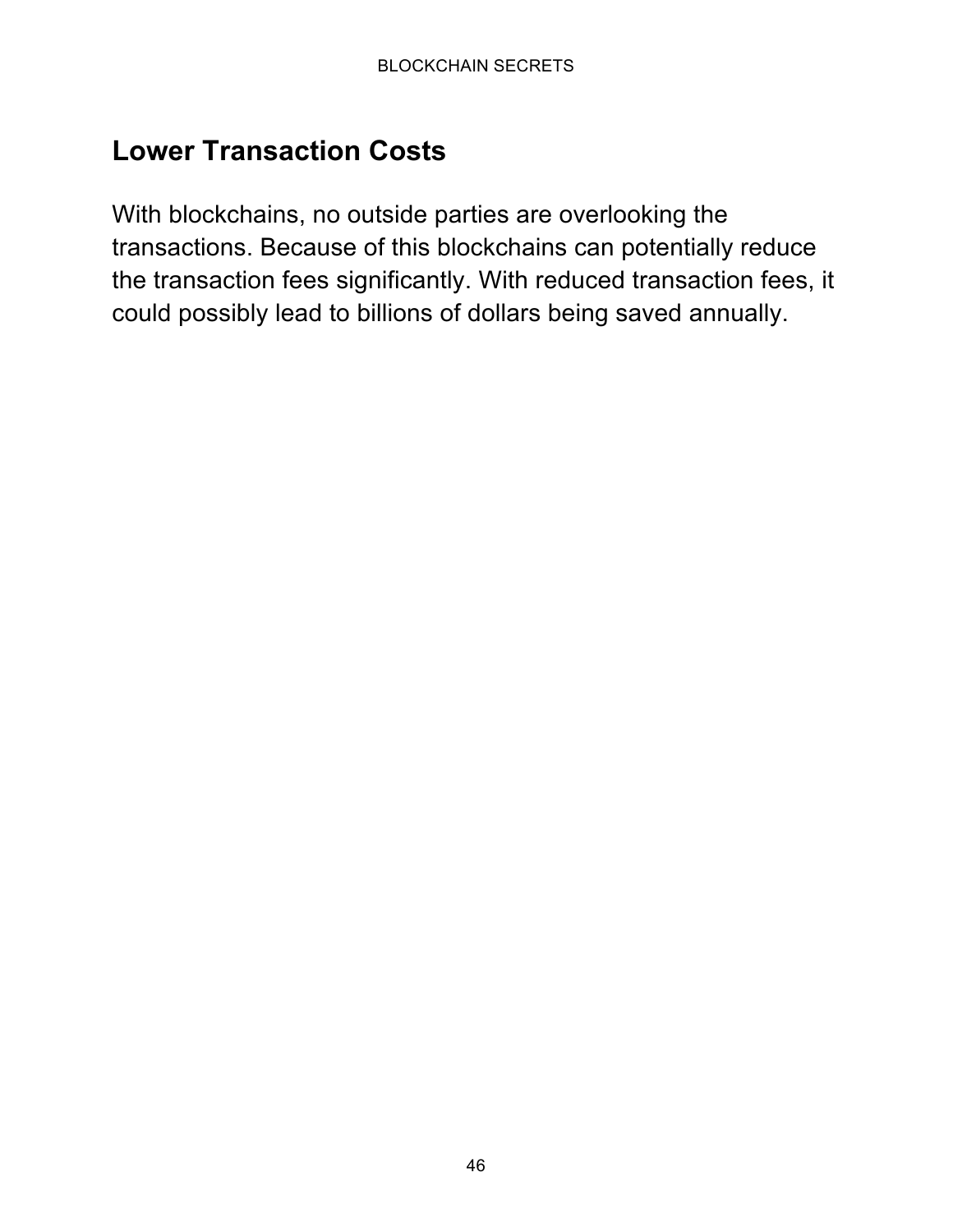## Lower Transaction Costs

With blockchains, no outside parties are overlooking the transactions. Because of this blockchains can potentially reduce the transaction fees significantly. With reduced transaction fees, it could possibly lead to billions of dollars being saved annually.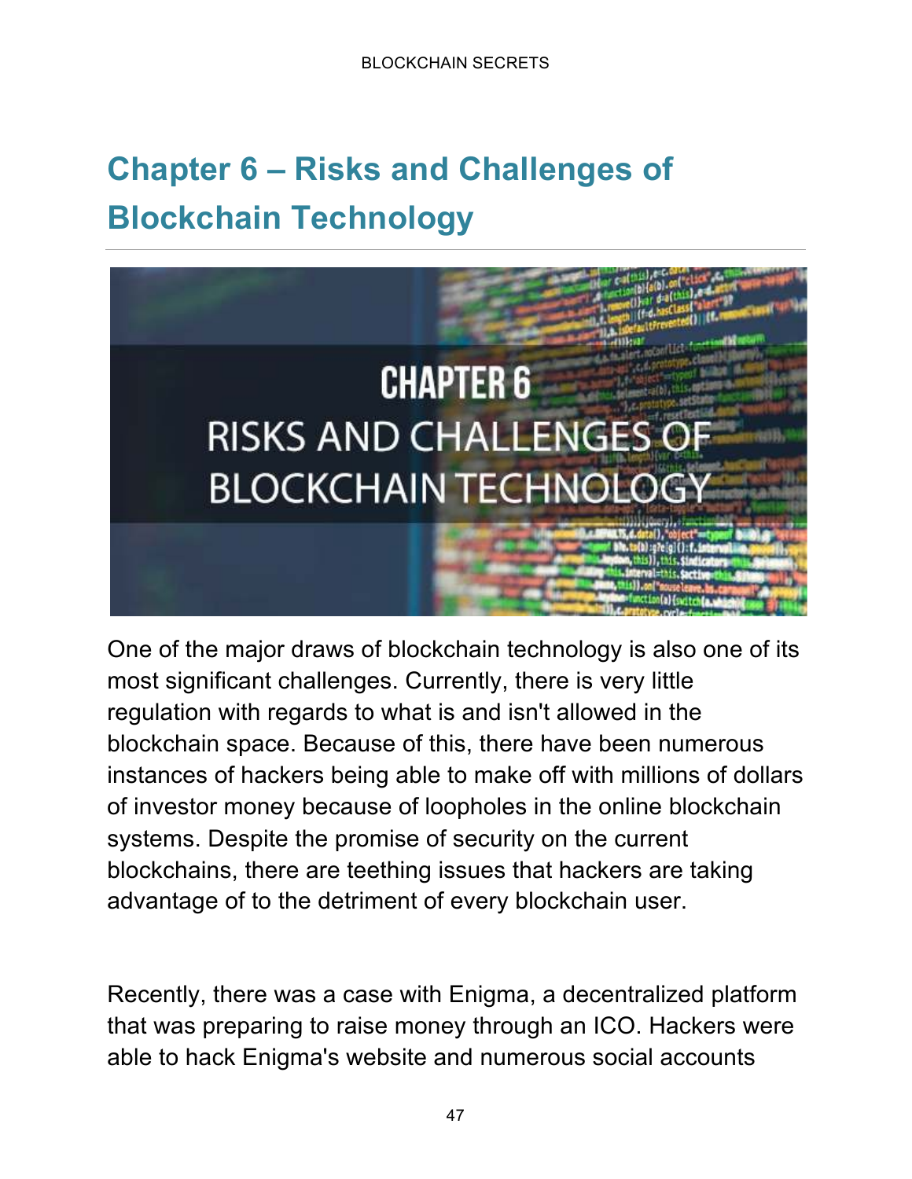# Chapter 6 – Risks and Challenges of Blockchain Technology

One of the major draws of blockchain technology is also one of its most significant challenges. Currently, there is very little regulation with regards to what is and isn't allowed in the blockchain space. Because of this, there have been numerous instances of hackers being able to make off with millions of dollars of investor money because of loopholes in the online blockchain systems. Despite the promise of security on the current blockchains, there are teething issues that hackers are taking advantage of to the detriment of every blockchain user.

Recently, there was a case with Enigma, a decentralized platform that was preparing to raise money through an ICO. Hackers were able to hack Enigma's website and numerous social accounts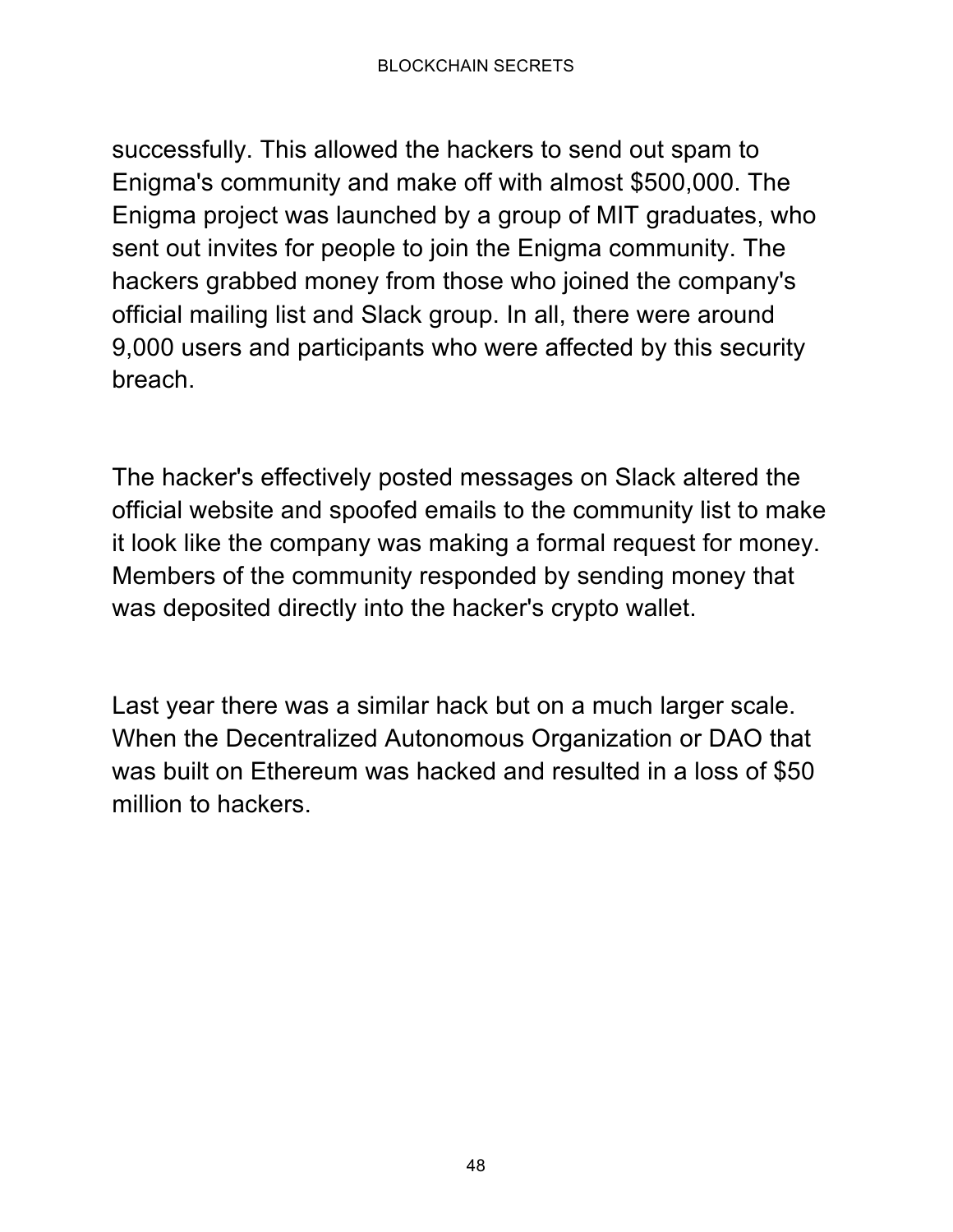successfully. This allowed the hackers to send out spam to Enigma's community and make off with almost $500,000. The Enigma project was launched by a group of MIT graduates, who sent out invites for people to join the Enigma community. The hackers grabbed money from those who joined the company's official mailing list and Slack group. In all, there were around 9,000 users and participants who were affected by this security breach.

The hacker's effectively posted messages on Slack altered the official website and spoofed emails to the community list to make it look like the company was making a formal request for money. Members of the community responded by sending money that was deposited directly into the hacker's crypto wallet.

Last year there was a similar hack but on a much larger scale. When the Decentralized Autonomous Organization or DAO that was built on Ethereum was hacked and resulted in a loss of $50 million to hackers.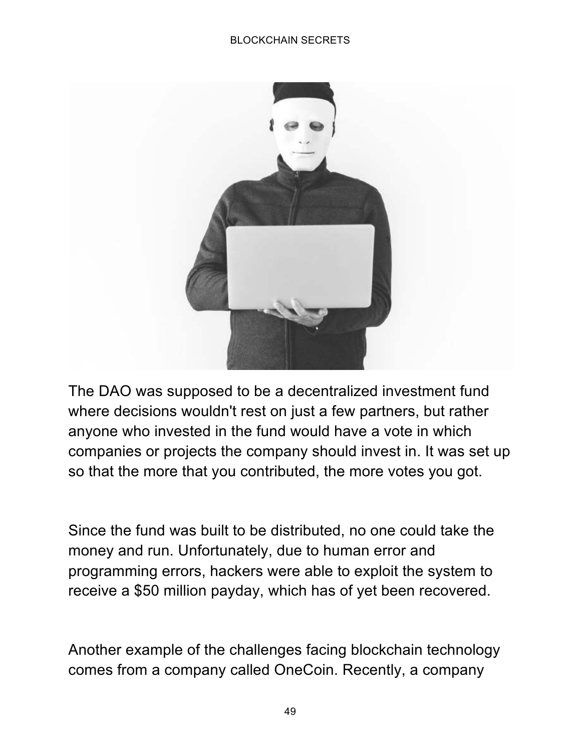The DAO was supposed to be a decentralized investment fund where decisions wouldn't rest on just a few partners, but rather anyone who invested in the fund would have a vote in which companies or projects the company should invest in. It was set up so that the more that you contributed, the more votes you got.

Since the fund was built to be distributed, no one could take the money and run. Unfortunately, due to human error and programming errors, hackers were able to exploit the system to receive a $50 million payday, which has of yet been recovered.

Another example of the challenges facing blockchain technology comes from a company called OneCoin. Recently, a company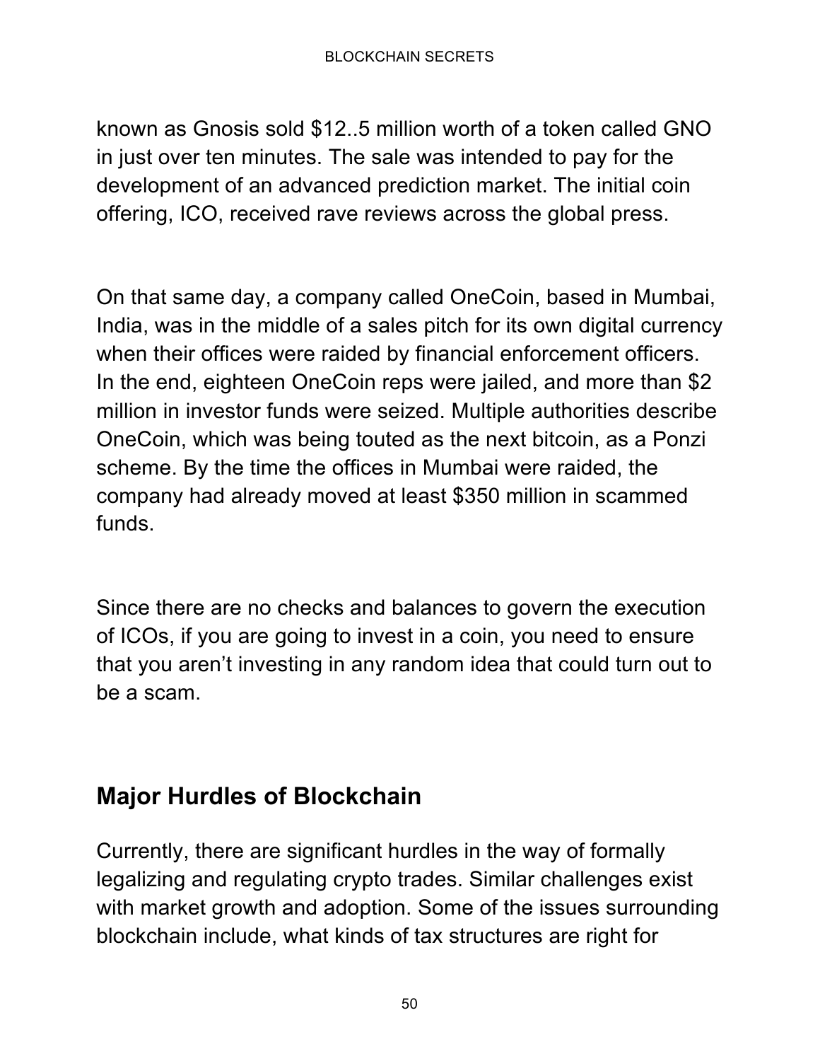known as Gnosis sold $12..5 million worth of a token called GNO in just over ten minutes. The sale was intended to pay for the development of an advanced prediction market. The initial coin offering, ICO, received rave reviews across the global press.

On that same day, a company called OneCoin, based in Mumbai, India, was in the middle of a sales pitch for its own digital currency when their offices were raided by financial enforcement officers. In the end, eighteen OneCoin reps were jailed, and more than $2 million in investor funds were seized. Multiple authorities describe OneCoin, which was being touted as the next bitcoin, as a Ponzi scheme. By the time the offices in Mumbai were raided, the company had already moved at least $350 million in scammed funds.

Since there are no checks and balances to govern the execution of ICOs, if you are going to invest in a coin, you need to ensure that you aren't investing in any random idea that could turn out to be a scam.

## Major Hurdles of Blockchain

Currently, there are significant hurdles in the way of formally legalizing and regulating crypto trades. Similar challenges exist with market growth and adoption. Some of the issues surrounding blockchain include, what kinds of tax structures are right for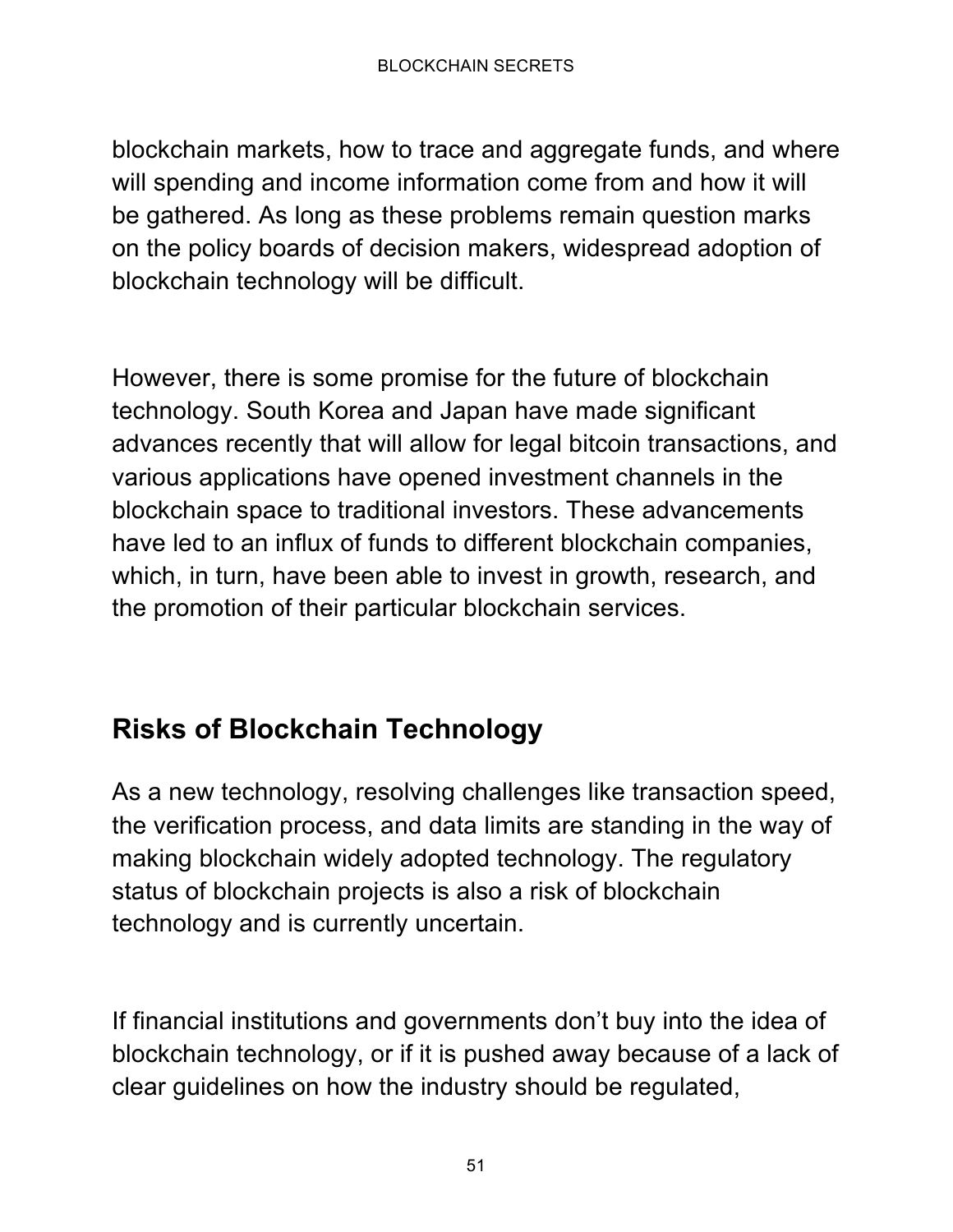blockchain markets, how to trace and aggregate funds, and where will spending and income information come from and how it will be gathered. As long as these problems remain question marks on the policy boards of decision makers, widespread adoption of blockchain technology will be difficult.

However, there is some promise for the future of blockchain technology. South Korea and Japan have made significant advances recently that will allow for legal bitcoin transactions, and various applications have opened investment channels in the blockchain space to traditional investors. These advancements have led to an influx of funds to different blockchain companies, which, in turn, have been able to invest in growth, research, and the promotion of their particular blockchain services.

## Risks of Blockchain Technology

As a new technology, resolving challenges like transaction speed, the verification process, and data limits are standing in the way of making blockchain widely adopted technology. The regulatory status of blockchain projects is also a risk of blockchain technology and is currently uncertain.

If financial institutions and governments don't buy into the idea of blockchain technology, or if it is pushed away because of a lack of clear guidelines on how the industry should be regulated,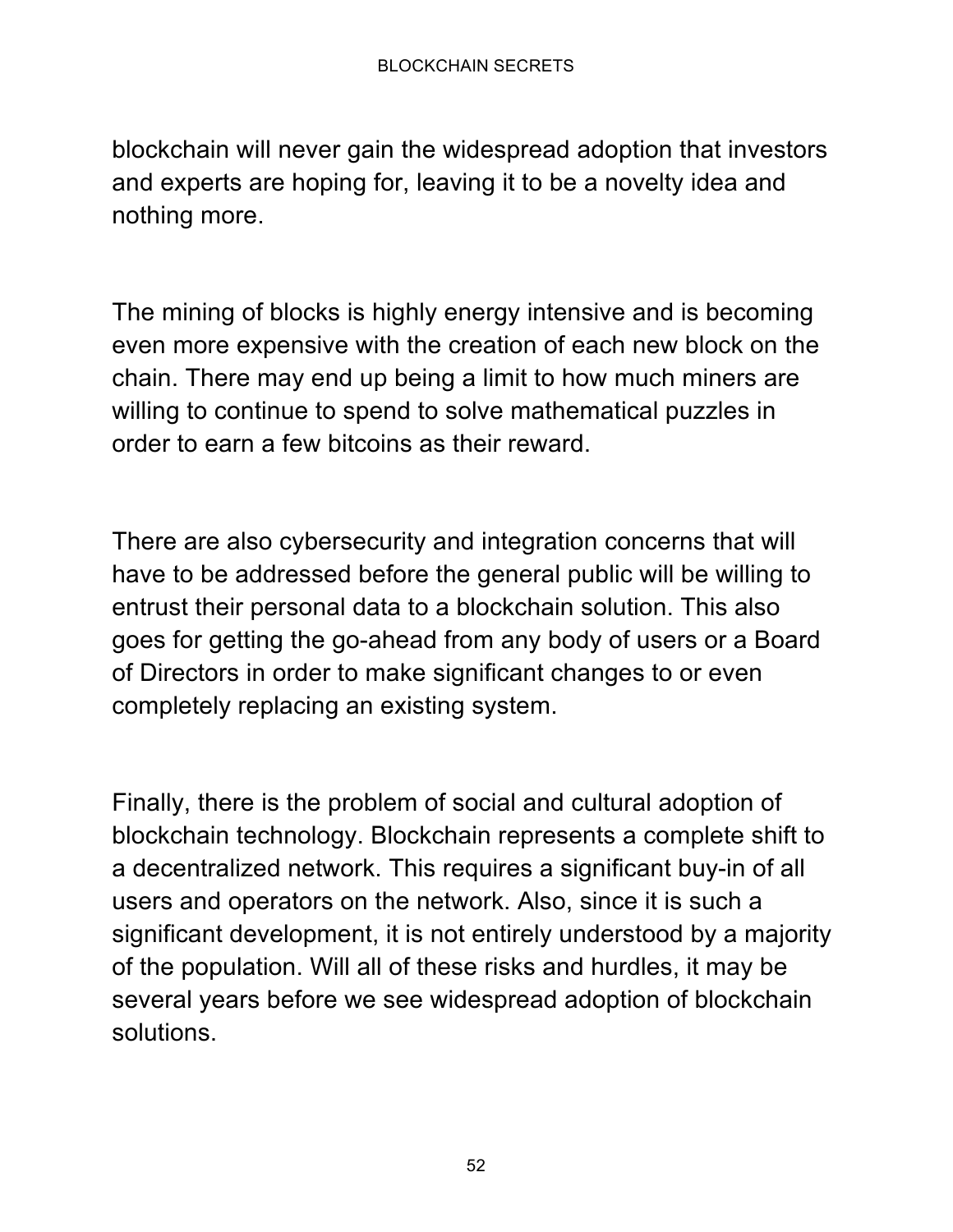blockchain will never gain the widespread adoption that investors and experts are hoping for, leaving it to be a novelty idea and nothing more.

The mining of blocks is highly energy intensive and is becoming even more expensive with the creation of each new block on the chain. There may end up being a limit to how much miners are willing to continue to spend to solve mathematical puzzles in order to earn a few bitcoins as their reward.

There are also cybersecurity and integration concerns that will have to be addressed before the general public will be willing to entrust their personal data to a blockchain solution. This also goes for getting the go-ahead from any body of users or a Board of Directors in order to make significant changes to or even completely replacing an existing system.

Finally, there is the problem of social and cultural adoption of blockchain technology. Blockchain represents a complete shift to a decentralized network. This requires a significant buy-in of all users and operators on the network. Also, since it is such a significant development, it is not entirely understood by a majority of the population. Will all of these risks and hurdles, it may be several years before we see widespread adoption of blockchain solutions.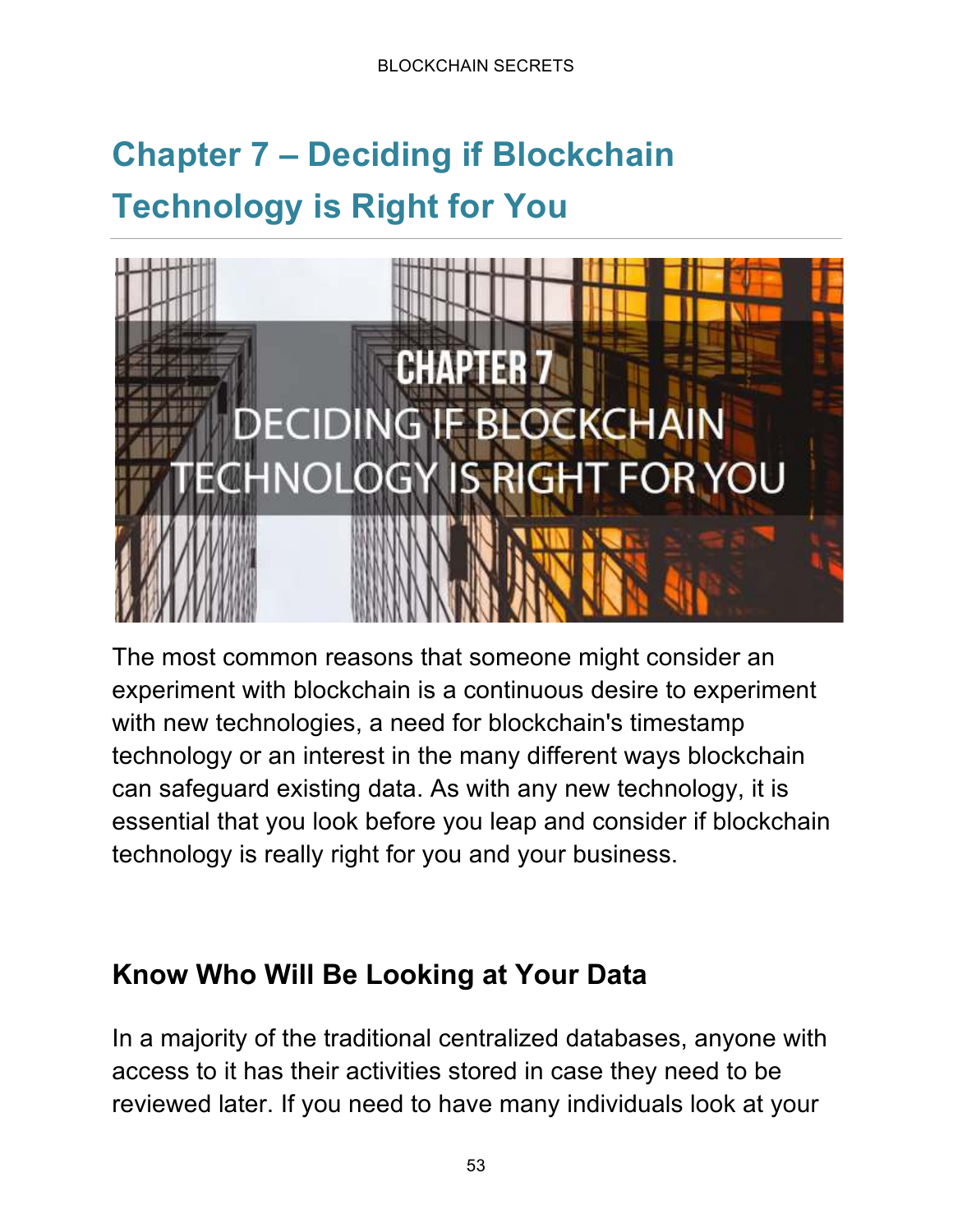# Chapter 7 – Deciding if Blockchain Technology is Right for You

The most common reasons that someone might consider an experiment with blockchain is a continuous desire to experiment with new technologies, a need for blockchain's timestamp technology or an interest in the many different ways blockchain can safeguard existing data. As with any new technology, it is essential that you look before you leap and consider if blockchain technology is really right for you and your business.

## Know Who Will Be Looking at Your Data

In a majority of the traditional centralized databases, anyone with access to it has their activities stored in case they need to be reviewed later. If you need to have many individuals look at your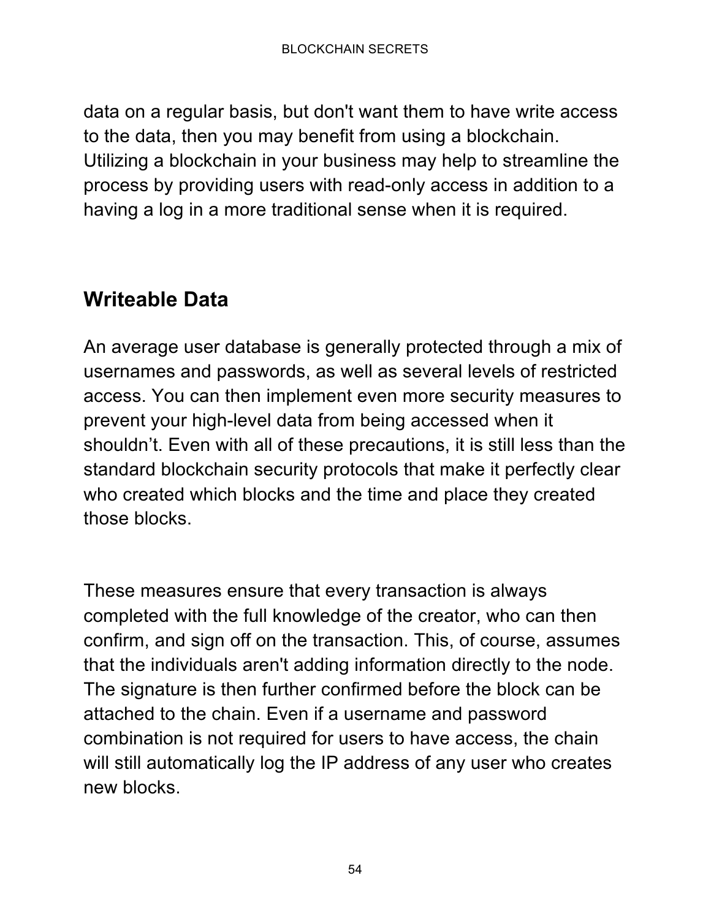data on a regular basis, but don't want them to have write access to the data, then you may benefit from using a blockchain. Utilizing a blockchain in your business may help to streamline the process by providing users with read-only access in addition to a having a log in a more traditional sense when it is required.

## Writeable Data

An average user database is generally protected through a mix of usernames and passwords, as well as several levels of restricted access. You can then implement even more security measures to prevent your high-level data from being accessed when it shouldn't. Even with all of these precautions, it is still less than the standard blockchain security protocols that make it perfectly clear who created which blocks and the time and place they created those blocks.

These measures ensure that every transaction is always completed with the full knowledge of the creator, who can then confirm, and sign off on the transaction. This, of course, assumes that the individuals aren't adding information directly to the node. The signature is then further confirmed before the block can be attached to the chain. Even if a username and password combination is not required for users to have access, the chain will still automatically log the IP address of any user who creates new blocks.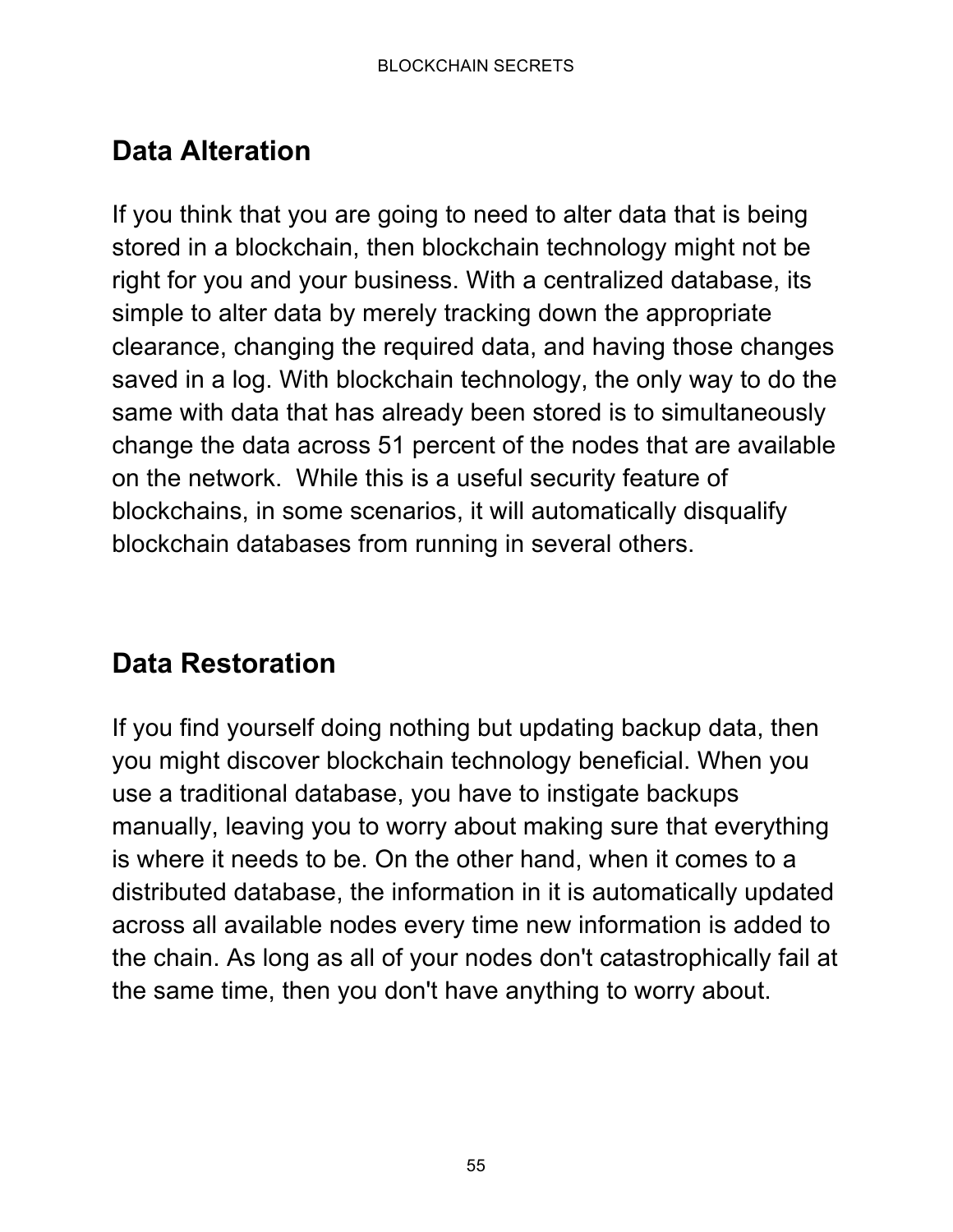## Data Alteration

If you think that you are going to need to alter data that is being stored in a blockchain, then blockchain technology might not be right for you and your business. With a centralized database, its simple to alter data by merely tracking down the appropriate clearance, changing the required data, and having those changes saved in a log. With blockchain technology, the only way to do the same with data that has already been stored is to simultaneously change the data across 51 percent of the nodes that are available on the network. While this is a useful security feature of blockchains, in some scenarios, it will automatically disqualify blockchain databases from running in several others.

## Data Restoration

If you find yourself doing nothing but updating backup data, then you might discover blockchain technology beneficial. When you use a traditional database, you have to instigate backups manually, leaving you to worry about making sure that everything is where it needs to be. On the other hand, when it comes to a distributed database, the information in it is automatically updated across all available nodes every time new information is added to the chain. As long as all of your nodes don't catastrophically fail at the same time, then you don't have anything to worry about.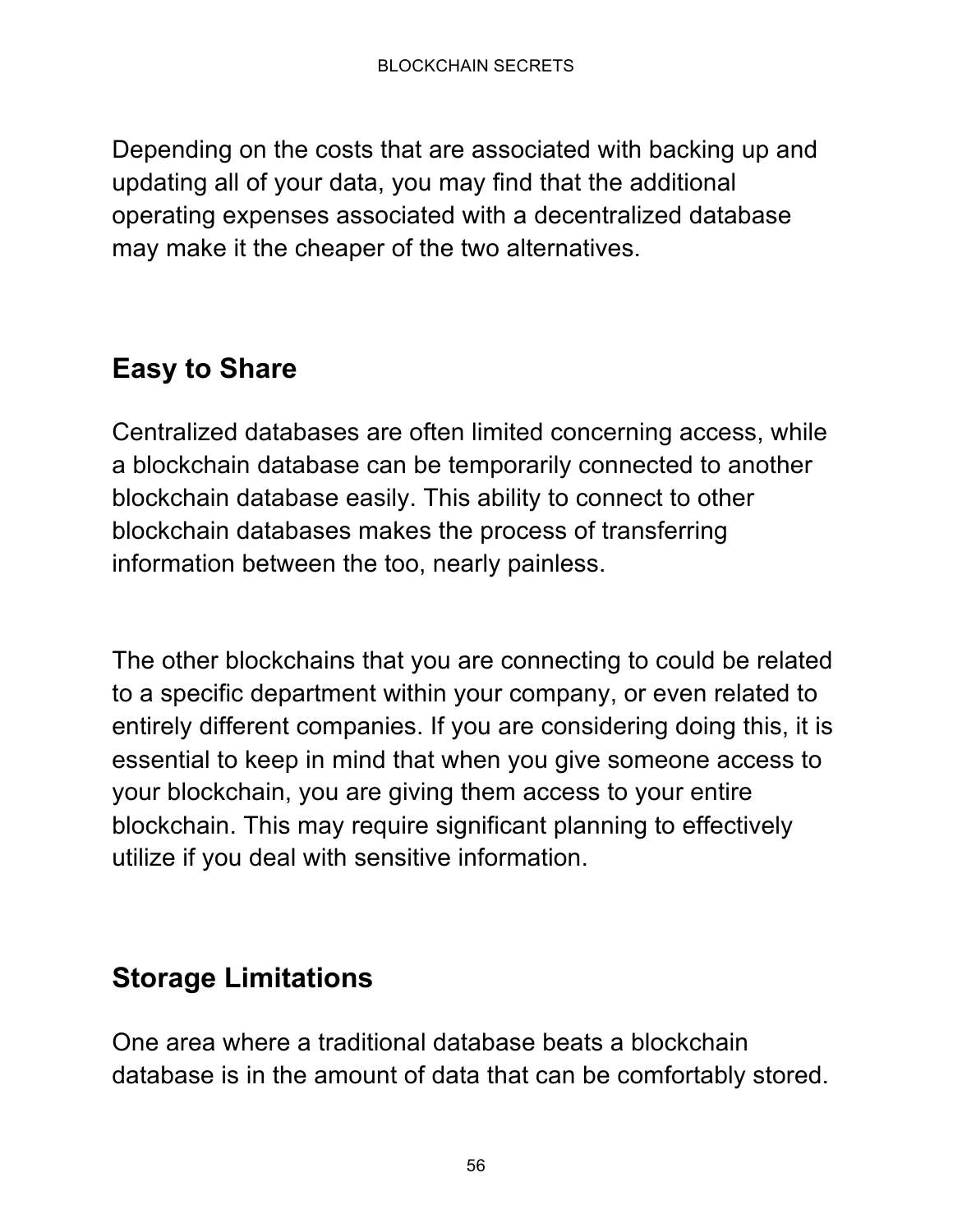Depending on the costs that are associated with backing up and updating all of your data, you may find that the additional operating expenses associated with a decentralized database may make it the cheaper of the two alternatives.

## Easy to Share

Centralized databases are often limited concerning access, while a blockchain database can be temporarily connected to another blockchain database easily. This ability to connect to other blockchain databases makes the process of transferring information between the too, nearly painless.

The other blockchains that you are connecting to could be related to a specific department within your company, or even related to entirely different companies. If you are considering doing this, it is essential to keep in mind that when you give someone access to your blockchain, you are giving them access to your entire blockchain. This may require significant planning to effectively utilize if you deal with sensitive information.

## Storage Limitations

One area where a traditional database beats a blockchain database is in the amount of data that can be comfortably stored.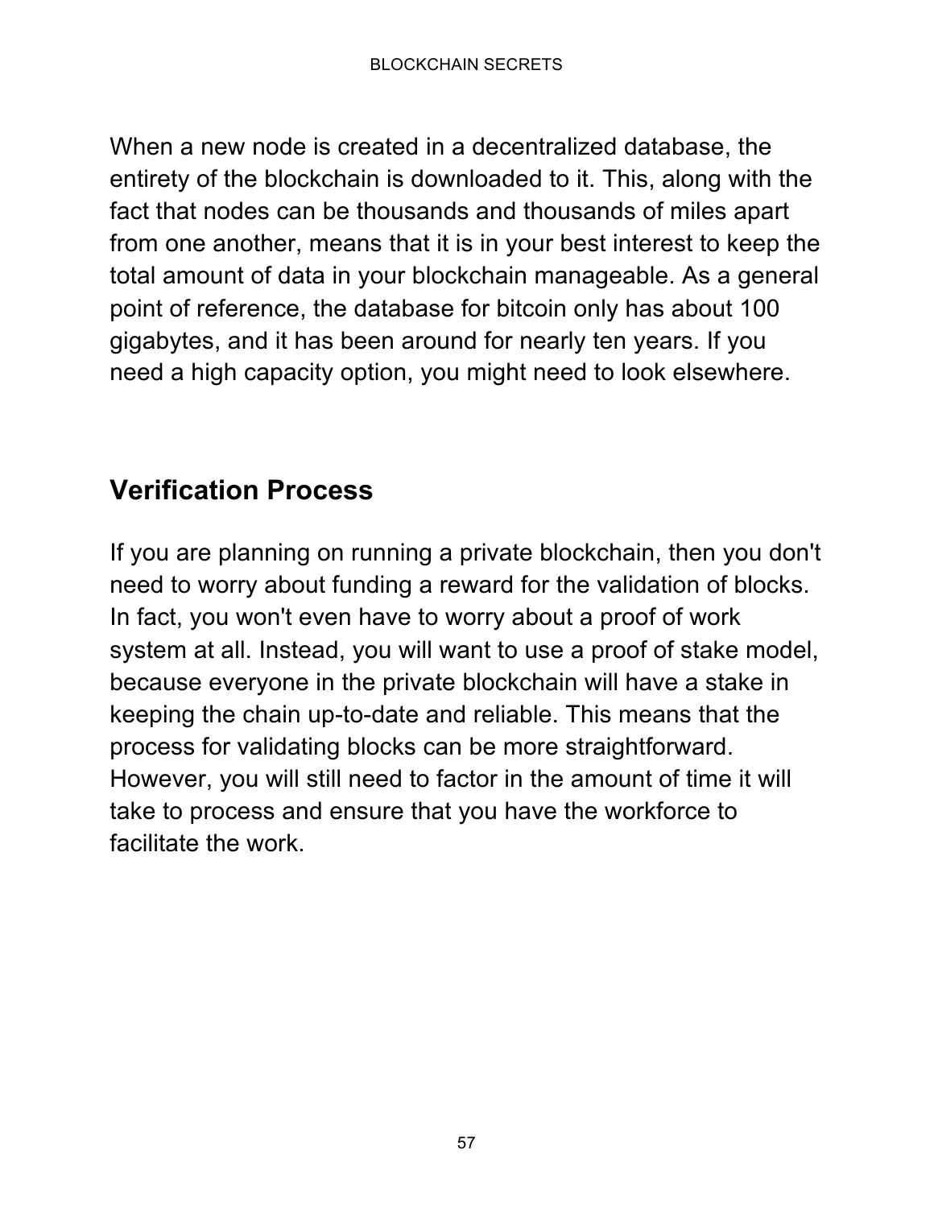When a new node is created in a decentralized database, the entirety of the blockchain is downloaded to it. This, along with the fact that nodes can be thousands and thousands of miles apart from one another, means that it is in your best interest to keep the total amount of data in your blockchain manageable. As a general point of reference, the database for bitcoin only has about 100 gigabytes, and it has been around for nearly ten years. If you need a high capacity option, you might need to look elsewhere.

## Verification Process

If you are planning on running a private blockchain, then you don't need to worry about funding a reward for the validation of blocks. In fact, you won't even have to worry about a proof of work system at all. Instead, you will want to use a proof of stake model, because everyone in the private blockchain will have a stake in keeping the chain up-to-date and reliable. This means that the process for validating blocks can be more straightforward. However, you will still need to factor in the amount of time it will take to process and ensure that you have the workforce to facilitate the work.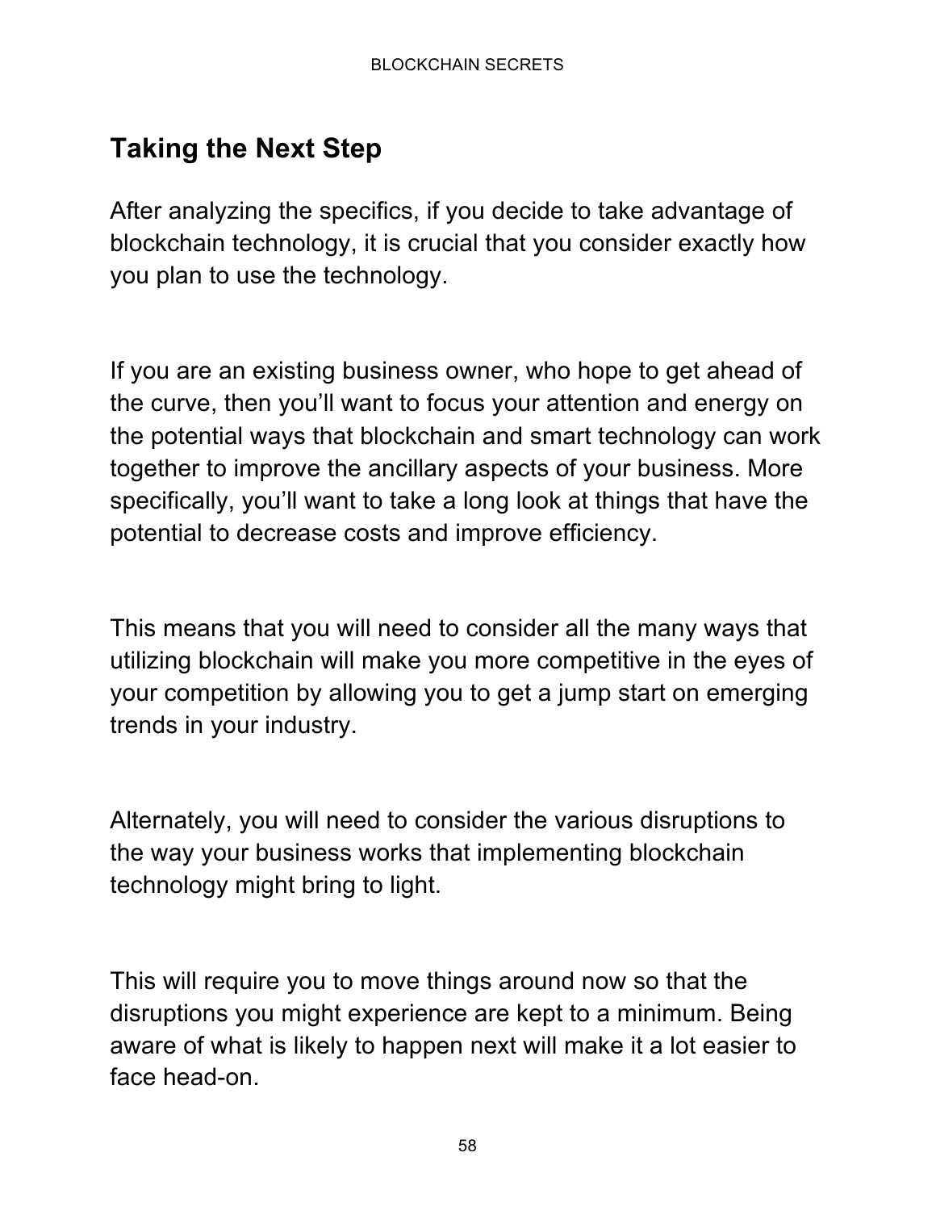## Taking the Next Step

After analyzing the specifics, if you decide to take advantage of blockchain technology, it is crucial that you consider exactly how you plan to use the technology.

If you are an existing business owner, who hope to get ahead of the curve, then you'll want to focus your attention and energy on the potential ways that blockchain and smart technology can work together to improve the ancillary aspects of your business. More specifically, you'll want to take a long look at things that have the potential to decrease costs and improve efficiency.

This means that you will need to consider all the many ways that utilizing blockchain will make you more competitive in the eyes of your competition by allowing you to get a jump start on emerging trends in your industry.

Alternately, you will need to consider the various disruptions to the way your business works that implementing blockchain technology might bring to light.

This will require you to move things around now so that the disruptions you might experience are kept to a minimum. Being aware of what is likely to happen next will make it a lot easier to face head-on.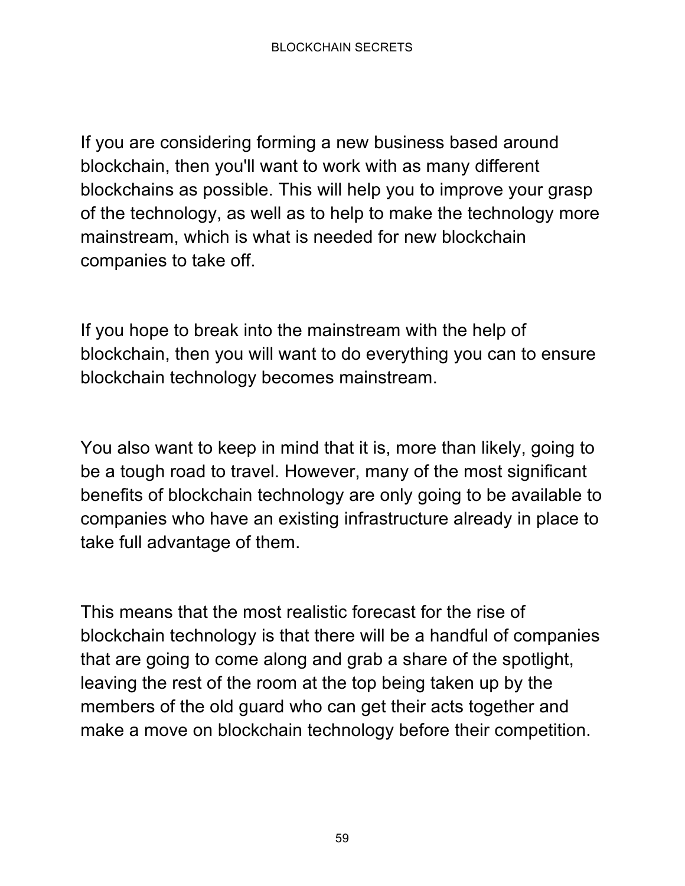If you are considering forming a new business based around blockchain, then you'll want to work with as many different blockchains as possible. This will help you to improve your grasp of the technology, as well as to help to make the technology more mainstream, which is what is needed for new blockchain companies to take off.

If you hope to break into the mainstream with the help of blockchain, then you will want to do everything you can to ensure blockchain technology becomes mainstream.

You also want to keep in mind that it is, more than likely, going to be a tough road to travel. However, many of the most significant benefits of blockchain technology are only going to be available to companies who have an existing infrastructure already in place to take full advantage of them.

This means that the most realistic forecast for the rise of blockchain technology is that there will be a handful of companies that are going to come along and grab a share of the spotlight, leaving the rest of the room at the top being taken up by the members of the old guard who can get their acts together and make a move on blockchain technology before their competition.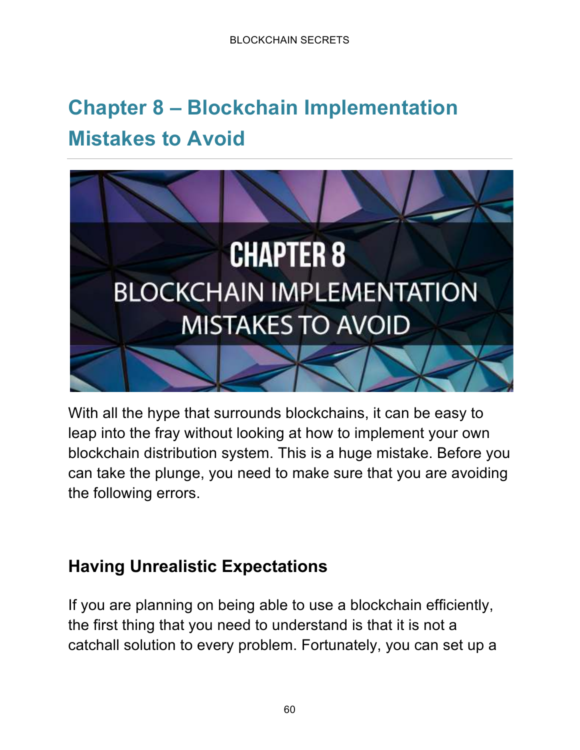# Chapter 8 – Blockchain Implementation Mistakes to Avoid

With all the hype that surrounds blockchains, it can be easy to leap into the fray without looking at how to implement your own blockchain distribution system. This is a huge mistake. Before you can take the plunge, you need to make sure that you are avoiding the following errors.

## Having Unrealistic Expectations

If you are planning on being able to use a blockchain efficiently, the first thing that you need to understand is that it is not a catchall solution to every problem. Fortunately, you can set up a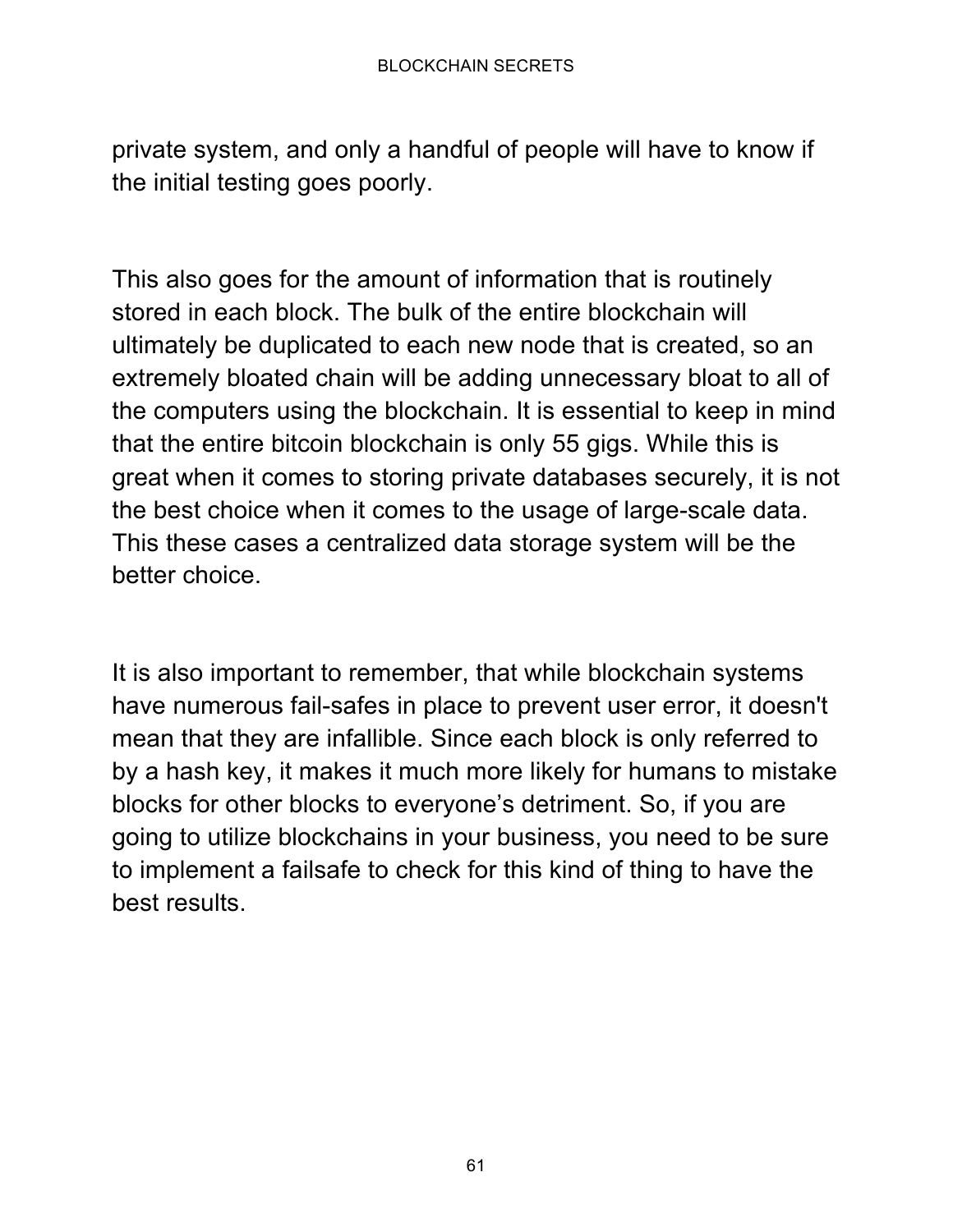private system, and only a handful of people will have to know if the initial testing goes poorly.

This also goes for the amount of information that is routinely stored in each block. The bulk of the entire blockchain will ultimately be duplicated to each new node that is created, so an extremely bloated chain will be adding unnecessary bloat to all of the computers using the blockchain. It is essential to keep in mind that the entire bitcoin blockchain is only 55 gigs. While this is great when it comes to storing private databases securely, it is not the best choice when it comes to the usage of large-scale data. This these cases a centralized data storage system will be the better choice.

It is also important to remember, that while blockchain systems have numerous fail-safes in place to prevent user error, it doesn't mean that they are infallible. Since each block is only referred to by a hash key, it makes it much more likely for humans to mistake blocks for other blocks to everyone's detriment. So, if you are going to utilize blockchains in your business, you need to be sure to implement a failsafe to check for this kind of thing to have the best results.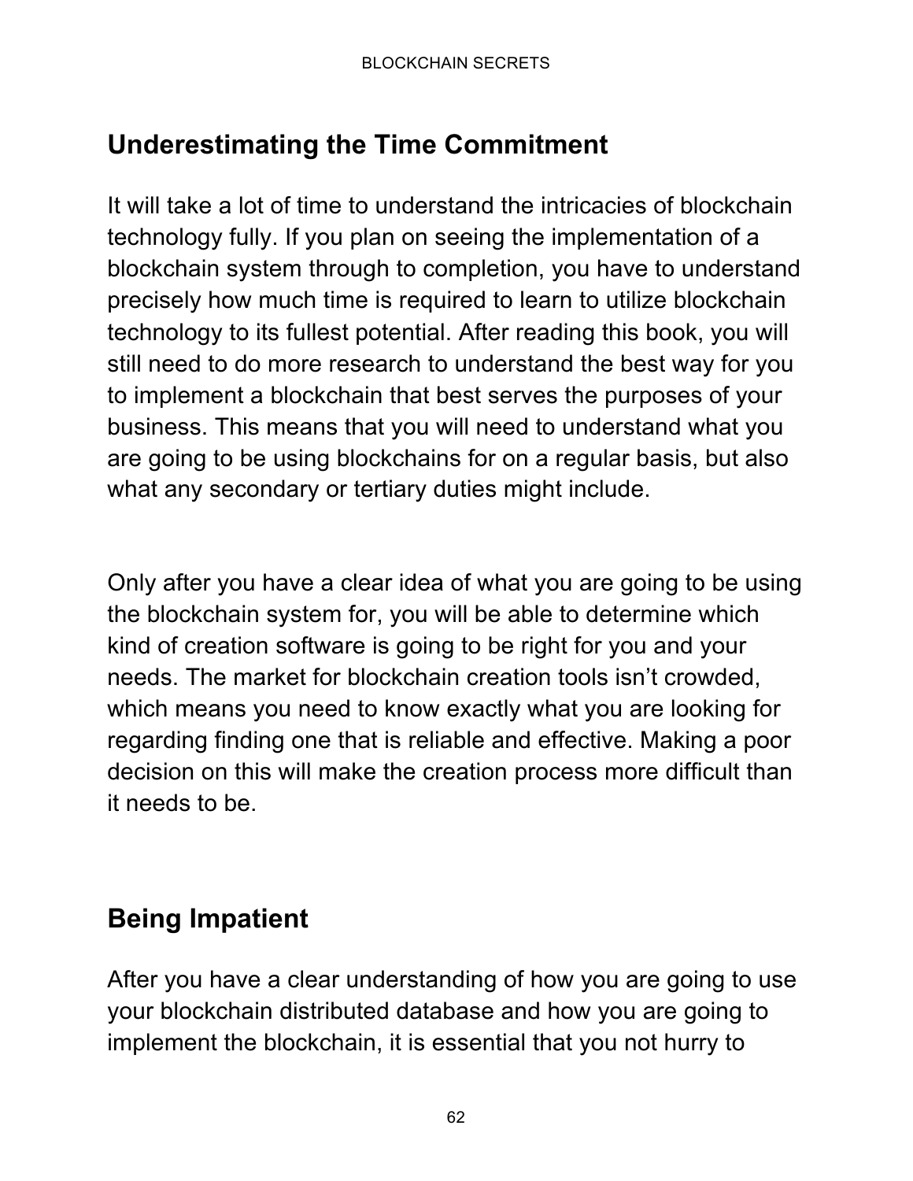## Underestimating the Time Commitment

It will take a lot of time to understand the intricacies of blockchain technology fully. If you plan on seeing the implementation of a blockchain system through to completion, you have to understand precisely how much time is required to learn to utilize blockchain technology to its fullest potential. After reading this book, you will still need to do more research to understand the best way for you to implement a blockchain that best serves the purposes of your business. This means that you will need to understand what you are going to be using blockchains for on a regular basis, but also what any secondary or tertiary duties might include.

Only after you have a clear idea of what you are going to be using the blockchain system for, you will be able to determine which kind of creation software is going to be right for you and your needs. The market for blockchain creation tools isn't crowded, which means you need to know exactly what you are looking for regarding finding one that is reliable and effective. Making a poor decision on this will make the creation process more difficult than it needs to be.

## Being Impatient

After you have a clear understanding of how you are going to use your blockchain distributed database and how you are going to implement the blockchain, it is essential that you not hurry to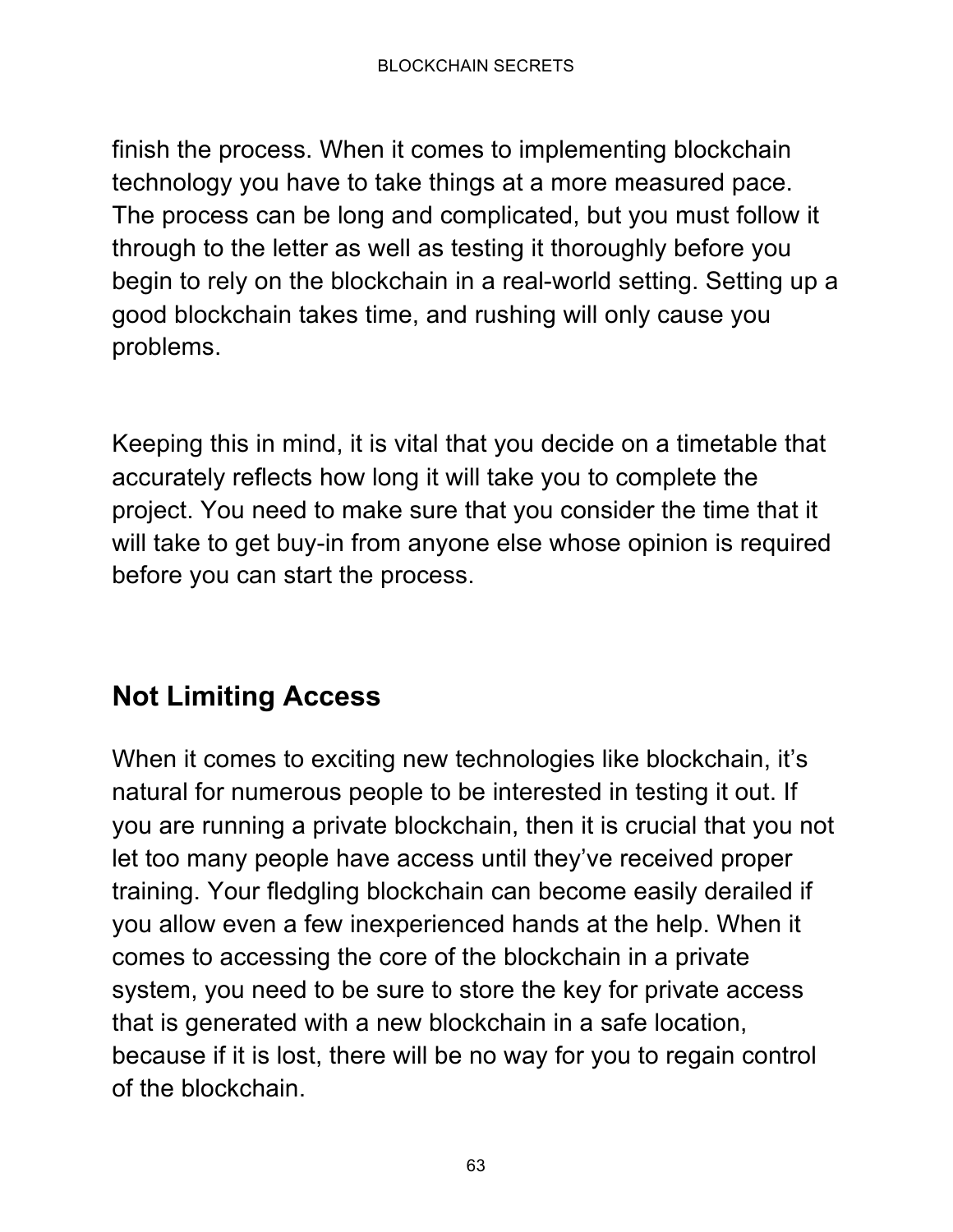finish the process. When it comes to implementing blockchain technology you have to take things at a more measured pace. The process can be long and complicated, but you must follow it through to the letter as well as testing it thoroughly before you begin to rely on the blockchain in a real-world setting. Setting up a good blockchain takes time, and rushing will only cause you problems.

Keeping this in mind, it is vital that you decide on a timetable that accurately reflects how long it will take you to complete the project. You need to make sure that you consider the time that it will take to get buy-in from anyone else whose opinion is required before you can start the process.

## Not Limiting Access

When it comes to exciting new technologies like blockchain, it's natural for numerous people to be interested in testing it out. If you are running a private blockchain, then it is crucial that you not let too many people have access until they've received proper training. Your fledgling blockchain can become easily derailed if you allow even a few inexperienced hands at the help. When it comes to accessing the core of the blockchain in a private system, you need to be sure to store the key for private access that is generated with a new blockchain in a safe location, because if it is lost, there will be no way for you to regain control of the blockchain.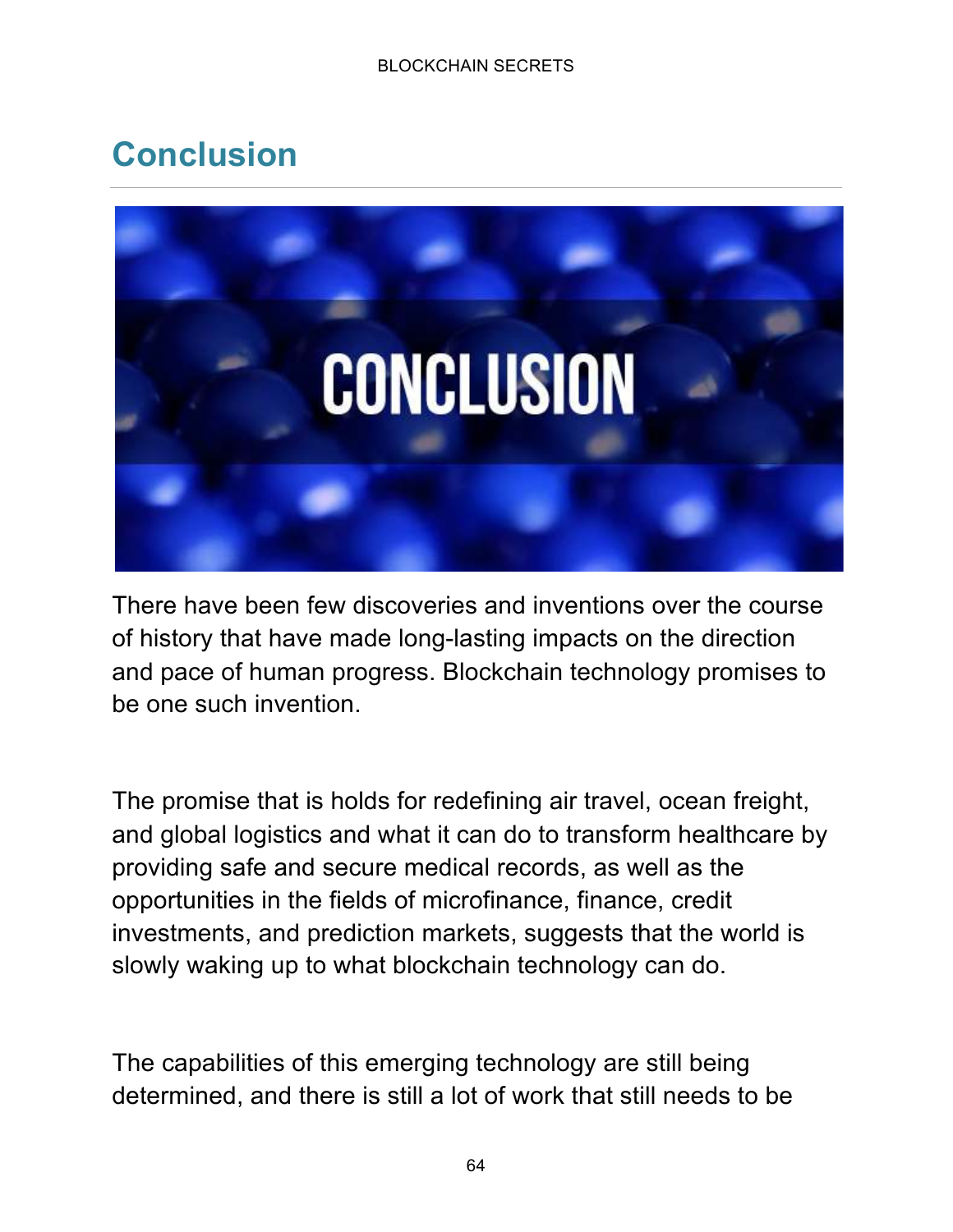## Conclusion

There have been few discoveries and inventions over the course of history that have made long-lasting impacts on the direction and pace of human progress. Blockchain technology promises to be one such invention.

The promise that is holds for redefining air travel, ocean freight, and global logistics and what it can do to transform healthcare by providing safe and secure medical records, as well as the opportunities in the fields of microfinance, finance, credit investments, and prediction markets, suggests that the world is slowly waking up to what blockchain technology can do.

The capabilities of this emerging technology are still being determined, and there is still a lot of work that still needs to be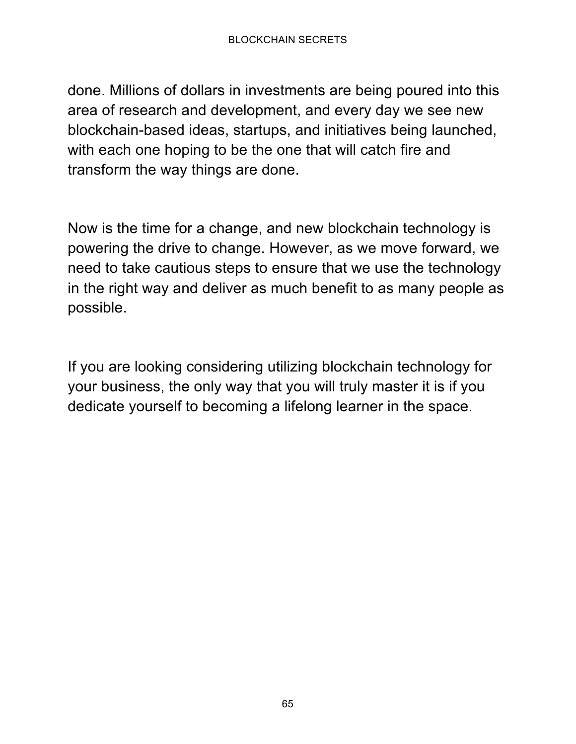done. Millions of dollars in investments are being poured into this area of research and development, and every day we see new blockchain-based ideas, startups, and initiatives being launched, with each one hoping to be the one that will catch fire and transform the way things are done.

Now is the time for a change, and new blockchain technology is powering the drive to change. However, as we move forward, we need to take cautious steps to ensure that we use the technology in the right way and deliver as much benefit to as many people as possible.

If you are looking considering utilizing blockchain technology for your business, the only way that you will truly master it is if you dedicate yourself to becoming a lifelong learner in the space.